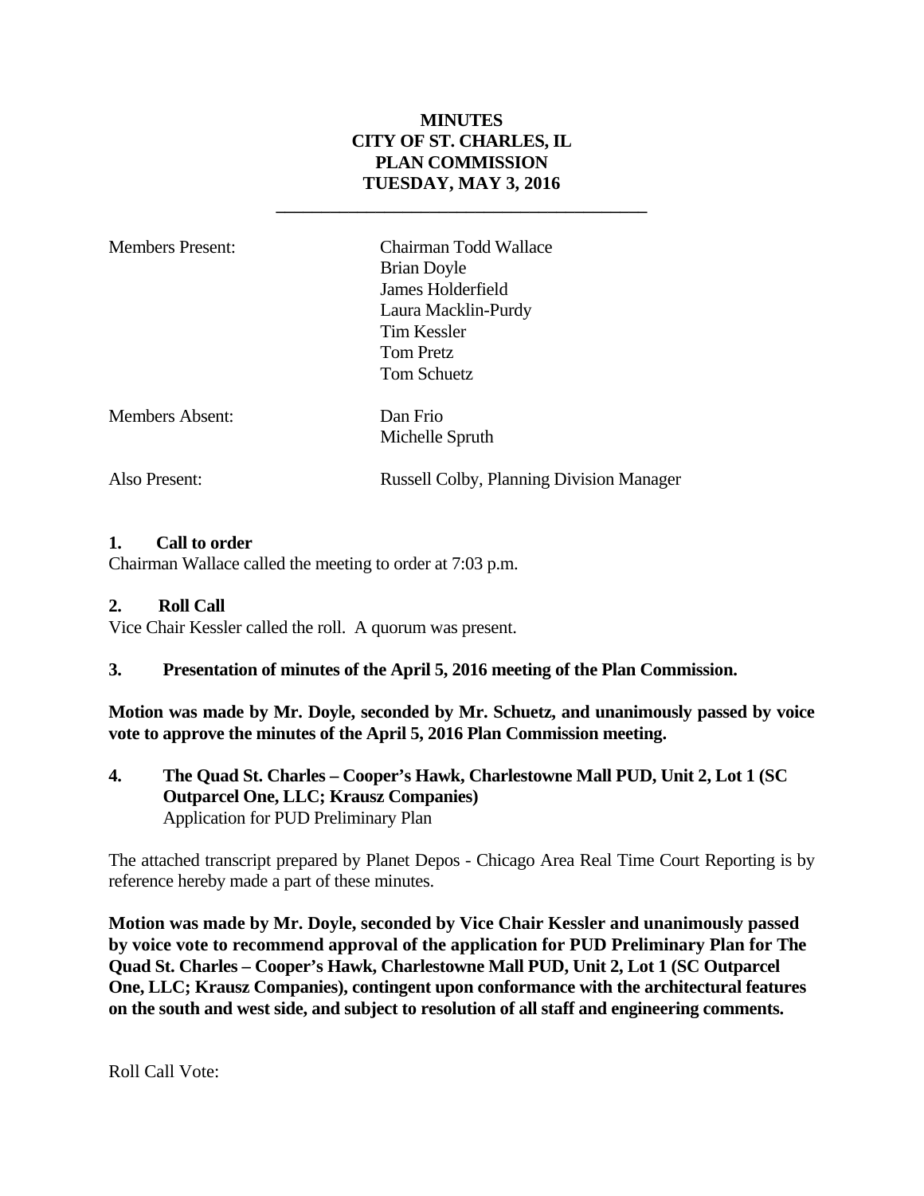**MINUTES**
**CITY OF ST. CHARLES, IL**
**PLAN COMMISSION**
**TUESDAY, MAY 3, 2016**

---

| | |
|---|---|
| Members Present: | Chairman Todd Wallace<br>Brian Doyle<br>James Holderfield<br>Laura Macklin-Purdy<br>Tim Kessler<br>Tom Pretz<br>Tom Schuetz |
| Members Absent: | Dan Frio<br>Michelle Spruth |
| Also Present: | Russell Colby, Planning Division Manager |

**1. Call to order**

Chairman Wallace called the meeting to order at 7:03 p.m.

**2. Roll Call**

Vice Chair Kessler called the roll. A quorum was present.

**3. Presentation of minutes of the April 5, 2016 meeting of the Plan Commission.**

**Motion was made by Mr. Doyle, seconded by Mr. Schuetz, and unanimously passed by voice vote to approve the minutes of the April 5, 2016 Plan Commission meeting.**

**4. The Quad St. Charles – Cooper's Hawk, Charlestowne Mall PUD, Unit 2, Lot 1 (SC Outparcel One, LLC; Krausz Companies)**
Application for PUD Preliminary Plan

The attached transcript prepared by Planet Depos - Chicago Area Real Time Court Reporting is by reference hereby made a part of these minutes.

**Motion was made by Mr. Doyle, seconded by Vice Chair Kessler and unanimously passed by voice vote to recommend approval of the application for PUD Preliminary Plan for The Quad St. Charles – Cooper's Hawk, Charlestowne Mall PUD, Unit 2, Lot 1 (SC Outparcel One, LLC; Krausz Companies), contingent upon conformance with the architectural features on the south and west side, and subject to resolution of all staff and engineering comments.**

Roll Call Vote: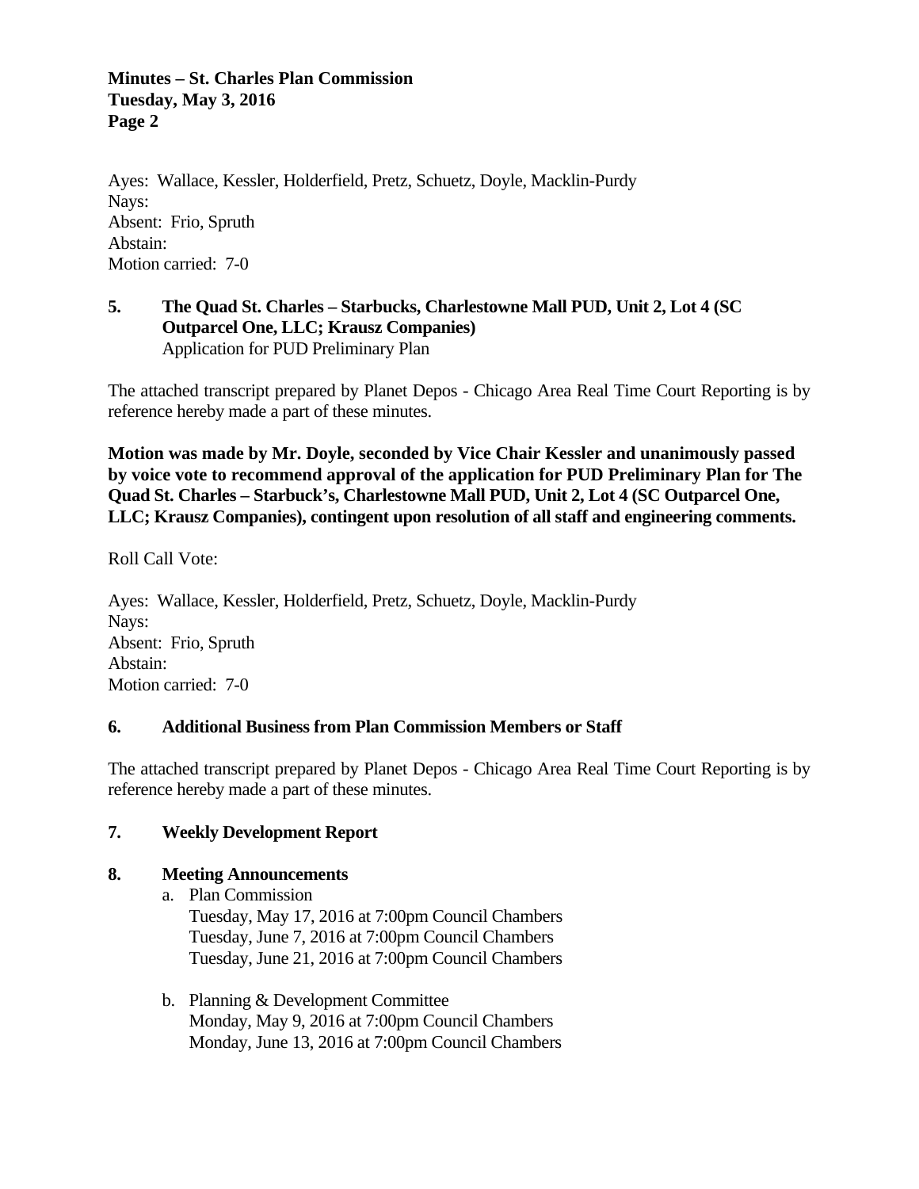Ayes: Wallace, Kessler, Holderfield, Pretz, Schuetz, Doyle, Macklin-Purdy
Nays:
Absent: Frio, Spruth
Abstain:
Motion carried: 7-0

**5. The Quad St. Charles – Starbucks, Charlestowne Mall PUD, Unit 2, Lot 4 (SC Outparcel One, LLC; Krausz Companies)**
Application for PUD Preliminary Plan

The attached transcript prepared by Planet Depos - Chicago Area Real Time Court Reporting is by reference hereby made a part of these minutes.

**Motion was made by Mr. Doyle, seconded by Vice Chair Kessler and unanimously passed by voice vote to recommend approval of the application for PUD Preliminary Plan for The Quad St. Charles – Starbuck's, Charlestowne Mall PUD, Unit 2, Lot 4 (SC Outparcel One, LLC; Krausz Companies), contingent upon resolution of all staff and engineering comments.**

Roll Call Vote:

Ayes: Wallace, Kessler, Holderfield, Pretz, Schuetz, Doyle, Macklin-Purdy
Nays:
Absent: Frio, Spruth
Abstain:
Motion carried: 7-0

**6. Additional Business from Plan Commission Members or Staff**

The attached transcript prepared by Planet Depos - Chicago Area Real Time Court Reporting is by reference hereby made a part of these minutes.

**7. Weekly Development Report**

**8. Meeting Announcements**

a. Plan Commission
Tuesday, May 17, 2016 at 7:00pm Council Chambers
Tuesday, June 7, 2016 at 7:00pm Council Chambers
Tuesday, June 21, 2016 at 7:00pm Council Chambers

b. Planning & Development Committee
Monday, May 9, 2016 at 7:00pm Council Chambers
Monday, June 13, 2016 at 7:00pm Council Chambers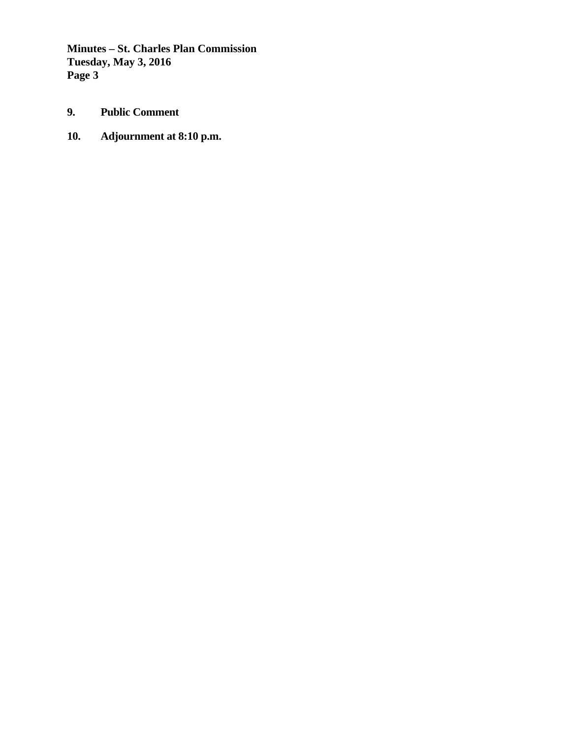**9. Public Comment**

**10. Adjournment at 8:10 p.m.**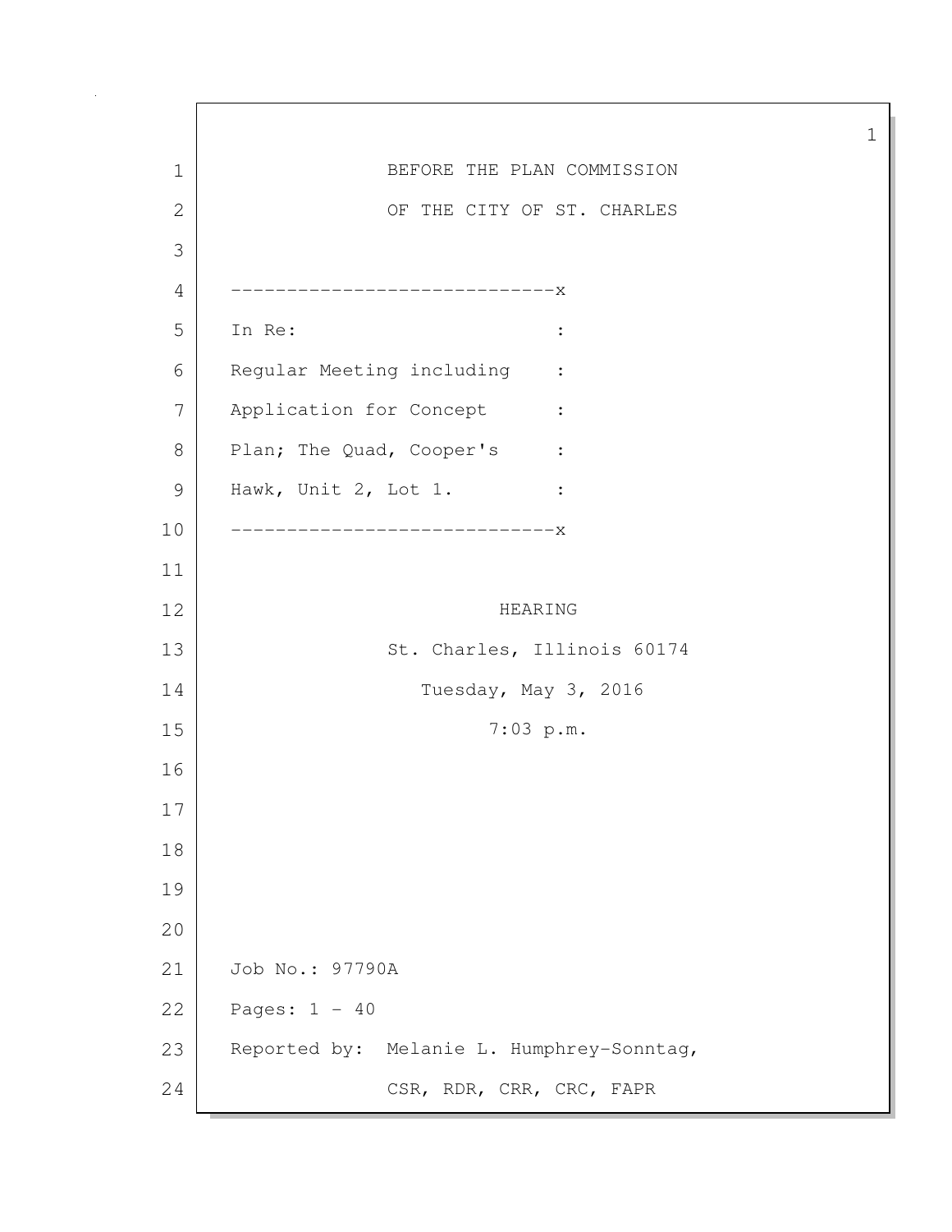BEFORE THE PLAN COMMISSION

OF THE CITY OF ST. CHARLES

-----------------------------x

In Re: :

Regular Meeting including :

Application for Concept :

Plan; The Quad, Cooper's :

Hawk, Unit 2, Lot 1. :

-----------------------------x

HEARING

St. Charles, Illinois 60174

Tuesday, May 3, 2016

7:03 p.m.

Job No.: 97790A

Pages: 1 - 40

Reported by: Melanie L. Humphrey-Sonntag,

CSR, RDR, CRR, CRC, FAPR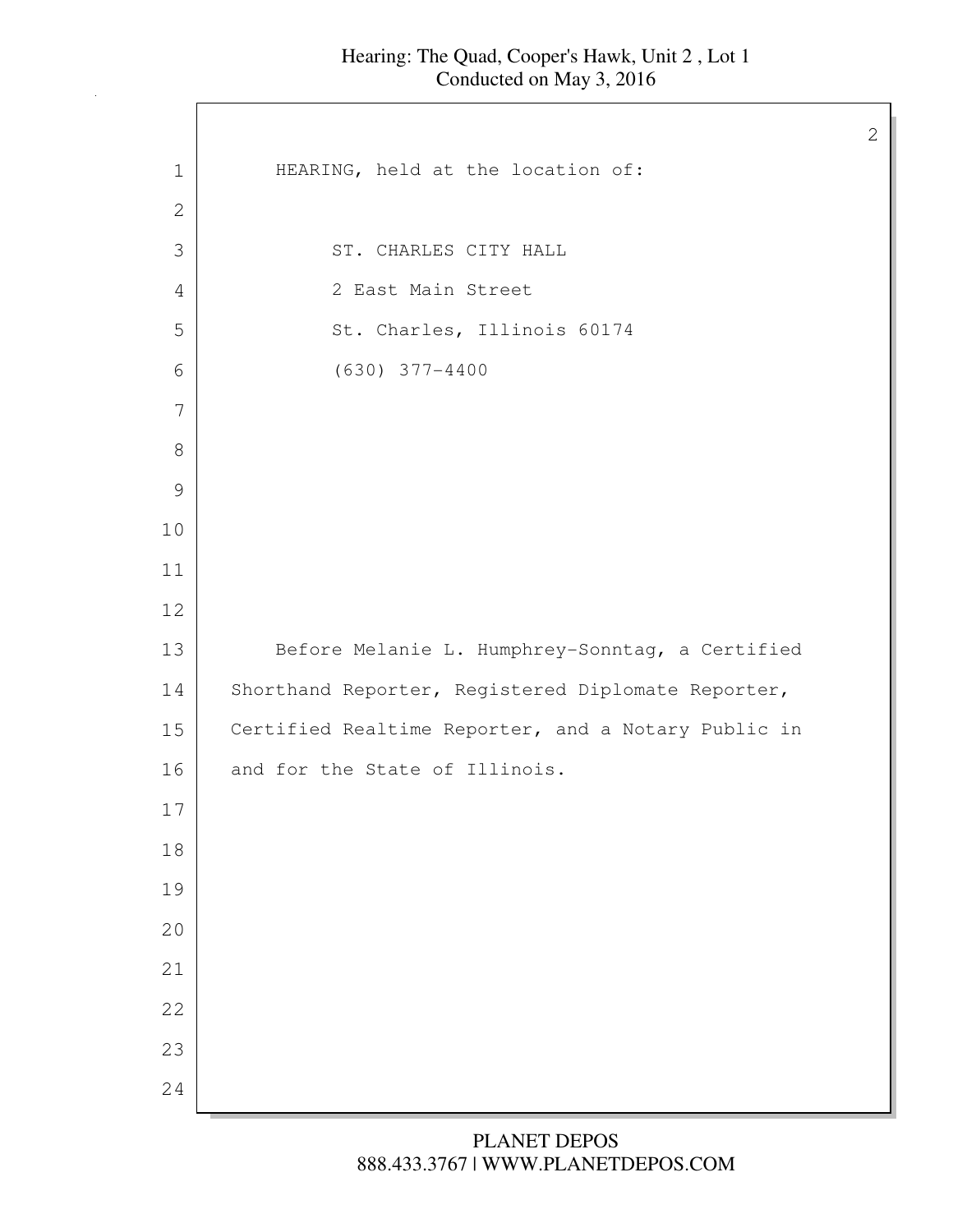HEARING, held at the location of:

ST. CHARLES CITY HALL
2 East Main Street
St. Charles, Illinois 60174
(630) 377-4400

Before Melanie L. Humphrey-Sonntag, a Certified Shorthand Reporter, Registered Diplomate Reporter, Certified Realtime Reporter, and a Notary Public in and for the State of Illinois.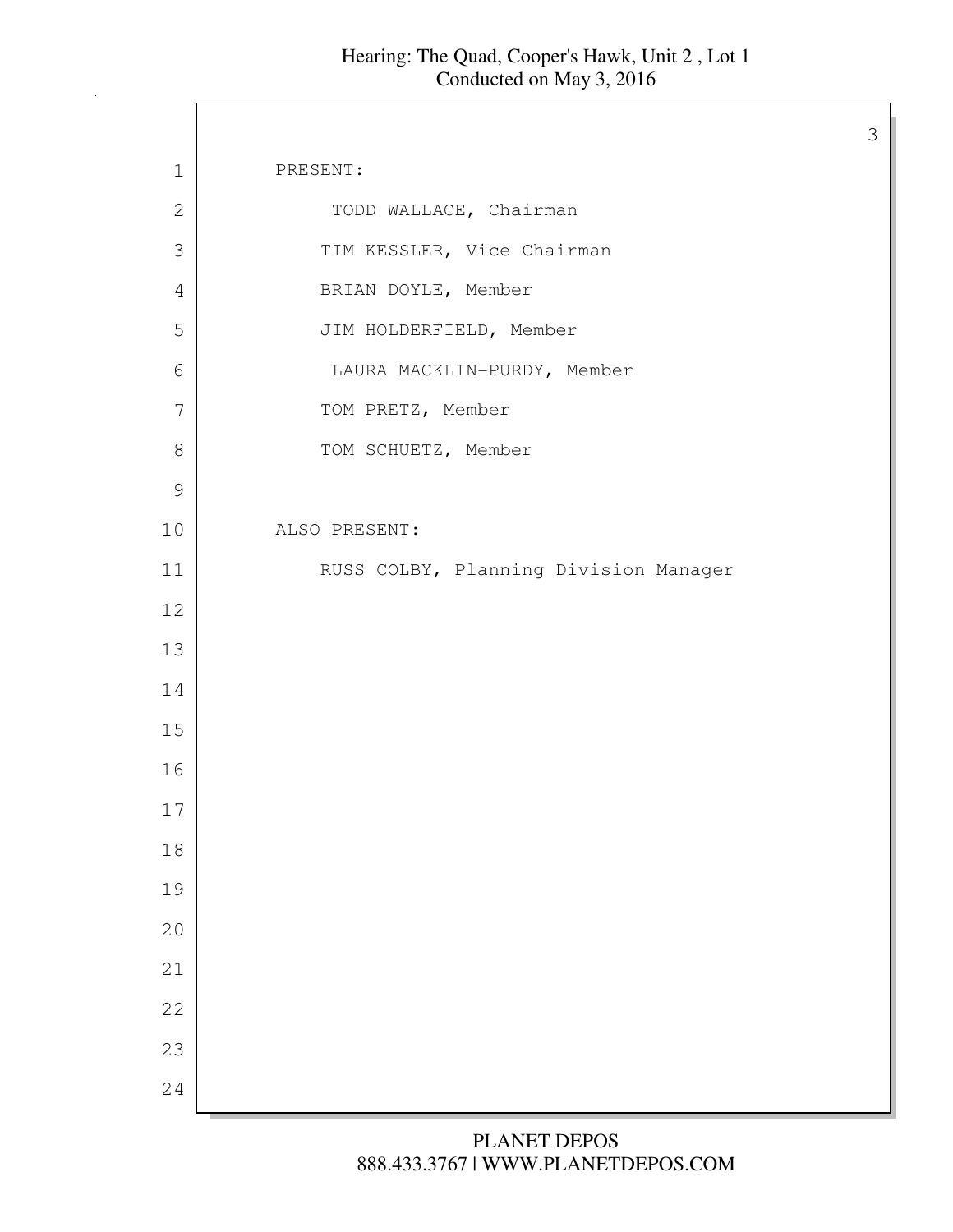PRESENT:

TODD WALLACE, Chairman

TIM KESSLER, Vice Chairman

BRIAN DOYLE, Member

JIM HOLDERFIELD, Member

LAURA MACKLIN-PURDY, Member

TOM PRETZ, Member

TOM SCHUETZ, Member

ALSO PRESENT:

RUSS COLBY, Planning Division Manager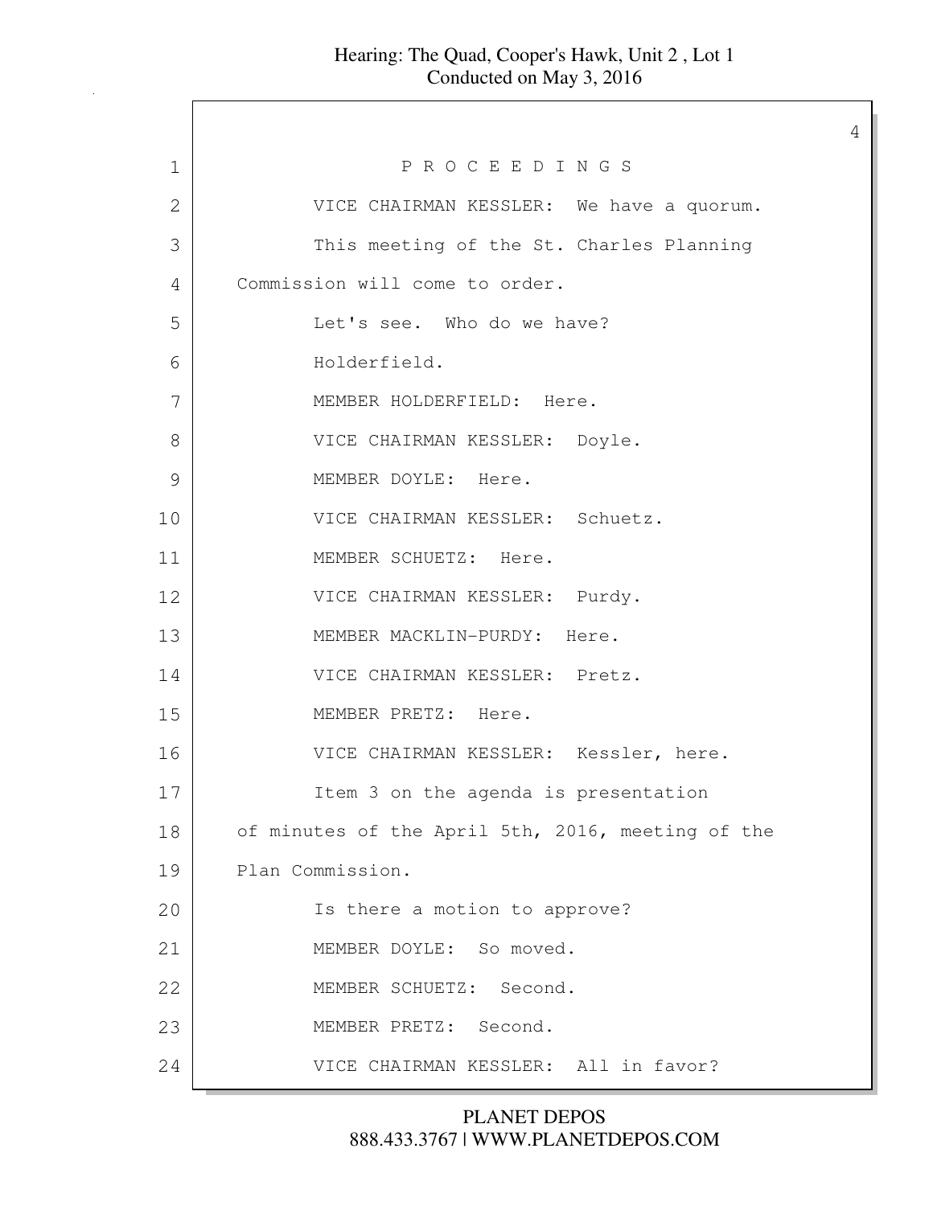P R O C E E D I N G S

VICE CHAIRMAN KESSLER: We have a quorum.

This meeting of the St. Charles Planning Commission will come to order.

Let's see. Who do we have?

Holderfield.

MEMBER HOLDERFIELD: Here.

VICE CHAIRMAN KESSLER: Doyle.

MEMBER DOYLE: Here.

VICE CHAIRMAN KESSLER: Schuetz.

MEMBER SCHUETZ: Here.

VICE CHAIRMAN KESSLER: Purdy.

MEMBER MACKLIN-PURDY: Here.

VICE CHAIRMAN KESSLER: Pretz.

MEMBER PRETZ: Here.

VICE CHAIRMAN KESSLER: Kessler, here.

Item 3 on the agenda is presentation of minutes of the April 5th, 2016, meeting of the Plan Commission.

Is there a motion to approve?

MEMBER DOYLE: So moved.

MEMBER SCHUETZ: Second.

MEMBER PRETZ: Second.

VICE CHAIRMAN KESSLER: All in favor?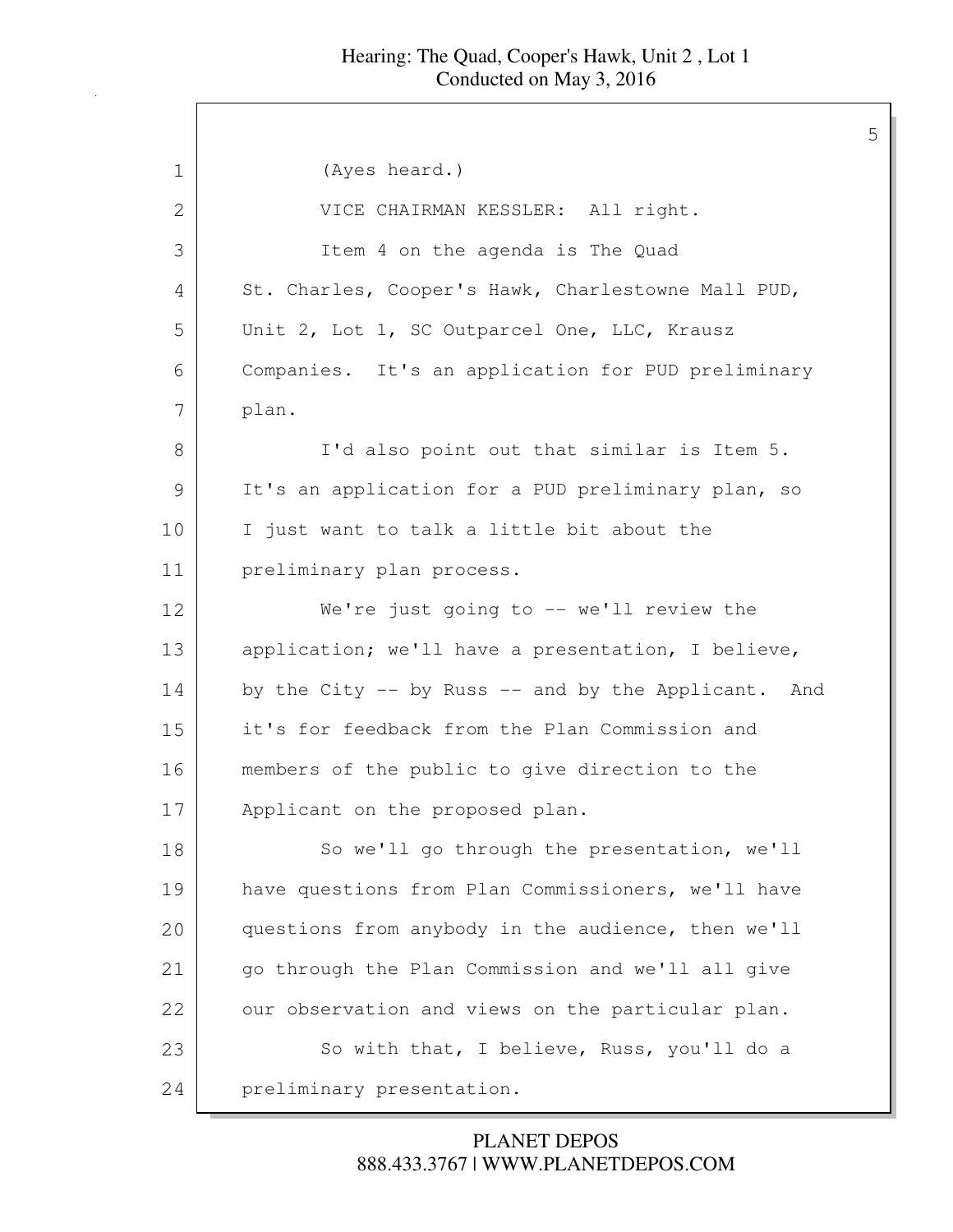(Ayes heard.)

VICE CHAIRMAN KESSLER: All right.

Item 4 on the agenda is The Quad St. Charles, Cooper's Hawk, Charlestowne Mall PUD, Unit 2, Lot 1, SC Outparcel One, LLC, Krausz Companies. It's an application for PUD preliminary plan.

I'd also point out that similar is Item 5. It's an application for a PUD preliminary plan, so I just want to talk a little bit about the preliminary plan process.

We're just going to -- we'll review the application; we'll have a presentation, I believe, by the City -- by Russ -- and by the Applicant. And it's for feedback from the Plan Commission and members of the public to give direction to the Applicant on the proposed plan.

So we'll go through the presentation, we'll have questions from Plan Commissioners, we'll have questions from anybody in the audience, then we'll go through the Plan Commission and we'll all give our observation and views on the particular plan.

So with that, I believe, Russ, you'll do a preliminary presentation.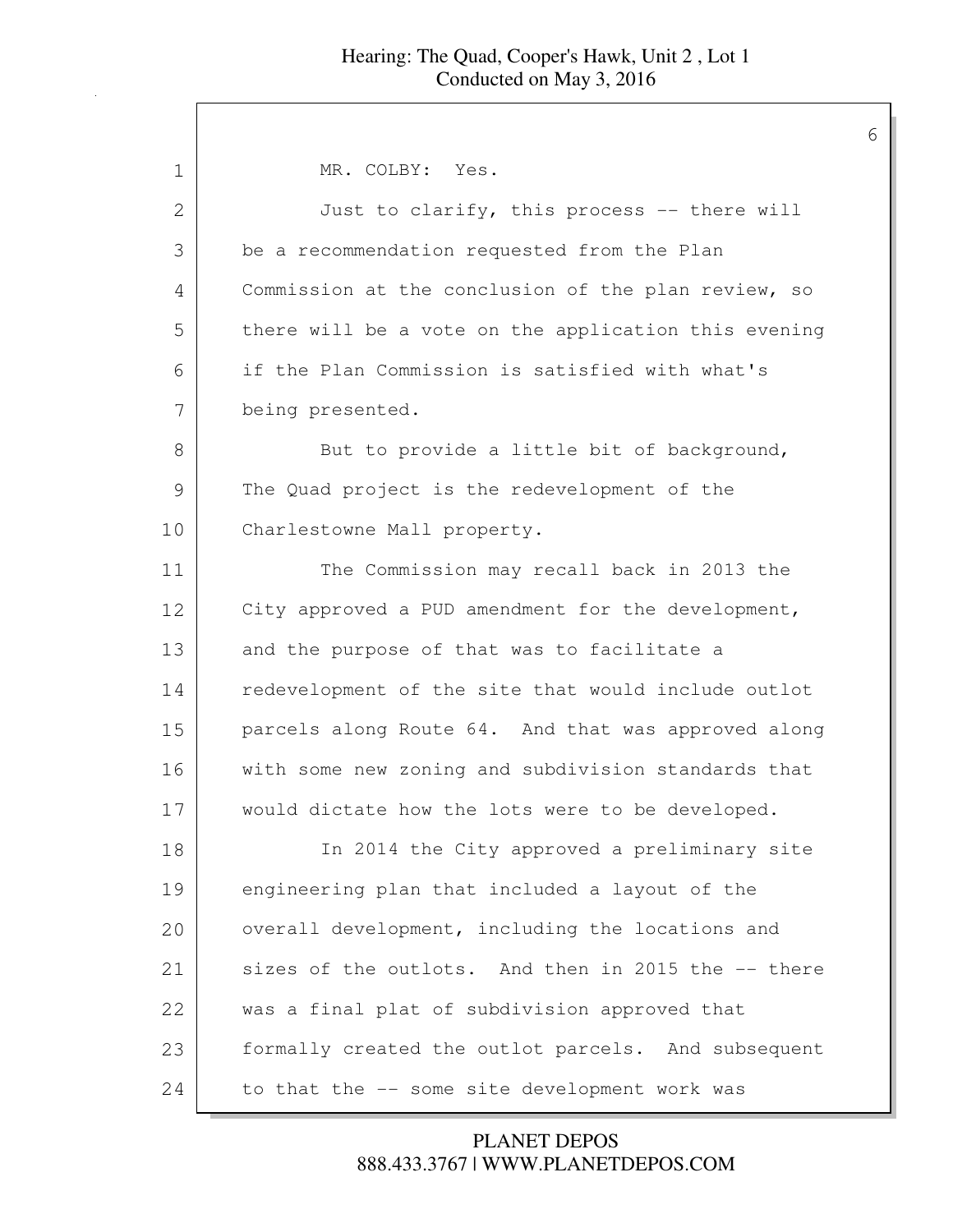MR. COLBY: Yes.

Just to clarify, this process -- there will be a recommendation requested from the Plan Commission at the conclusion of the plan review, so there will be a vote on the application this evening if the Plan Commission is satisfied with what's being presented.

But to provide a little bit of background, The Quad project is the redevelopment of the Charlestowne Mall property.

The Commission may recall back in 2013 the City approved a PUD amendment for the development, and the purpose of that was to facilitate a redevelopment of the site that would include outlot parcels along Route 64. And that was approved along with some new zoning and subdivision standards that would dictate how the lots were to be developed.

In 2014 the City approved a preliminary site engineering plan that included a layout of the overall development, including the locations and sizes of the outlots. And then in 2015 the -- there was a final plat of subdivision approved that formally created the outlot parcels. And subsequent to that the -- some site development work was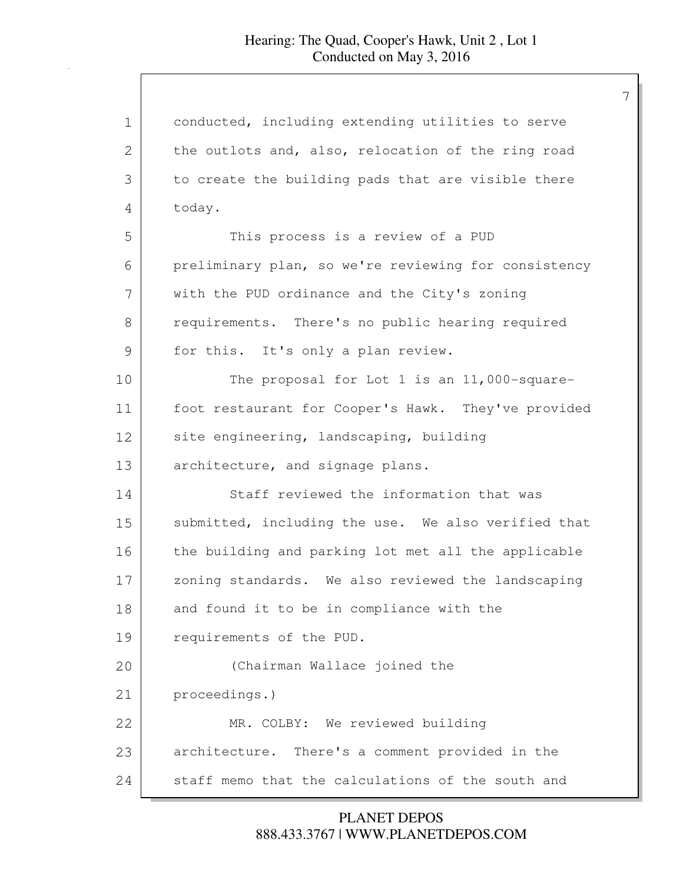conducted, including extending utilities to serve the outlots and, also, relocation of the ring road to create the building pads that are visible there today.

This process is a review of a PUD preliminary plan, so we're reviewing for consistency with the PUD ordinance and the City's zoning requirements. There's no public hearing required for this. It's only a plan review.

The proposal for Lot 1 is an 11,000-square-foot restaurant for Cooper's Hawk. They've provided site engineering, landscaping, building architecture, and signage plans.

Staff reviewed the information that was submitted, including the use. We also verified that the building and parking lot met all the applicable zoning standards. We also reviewed the landscaping and found it to be in compliance with the requirements of the PUD.

(Chairman Wallace joined the proceedings.)

MR. COLBY: We reviewed building architecture. There's a comment provided in the staff memo that the calculations of the south and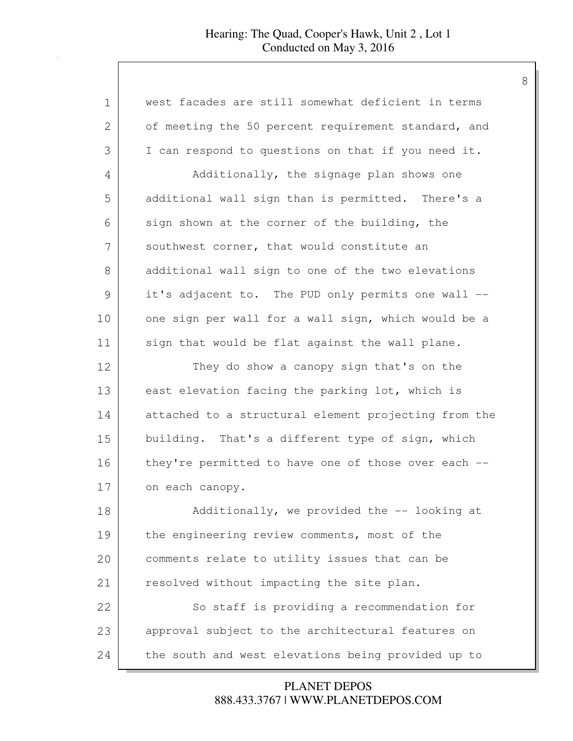west facades are still somewhat deficient in terms of meeting the 50 percent requirement standard, and I can respond to questions on that if you need it.

Additionally, the signage plan shows one additional wall sign than is permitted. There's a sign shown at the corner of the building, the southwest corner, that would constitute an additional wall sign to one of the two elevations it's adjacent to. The PUD only permits one wall -- one sign per wall for a wall sign, which would be a sign that would be flat against the wall plane.

They do show a canopy sign that's on the east elevation facing the parking lot, which is attached to a structural element projecting from the building. That's a different type of sign, which they're permitted to have one of those over each -- on each canopy.

Additionally, we provided the -- looking at the engineering review comments, most of the comments relate to utility issues that can be resolved without impacting the site plan.

So staff is providing a recommendation for approval subject to the architectural features on the south and west elevations being provided up to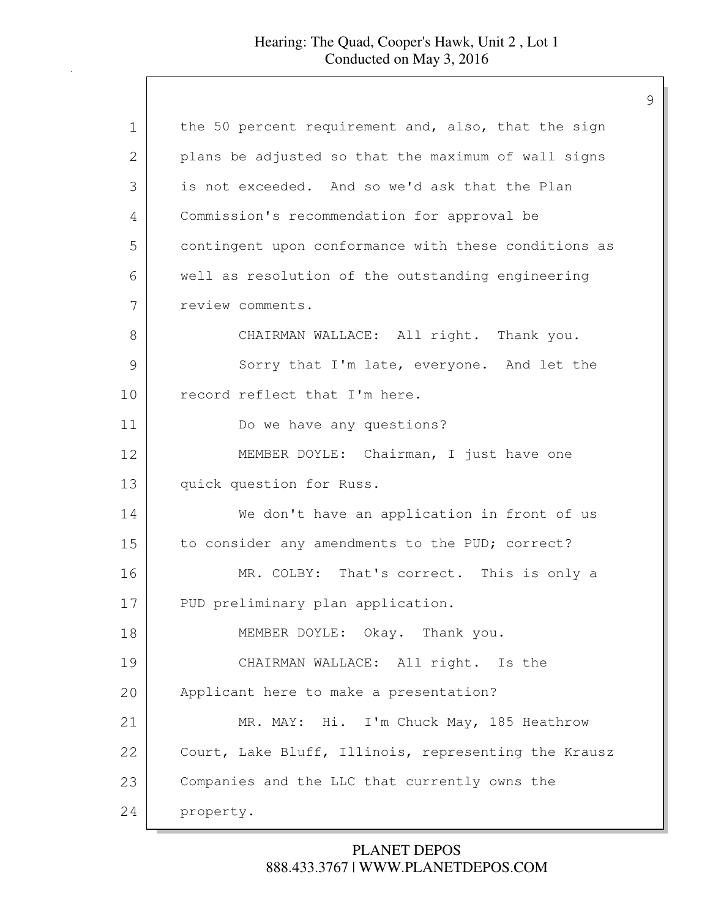the 50 percent requirement and, also, that the sign plans be adjusted so that the maximum of wall signs is not exceeded. And so we'd ask that the Plan Commission's recommendation for approval be contingent upon conformance with these conditions as well as resolution of the outstanding engineering review comments.

CHAIRMAN WALLACE: All right. Thank you.

Sorry that I'm late, everyone. And let the record reflect that I'm here.

Do we have any questions?

MEMBER DOYLE: Chairman, I just have one quick question for Russ.

We don't have an application in front of us to consider any amendments to the PUD; correct?

MR. COLBY: That's correct. This is only a PUD preliminary plan application.

MEMBER DOYLE: Okay. Thank you.

CHAIRMAN WALLACE: All right. Is the Applicant here to make a presentation?

MR. MAY: Hi. I'm Chuck May, 185 Heathrow Court, Lake Bluff, Illinois, representing the Krausz Companies and the LLC that currently owns the property.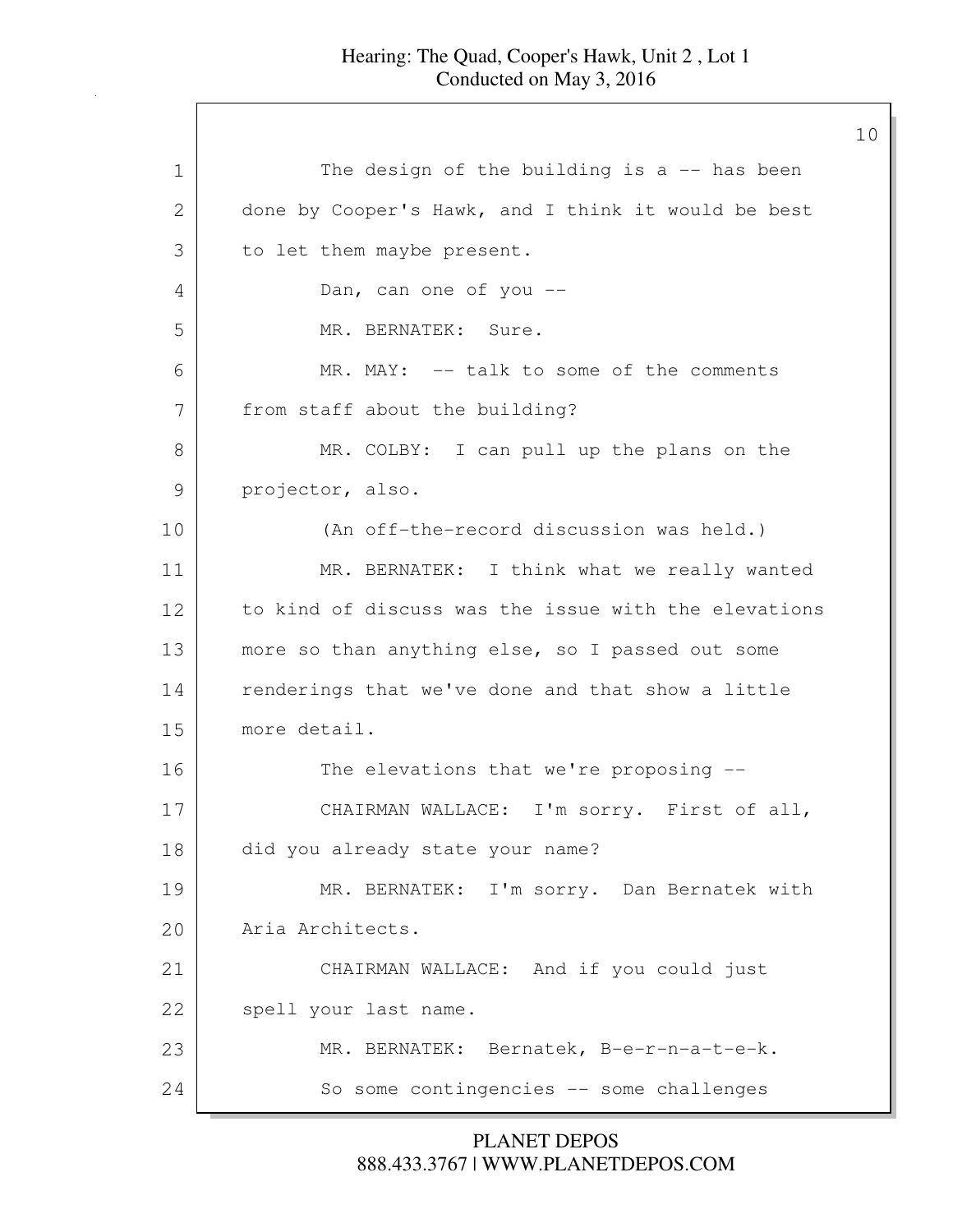The design of the building is a -- has been done by Cooper's Hawk, and I think it would be best to let them maybe present.

Dan, can one of you --

MR. BERNATEK: Sure.

MR. MAY: -- talk to some of the comments from staff about the building?

MR. COLBY: I can pull up the plans on the projector, also.

(An off-the-record discussion was held.)

MR. BERNATEK: I think what we really wanted to kind of discuss was the issue with the elevations more so than anything else, so I passed out some renderings that we've done and that show a little more detail.

The elevations that we're proposing --

CHAIRMAN WALLACE: I'm sorry. First of all, did you already state your name?

MR. BERNATEK: I'm sorry. Dan Bernatek with Aria Architects.

CHAIRMAN WALLACE: And if you could just spell your last name.

MR. BERNATEK: Bernatek, B-e-r-n-a-t-e-k.

So some contingencies -- some challenges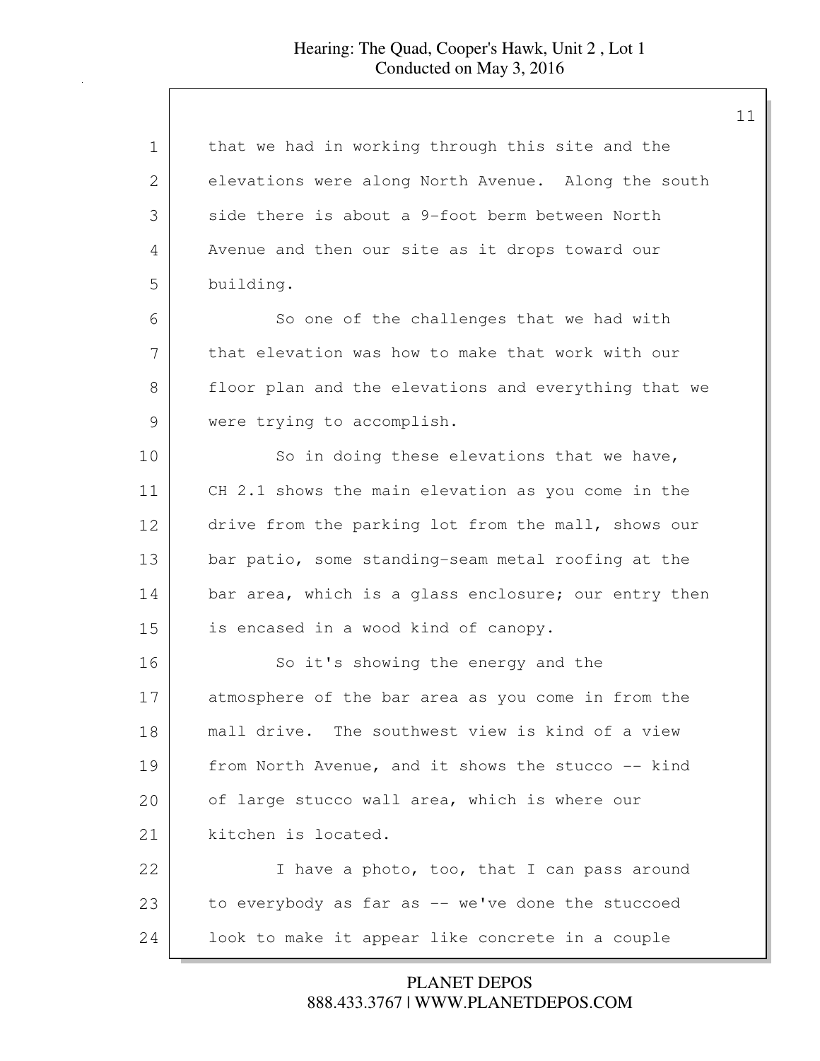that we had in working through this site and the elevations were along North Avenue. Along the south side there is about a 9-foot berm between North Avenue and then our site as it drops toward our building.

So one of the challenges that we had with that elevation was how to make that work with our floor plan and the elevations and everything that we were trying to accomplish.

So in doing these elevations that we have, CH 2.1 shows the main elevation as you come in the drive from the parking lot from the mall, shows our bar patio, some standing-seam metal roofing at the bar area, which is a glass enclosure; our entry then is encased in a wood kind of canopy.

So it's showing the energy and the atmosphere of the bar area as you come in from the mall drive. The southwest view is kind of a view from North Avenue, and it shows the stucco -- kind of large stucco wall area, which is where our kitchen is located.

I have a photo, too, that I can pass around to everybody as far as -- we've done the stuccoed look to make it appear like concrete in a couple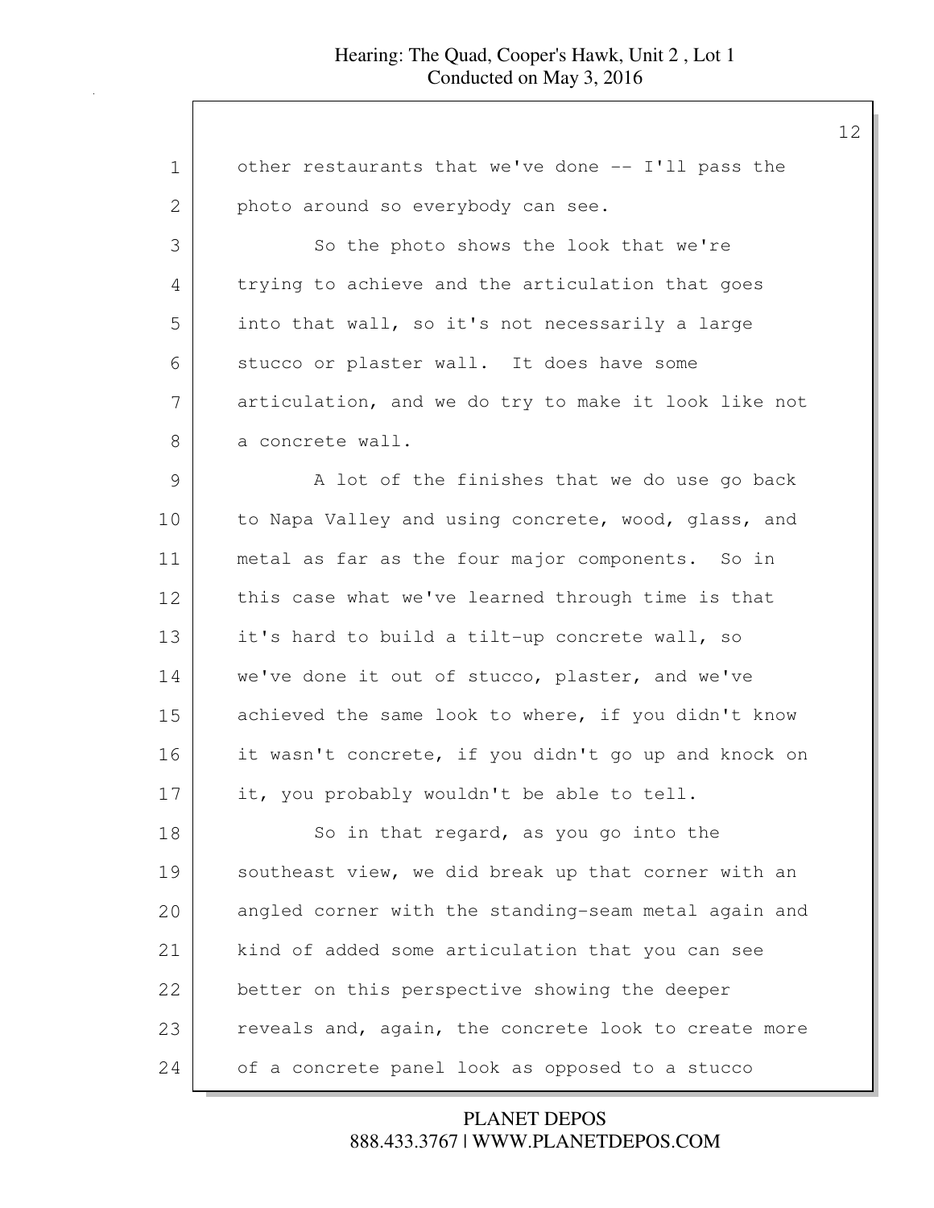other restaurants that we've done -- I'll pass the photo around so everybody can see.

So the photo shows the look that we're trying to achieve and the articulation that goes into that wall, so it's not necessarily a large stucco or plaster wall. It does have some articulation, and we do try to make it look like not a concrete wall.

A lot of the finishes that we do use go back to Napa Valley and using concrete, wood, glass, and metal as far as the four major components. So in this case what we've learned through time is that it's hard to build a tilt-up concrete wall, so we've done it out of stucco, plaster, and we've achieved the same look to where, if you didn't know it wasn't concrete, if you didn't go up and knock on it, you probably wouldn't be able to tell.

So in that regard, as you go into the southeast view, we did break up that corner with an angled corner with the standing-seam metal again and kind of added some articulation that you can see better on this perspective showing the deeper reveals and, again, the concrete look to create more of a concrete panel look as opposed to a stucco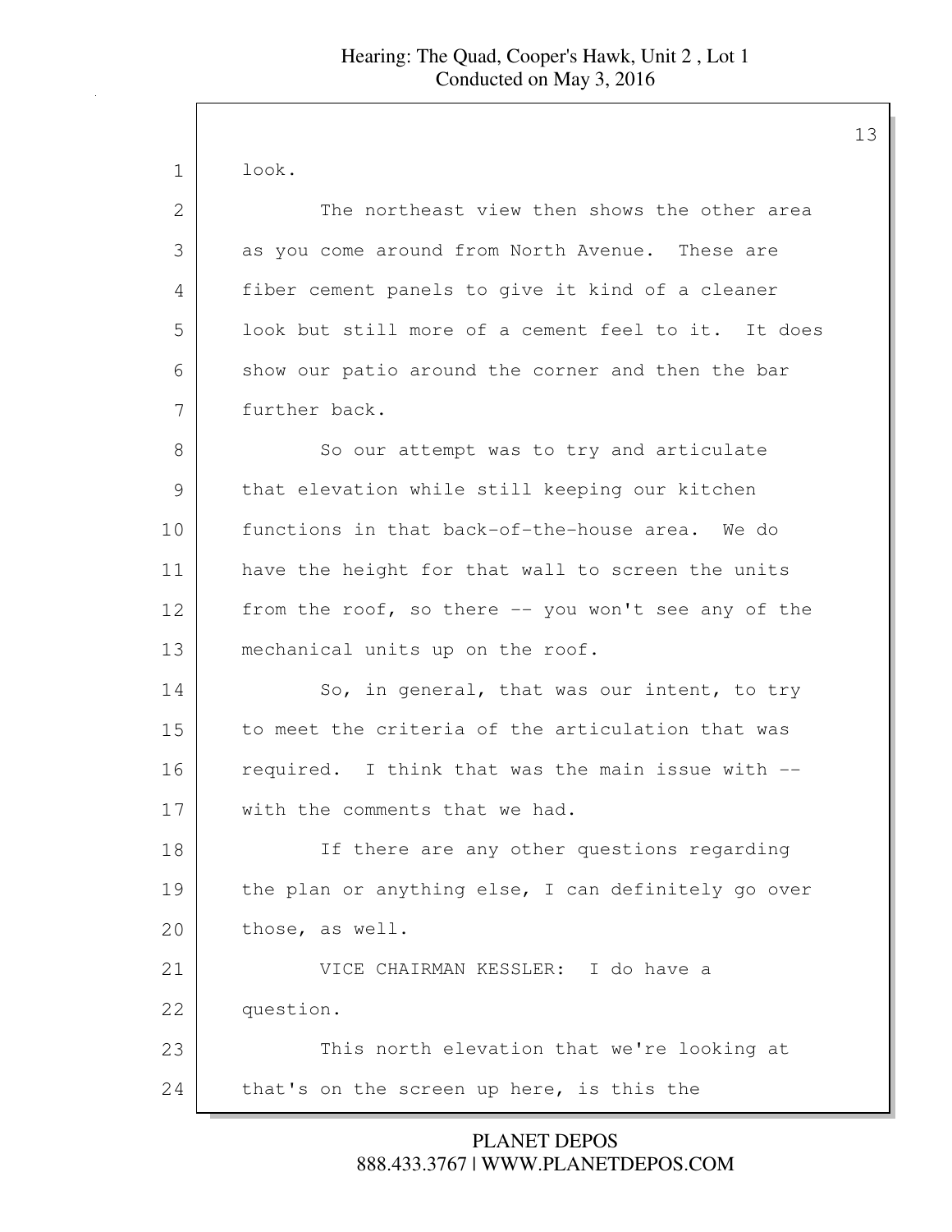look.

The northeast view then shows the other area as you come around from North Avenue. These are fiber cement panels to give it kind of a cleaner look but still more of a cement feel to it. It does show our patio around the corner and then the bar further back.

So our attempt was to try and articulate that elevation while still keeping our kitchen functions in that back-of-the-house area. We do have the height for that wall to screen the units from the roof, so there -- you won't see any of the mechanical units up on the roof.

So, in general, that was our intent, to try to meet the criteria of the articulation that was required. I think that was the main issue with -- with the comments that we had.

If there are any other questions regarding the plan or anything else, I can definitely go over those, as well.

VICE CHAIRMAN KESSLER: I do have a question.

This north elevation that we're looking at that's on the screen up here, is this the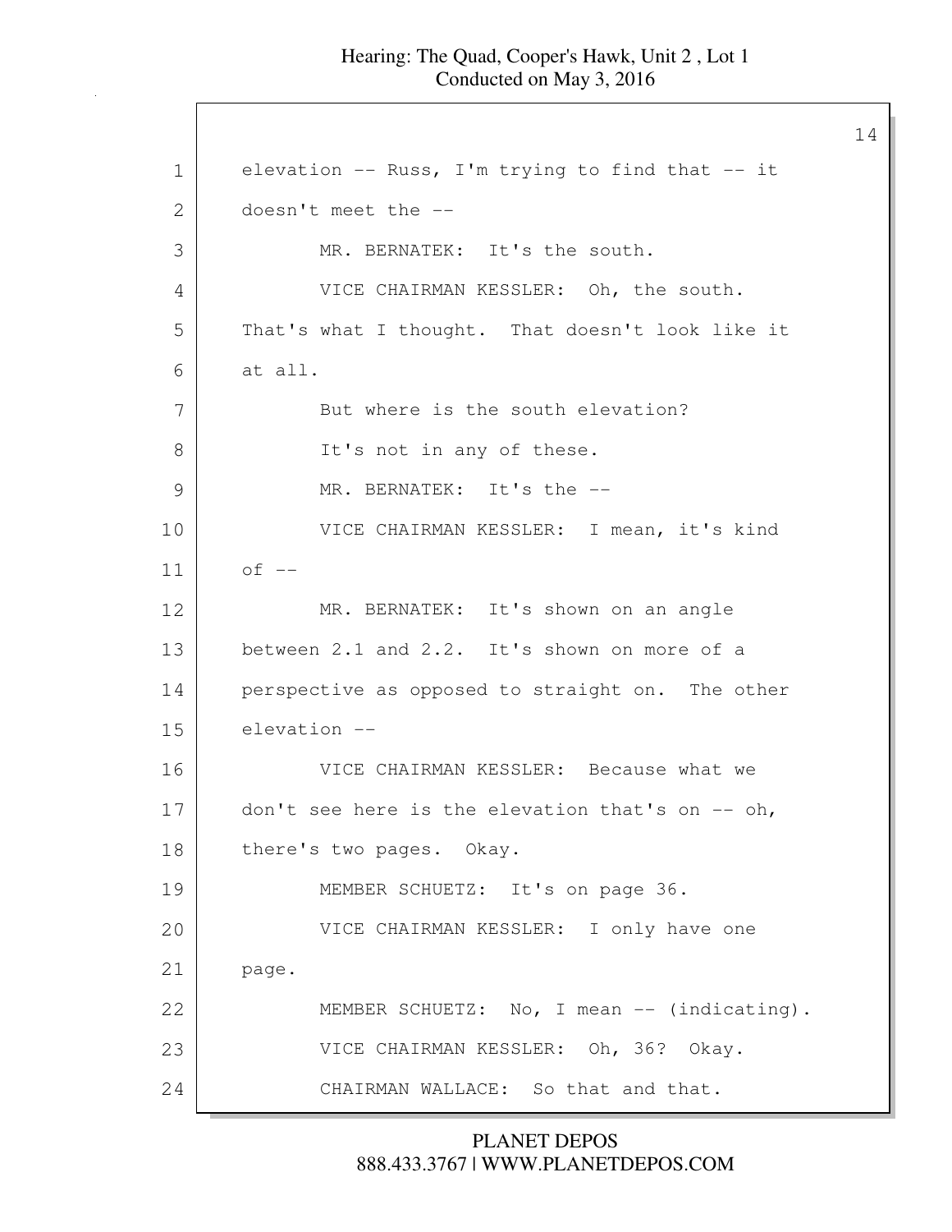elevation -- Russ, I'm trying to find that -- it doesn't meet the --

MR. BERNATEK: It's the south.

VICE CHAIRMAN KESSLER: Oh, the south. That's what I thought. That doesn't look like it at all.

But where is the south elevation?

It's not in any of these.

MR. BERNATEK: It's the --

VICE CHAIRMAN KESSLER: I mean, it's kind of --

MR. BERNATEK: It's shown on an angle between 2.1 and 2.2. It's shown on more of a perspective as opposed to straight on. The other elevation --

VICE CHAIRMAN KESSLER: Because what we don't see here is the elevation that's on -- oh, there's two pages. Okay.

MEMBER SCHUETZ: It's on page 36.

VICE CHAIRMAN KESSLER: I only have one page.

MEMBER SCHUETZ: No, I mean -- (indicating).

VICE CHAIRMAN KESSLER: Oh, 36? Okay.

CHAIRMAN WALLACE: So that and that.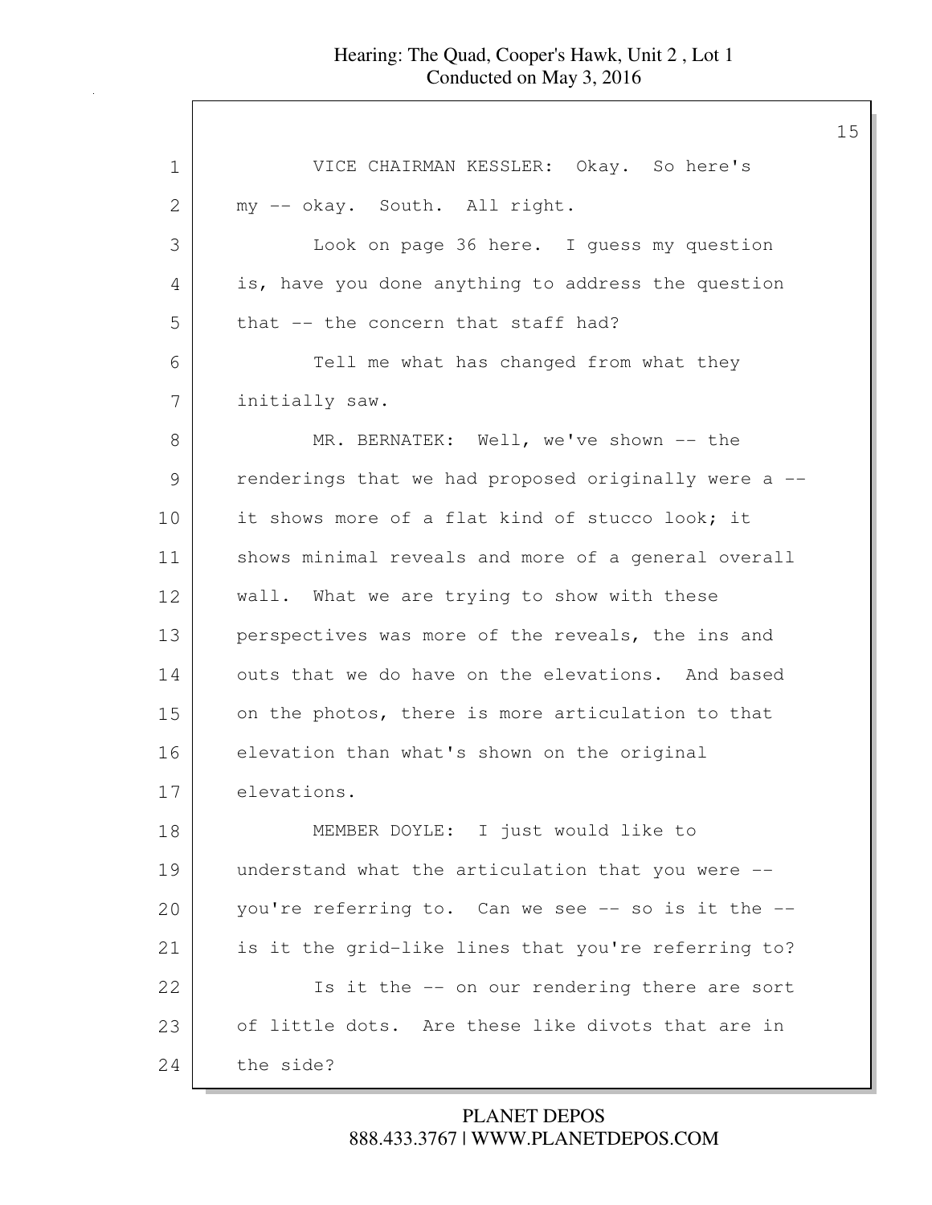VICE CHAIRMAN KESSLER: Okay. So here's my -- okay. South. All right.

Look on page 36 here. I guess my question is, have you done anything to address the question that -- the concern that staff had?

Tell me what has changed from what they initially saw.

MR. BERNATEK: Well, we've shown -- the renderings that we had proposed originally were a -- it shows more of a flat kind of stucco look; it shows minimal reveals and more of a general overall wall. What we are trying to show with these perspectives was more of the reveals, the ins and outs that we do have on the elevations. And based on the photos, there is more articulation to that elevation than what's shown on the original elevations.

MEMBER DOYLE: I just would like to understand what the articulation that you were -- you're referring to. Can we see -- so is it the -- is it the grid-like lines that you're referring to?

Is it the -- on our rendering there are sort of little dots. Are these like divots that are in the side?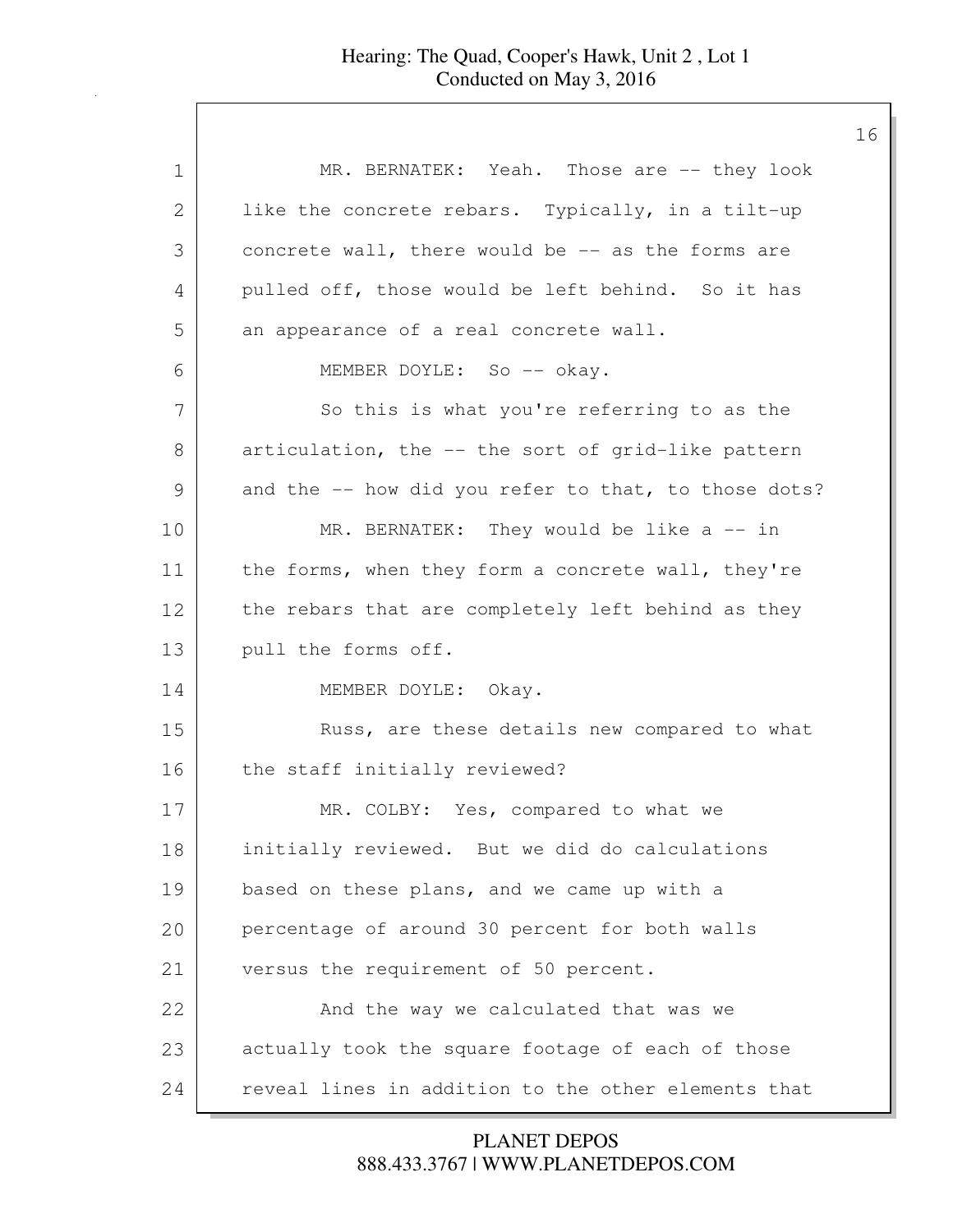MR. BERNATEK: Yeah. Those are -- they look like the concrete rebars. Typically, in a tilt-up concrete wall, there would be -- as the forms are pulled off, those would be left behind. So it has an appearance of a real concrete wall.

MEMBER DOYLE: So -- okay.

So this is what you're referring to as the articulation, the -- the sort of grid-like pattern and the -- how did you refer to that, to those dots?

MR. BERNATEK: They would be like a -- in the forms, when they form a concrete wall, they're the rebars that are completely left behind as they pull the forms off.

MEMBER DOYLE: Okay.

Russ, are these details new compared to what the staff initially reviewed?

MR. COLBY: Yes, compared to what we initially reviewed. But we did do calculations based on these plans, and we came up with a percentage of around 30 percent for both walls versus the requirement of 50 percent.

And the way we calculated that was we actually took the square footage of each of those reveal lines in addition to the other elements that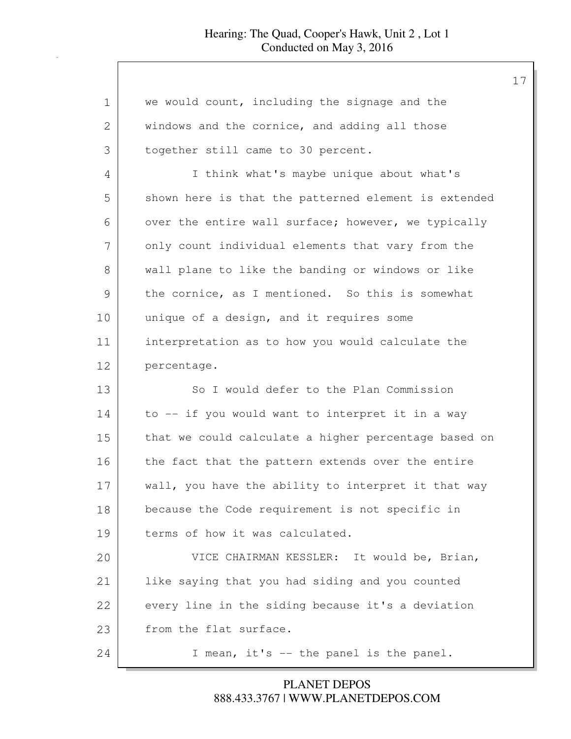we would count, including the signage and the windows and the cornice, and adding all those together still came to 30 percent.

I think what's maybe unique about what's shown here is that the patterned element is extended over the entire wall surface; however, we typically only count individual elements that vary from the wall plane to like the banding or windows or like the cornice, as I mentioned. So this is somewhat unique of a design, and it requires some interpretation as to how you would calculate the percentage.

So I would defer to the Plan Commission to -- if you would want to interpret it in a way that we could calculate a higher percentage based on the fact that the pattern extends over the entire wall, you have the ability to interpret it that way because the Code requirement is not specific in terms of how it was calculated.

VICE CHAIRMAN KESSLER: It would be, Brian, like saying that you had siding and you counted every line in the siding because it's a deviation from the flat surface.

I mean, it's -- the panel is the panel.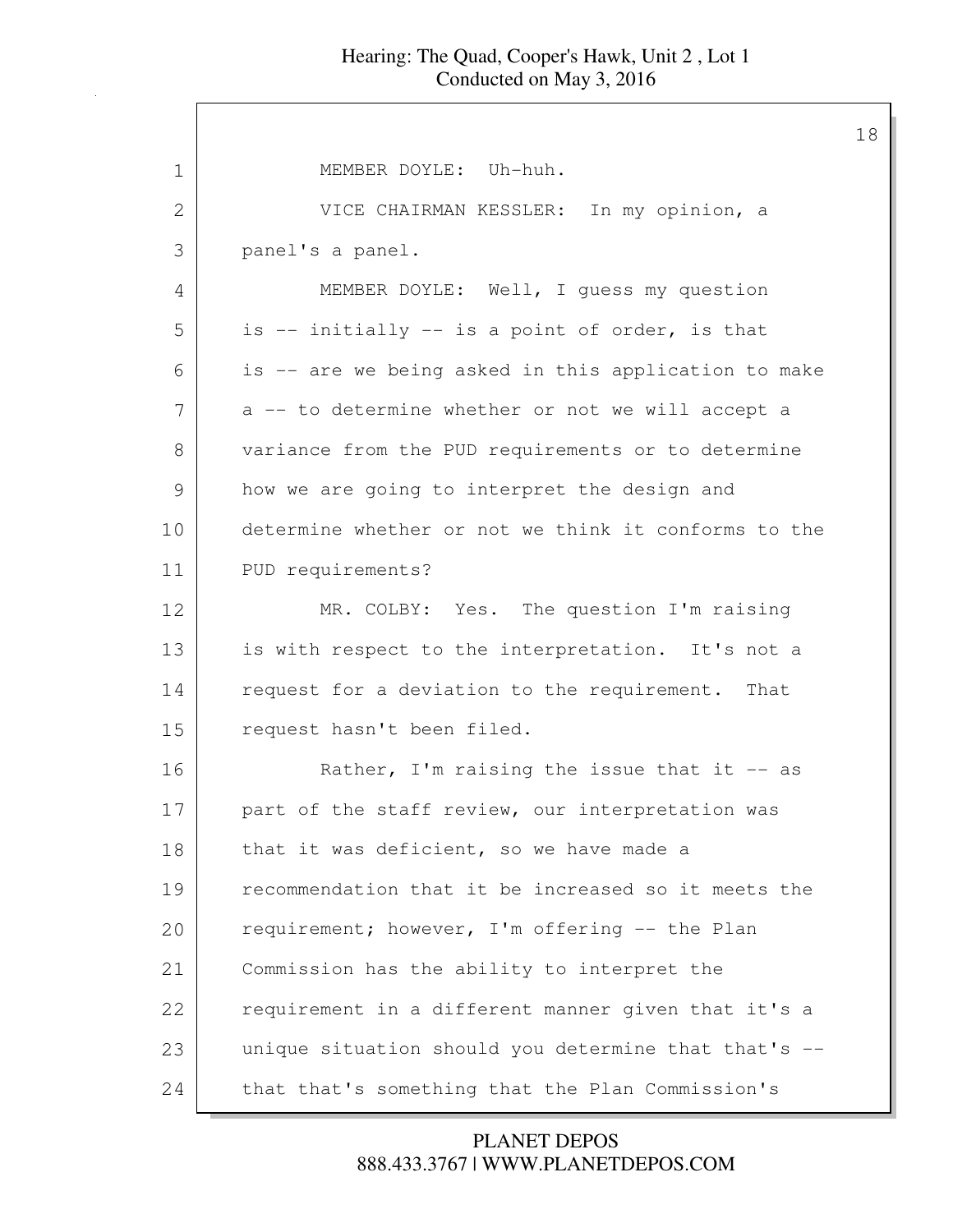MEMBER DOYLE: Uh-huh.

VICE CHAIRMAN KESSLER: In my opinion, a panel's a panel.

MEMBER DOYLE: Well, I guess my question is -- initially -- is a point of order, is that is -- are we being asked in this application to make a -- to determine whether or not we will accept a variance from the PUD requirements or to determine how we are going to interpret the design and determine whether or not we think it conforms to the PUD requirements?

MR. COLBY: Yes. The question I'm raising is with respect to the interpretation. It's not a request for a deviation to the requirement. That request hasn't been filed.

Rather, I'm raising the issue that it -- as part of the staff review, our interpretation was that it was deficient, so we have made a recommendation that it be increased so it meets the requirement; however, I'm offering -- the Plan Commission has the ability to interpret the requirement in a different manner given that it's a unique situation should you determine that that's -- that that's something that the Plan Commission's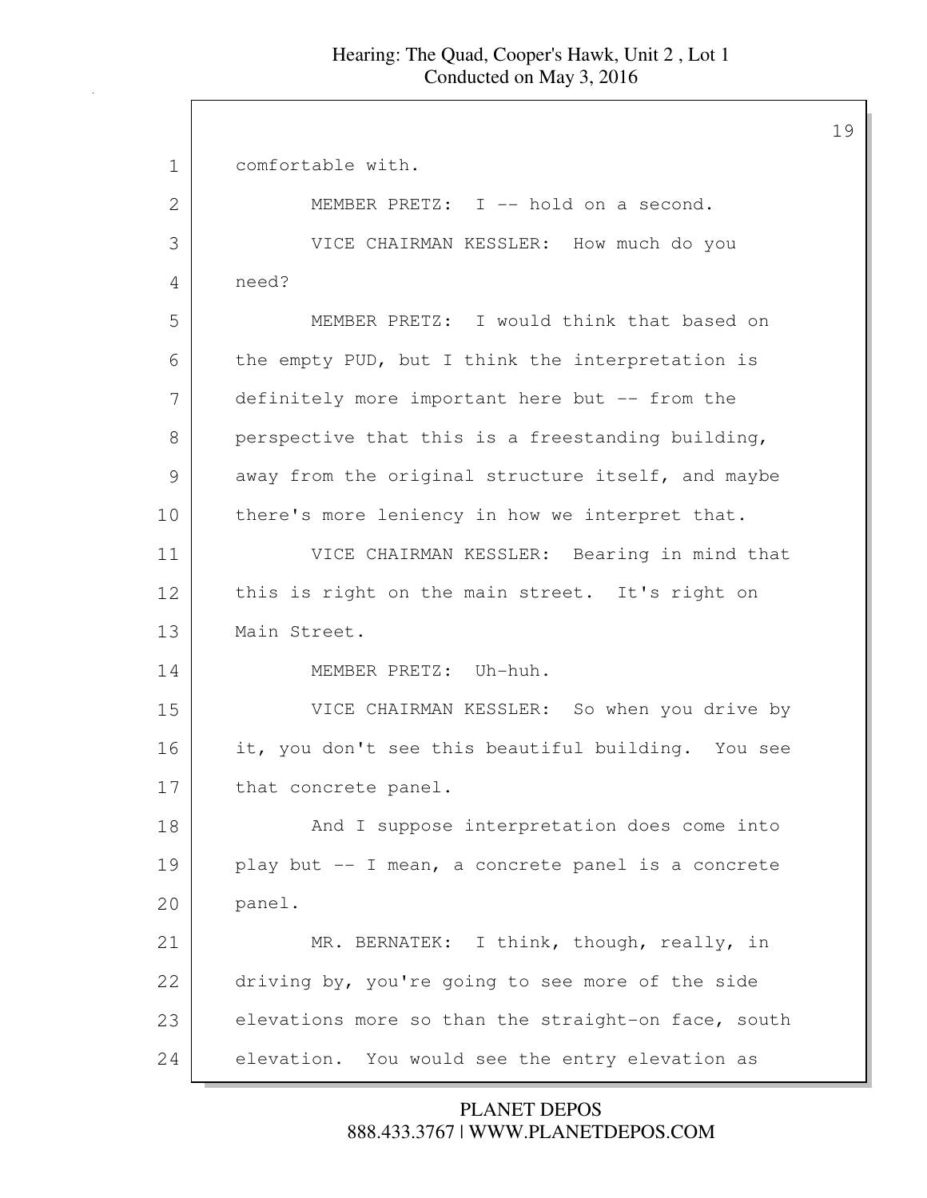comfortable with.

MEMBER PRETZ: I -- hold on a second.

VICE CHAIRMAN KESSLER: How much do you need?

MEMBER PRETZ: I would think that based on the empty PUD, but I think the interpretation is definitely more important here but -- from the perspective that this is a freestanding building, away from the original structure itself, and maybe there's more leniency in how we interpret that.

VICE CHAIRMAN KESSLER: Bearing in mind that this is right on the main street. It's right on Main Street.

MEMBER PRETZ: Uh-huh.

VICE CHAIRMAN KESSLER: So when you drive by it, you don't see this beautiful building. You see that concrete panel.

And I suppose interpretation does come into play but -- I mean, a concrete panel is a concrete panel.

MR. BERNATEK: I think, though, really, in driving by, you're going to see more of the side elevations more so than the straight-on face, south elevation. You would see the entry elevation as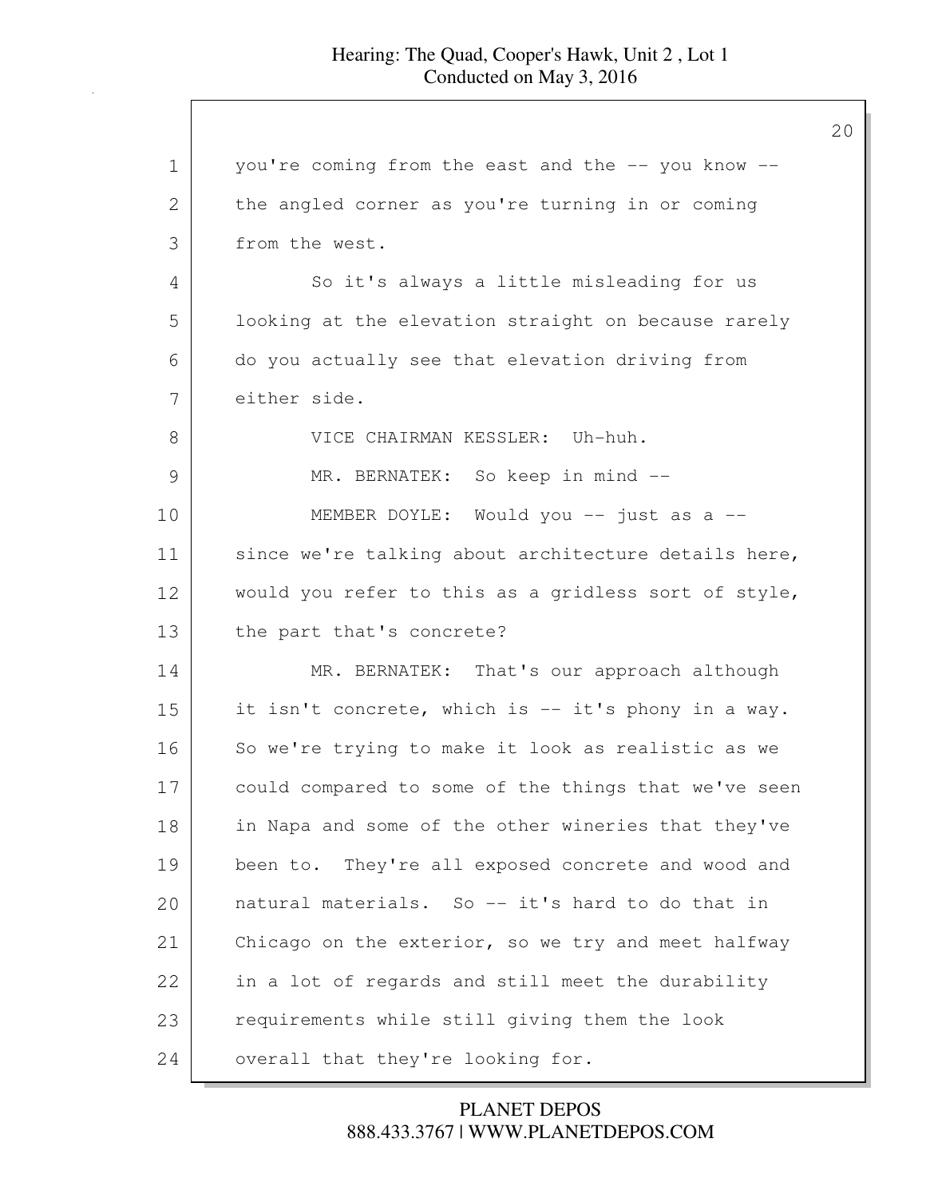you're coming from the east and the -- you know -- the angled corner as you're turning in or coming from the west.

So it's always a little misleading for us looking at the elevation straight on because rarely do you actually see that elevation driving from either side.

VICE CHAIRMAN KESSLER: Uh-huh.

MR. BERNATEK: So keep in mind --

MEMBER DOYLE: Would you -- just as a -- since we're talking about architecture details here, would you refer to this as a gridless sort of style, the part that's concrete?

MR. BERNATEK: That's our approach although it isn't concrete, which is -- it's phony in a way. So we're trying to make it look as realistic as we could compared to some of the things that we've seen in Napa and some of the other wineries that they've been to. They're all exposed concrete and wood and natural materials. So -- it's hard to do that in Chicago on the exterior, so we try and meet halfway in a lot of regards and still meet the durability requirements while still giving them the look overall that they're looking for.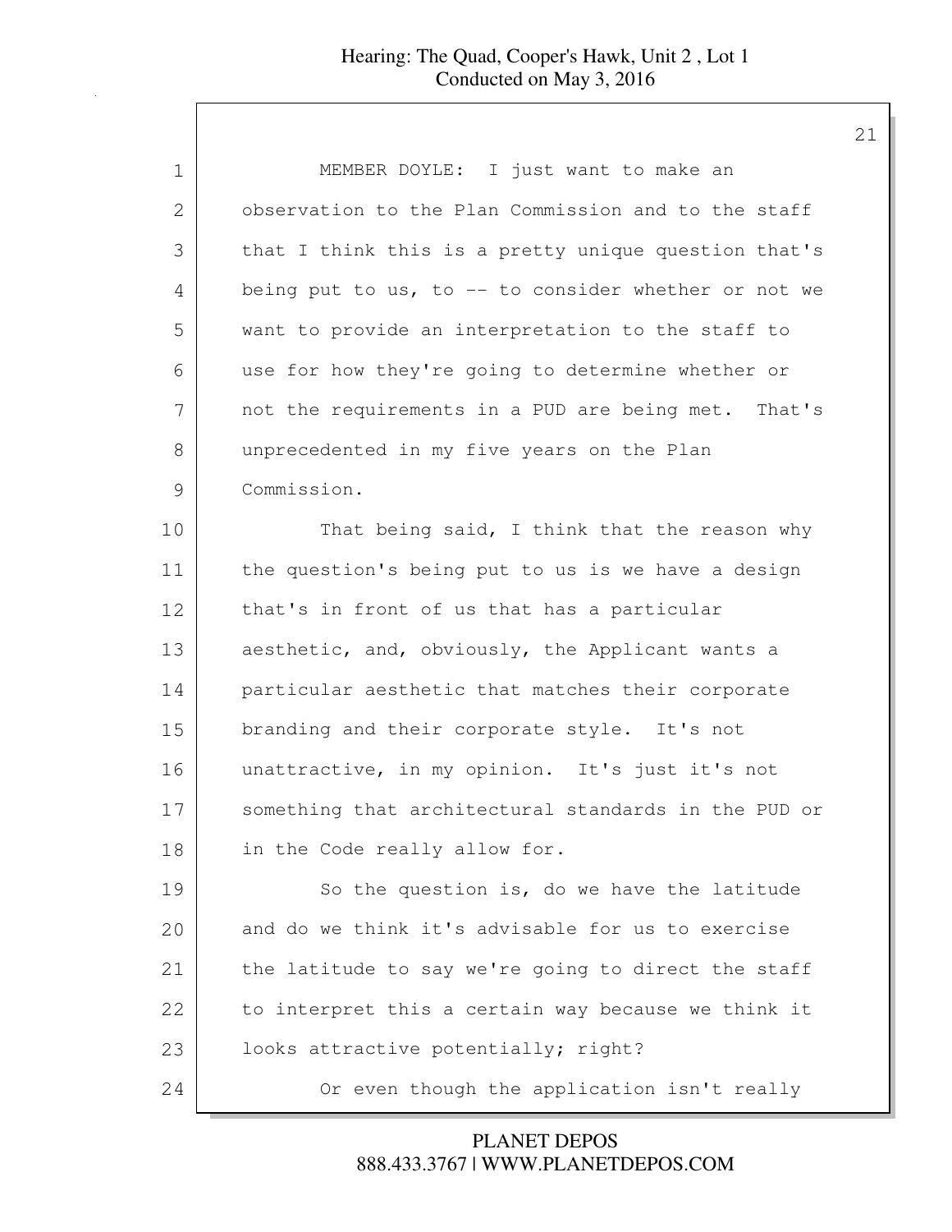MEMBER DOYLE: I just want to make an observation to the Plan Commission and to the staff that I think this is a pretty unique question that's being put to us, to -- to consider whether or not we want to provide an interpretation to the staff to use for how they're going to determine whether or not the requirements in a PUD are being met. That's unprecedented in my five years on the Plan Commission.

That being said, I think that the reason why the question's being put to us is we have a design that's in front of us that has a particular aesthetic, and, obviously, the Applicant wants a particular aesthetic that matches their corporate branding and their corporate style. It's not unattractive, in my opinion. It's just it's not something that architectural standards in the PUD or in the Code really allow for.

So the question is, do we have the latitude and do we think it's advisable for us to exercise the latitude to say we're going to direct the staff to interpret this a certain way because we think it looks attractive potentially; right?

Or even though the application isn't really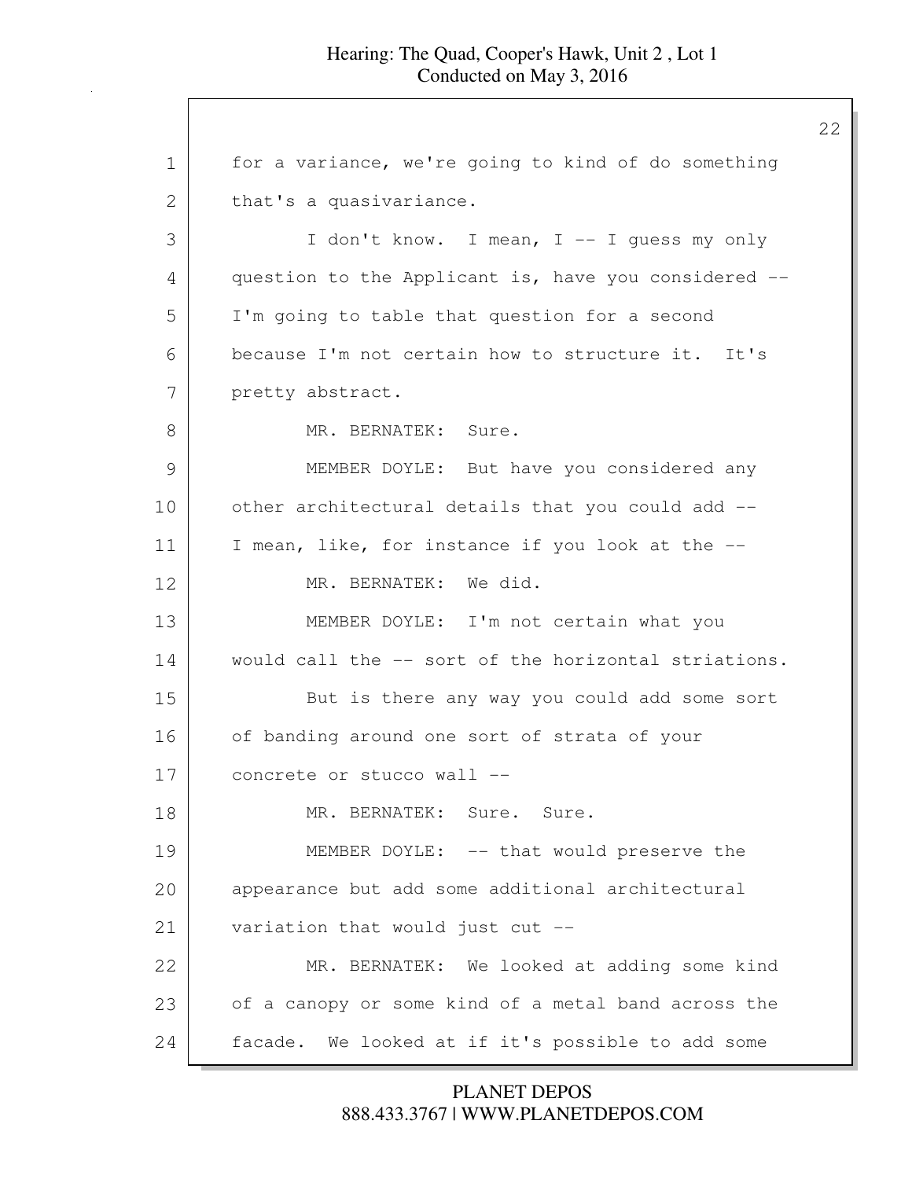for a variance, we're going to kind of do something that's a quasivariance.

I don't know. I mean, I -- I guess my only question to the Applicant is, have you considered -- I'm going to table that question for a second because I'm not certain how to structure it. It's pretty abstract.

MR. BERNATEK: Sure.

MEMBER DOYLE: But have you considered any other architectural details that you could add -- I mean, like, for instance if you look at the --

MR. BERNATEK: We did.

MEMBER DOYLE: I'm not certain what you would call the -- sort of the horizontal striations.

But is there any way you could add some sort of banding around one sort of strata of your concrete or stucco wall --

MR. BERNATEK: Sure. Sure.

MEMBER DOYLE: -- that would preserve the appearance but add some additional architectural variation that would just cut --

MR. BERNATEK: We looked at adding some kind of a canopy or some kind of a metal band across the facade. We looked at if it's possible to add some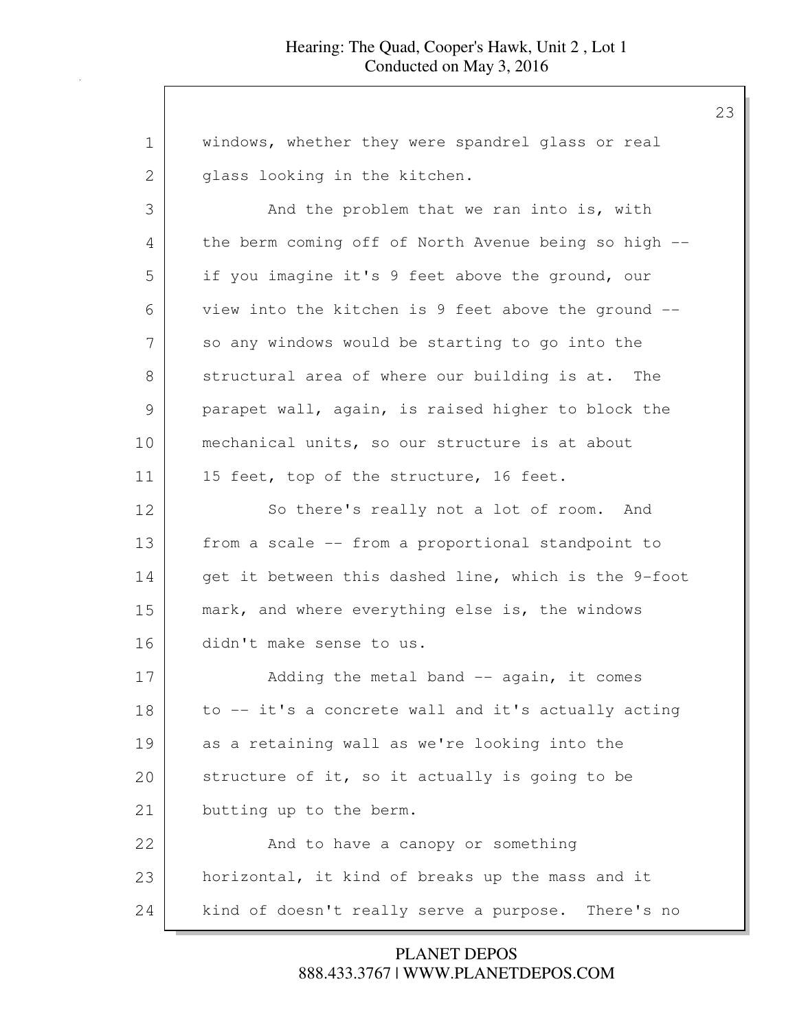windows, whether they were spandrel glass or real glass looking in the kitchen.

And the problem that we ran into is, with the berm coming off of North Avenue being so high -- if you imagine it's 9 feet above the ground, our view into the kitchen is 9 feet above the ground -- so any windows would be starting to go into the structural area of where our building is at. The parapet wall, again, is raised higher to block the mechanical units, so our structure is at about 15 feet, top of the structure, 16 feet.

So there's really not a lot of room. And from a scale -- from a proportional standpoint to get it between this dashed line, which is the 9-foot mark, and where everything else is, the windows didn't make sense to us.

Adding the metal band -- again, it comes to -- it's a concrete wall and it's actually acting as a retaining wall as we're looking into the structure of it, so it actually is going to be butting up to the berm.

And to have a canopy or something horizontal, it kind of breaks up the mass and it kind of doesn't really serve a purpose. There's no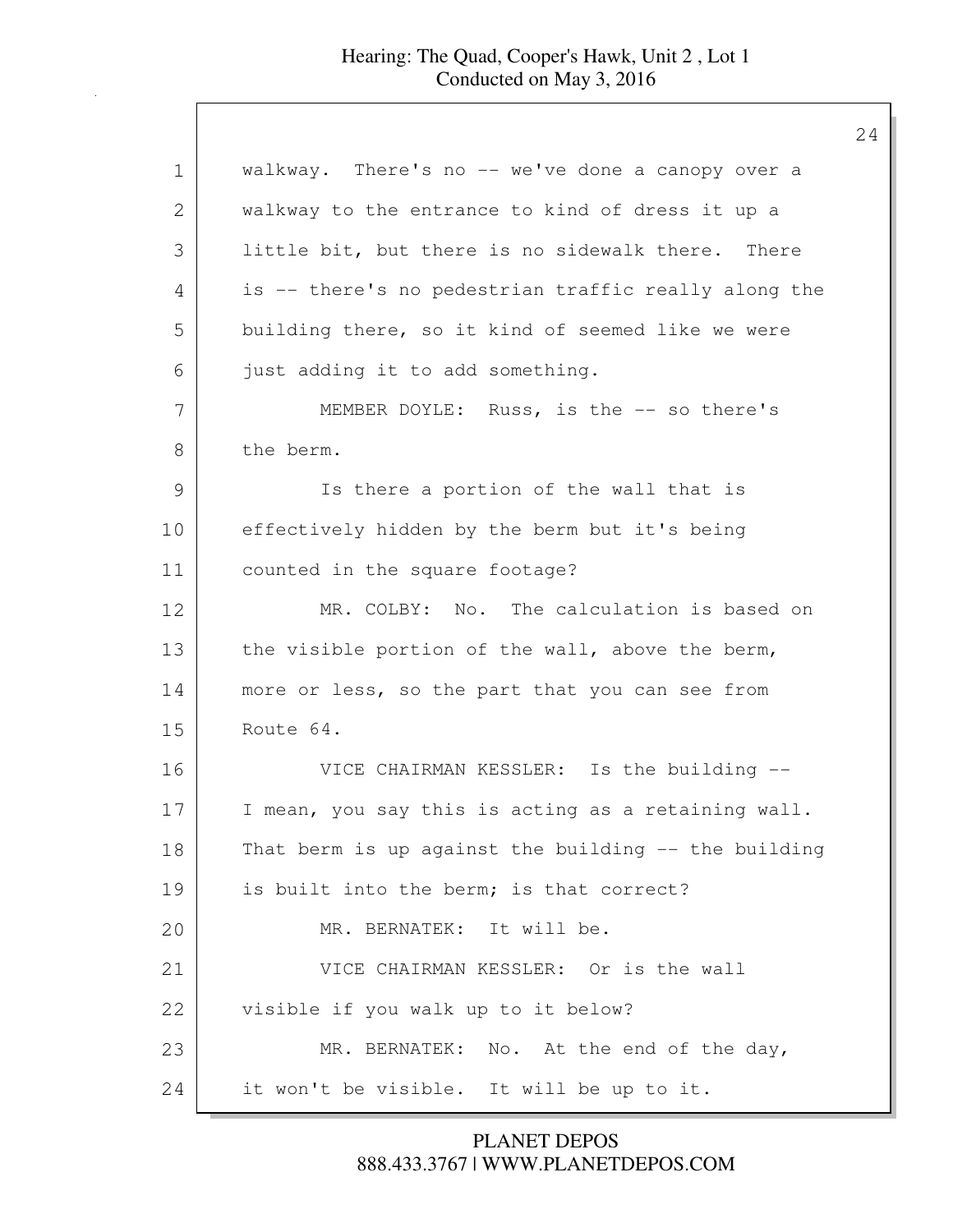walkway. There's no -- we've done a canopy over a walkway to the entrance to kind of dress it up a little bit, but there is no sidewalk there. There is -- there's no pedestrian traffic really along the building there, so it kind of seemed like we were just adding it to add something.

MEMBER DOYLE: Russ, is the -- so there's the berm.

Is there a portion of the wall that is effectively hidden by the berm but it's being counted in the square footage?

MR. COLBY: No. The calculation is based on the visible portion of the wall, above the berm, more or less, so the part that you can see from Route 64.

VICE CHAIRMAN KESSLER: Is the building -- I mean, you say this is acting as a retaining wall. That berm is up against the building -- the building is built into the berm; is that correct?

MR. BERNATEK: It will be.

VICE CHAIRMAN KESSLER: Or is the wall visible if you walk up to it below?

MR. BERNATEK: No. At the end of the day, it won't be visible. It will be up to it.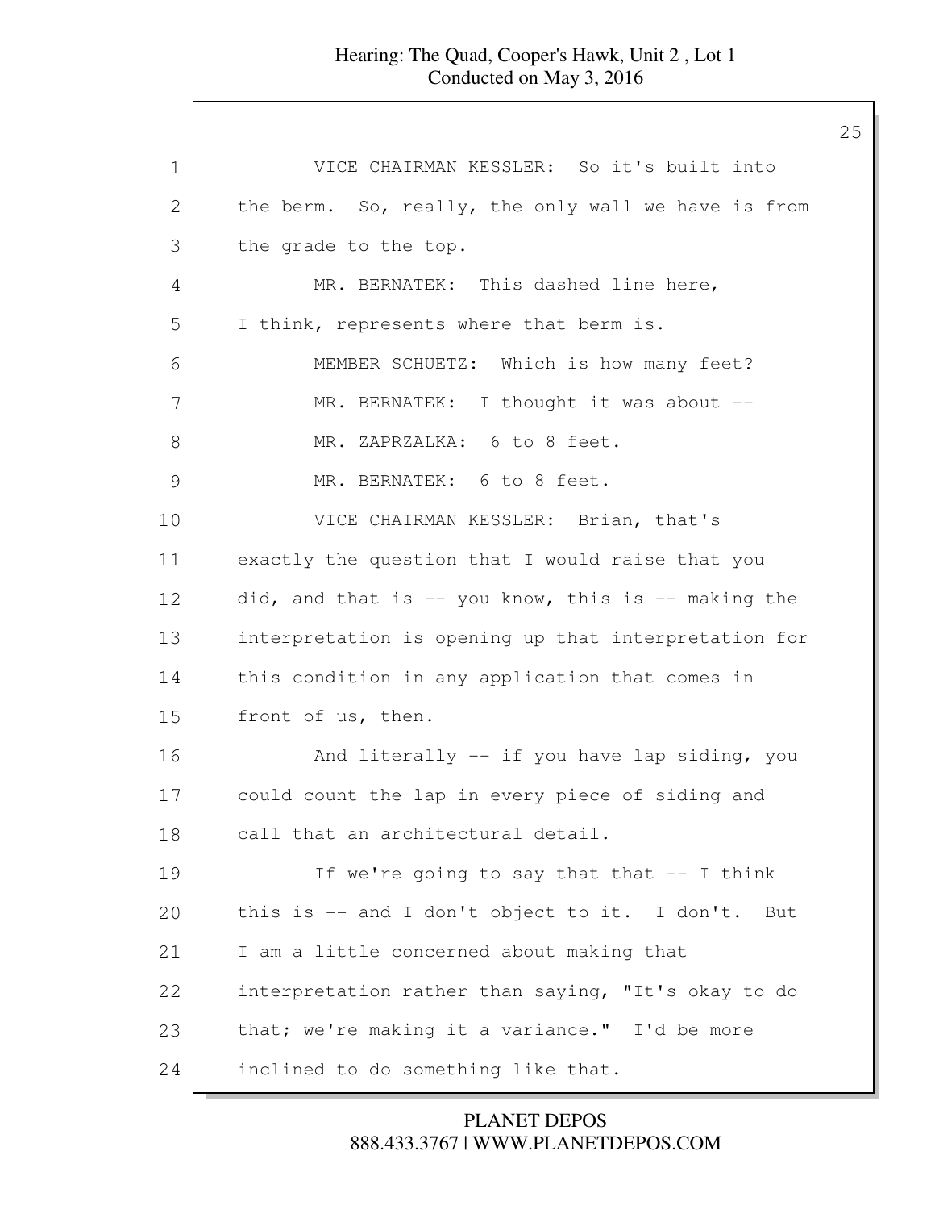VICE CHAIRMAN KESSLER: So it's built into the berm. So, really, the only wall we have is from the grade to the top.

MR. BERNATEK: This dashed line here, I think, represents where that berm is.

MEMBER SCHUETZ: Which is how many feet?

MR. BERNATEK: I thought it was about --

MR. ZAPRZALKA: 6 to 8 feet.

MR. BERNATEK: 6 to 8 feet.

VICE CHAIRMAN KESSLER: Brian, that's exactly the question that I would raise that you did, and that is -- you know, this is -- making the interpretation is opening up that interpretation for this condition in any application that comes in front of us, then.

And literally -- if you have lap siding, you could count the lap in every piece of siding and call that an architectural detail.

If we're going to say that that -- I think this is -- and I don't object to it. I don't. But I am a little concerned about making that interpretation rather than saying, "It's okay to do that; we're making it a variance." I'd be more inclined to do something like that.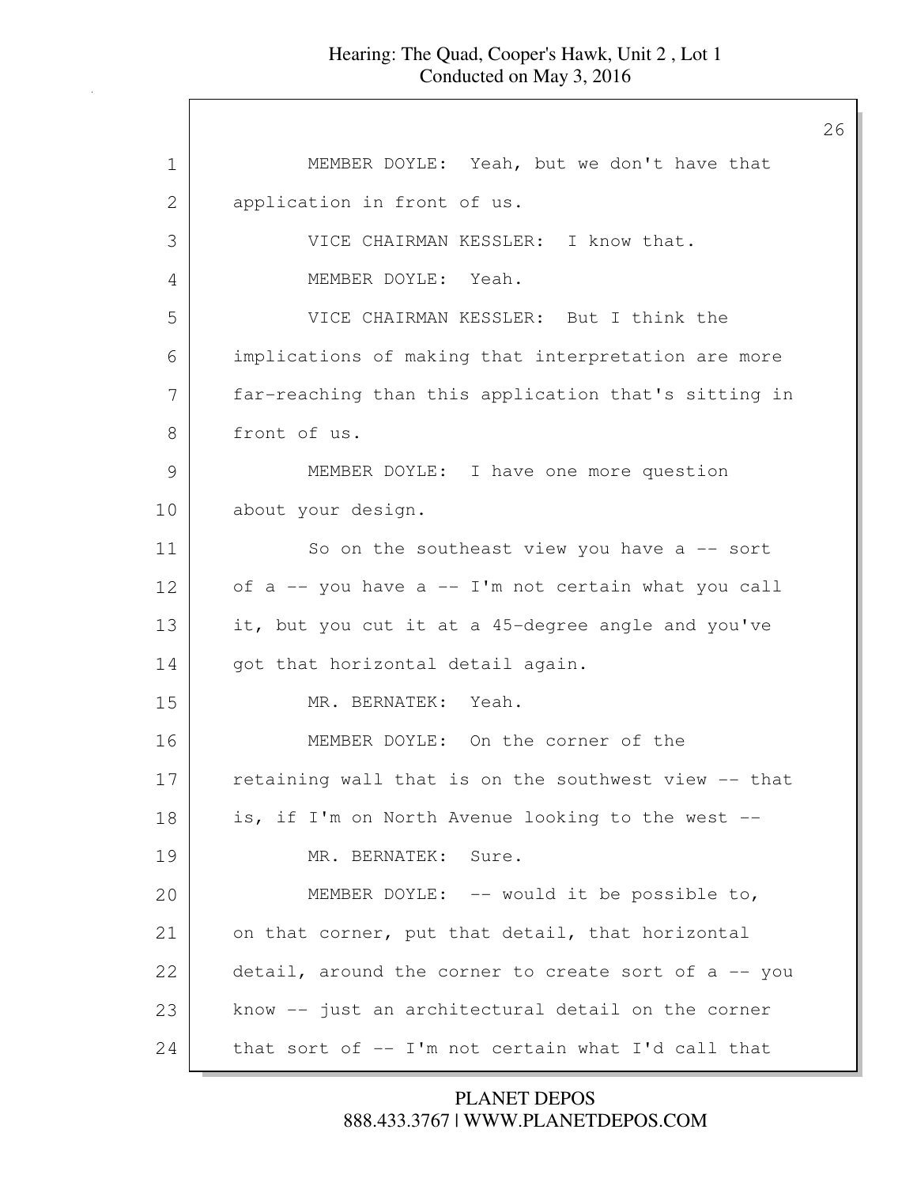MEMBER DOYLE: Yeah, but we don't have that application in front of us.

VICE CHAIRMAN KESSLER: I know that.

MEMBER DOYLE: Yeah.

VICE CHAIRMAN KESSLER: But I think the implications of making that interpretation are more far-reaching than this application that's sitting in front of us.

MEMBER DOYLE: I have one more question about your design.

So on the southeast view you have a -- sort of a -- you have a -- I'm not certain what you call it, but you cut it at a 45-degree angle and you've got that horizontal detail again.

MR. BERNATEK: Yeah.

MEMBER DOYLE: On the corner of the retaining wall that is on the southwest view -- that is, if I'm on North Avenue looking to the west --

MR. BERNATEK: Sure.

MEMBER DOYLE: -- would it be possible to, on that corner, put that detail, that horizontal detail, around the corner to create sort of a -- you know -- just an architectural detail on the corner that sort of -- I'm not certain what I'd call that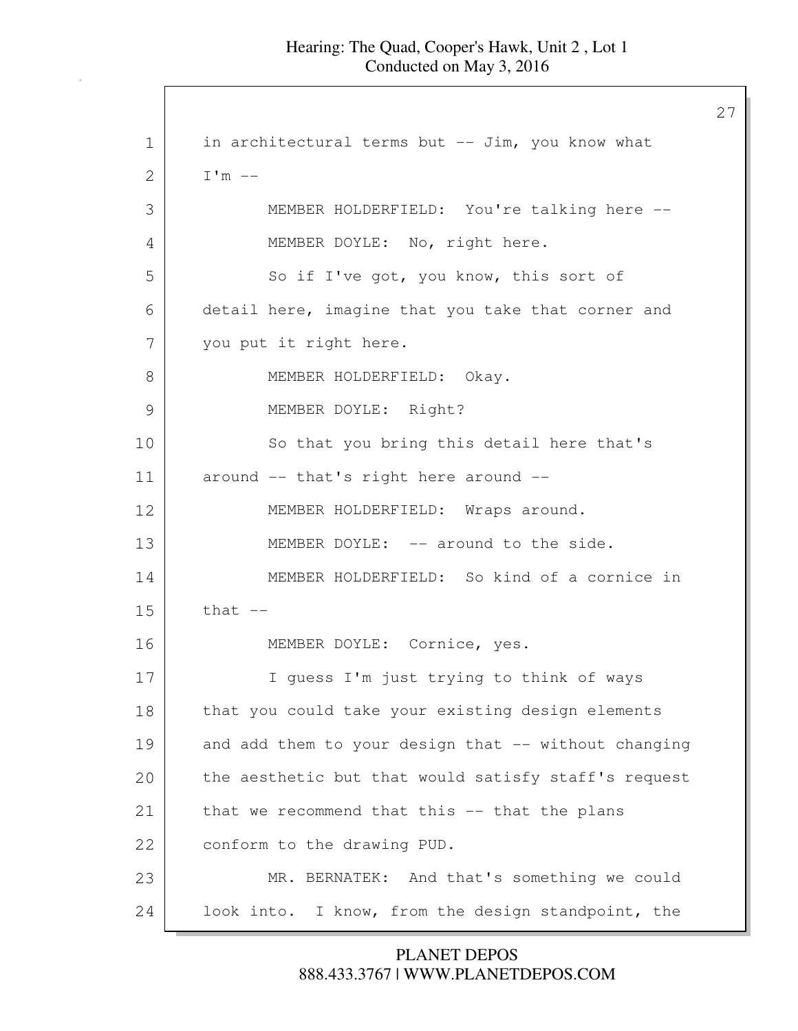in architectural terms but -- Jim, you know what I'm --

MEMBER HOLDERFIELD: You're talking here --

MEMBER DOYLE: No, right here.

So if I've got, you know, this sort of detail here, imagine that you take that corner and you put it right here.

MEMBER HOLDERFIELD: Okay.

MEMBER DOYLE: Right?

So that you bring this detail here that's around -- that's right here around --

MEMBER HOLDERFIELD: Wraps around.

MEMBER DOYLE: -- around to the side.

MEMBER HOLDERFIELD: So kind of a cornice in that --

MEMBER DOYLE: Cornice, yes.

I guess I'm just trying to think of ways that you could take your existing design elements and add them to your design that -- without changing the aesthetic but that would satisfy staff's request that we recommend that this -- that the plans conform to the drawing PUD.

MR. BERNATEK: And that's something we could look into. I know, from the design standpoint, the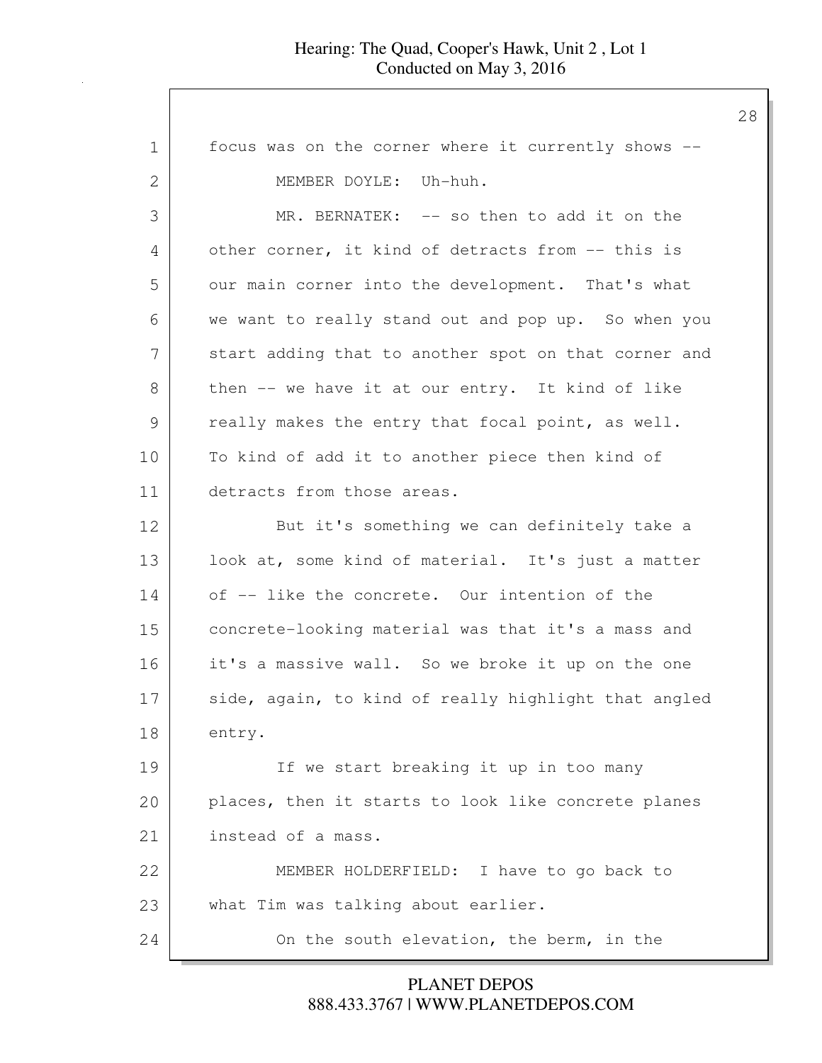focus was on the corner where it currently shows --

MEMBER DOYLE: Uh-huh.

MR. BERNATEK: -- so then to add it on the other corner, it kind of detracts from -- this is our main corner into the development. That's what we want to really stand out and pop up. So when you start adding that to another spot on that corner and then -- we have it at our entry. It kind of like really makes the entry that focal point, as well. To kind of add it to another piece then kind of detracts from those areas.

But it's something we can definitely take a look at, some kind of material. It's just a matter of -- like the concrete. Our intention of the concrete-looking material was that it's a mass and it's a massive wall. So we broke it up on the one side, again, to kind of really highlight that angled entry.

If we start breaking it up in too many places, then it starts to look like concrete planes instead of a mass.

MEMBER HOLDERFIELD: I have to go back to what Tim was talking about earlier.

On the south elevation, the berm, in the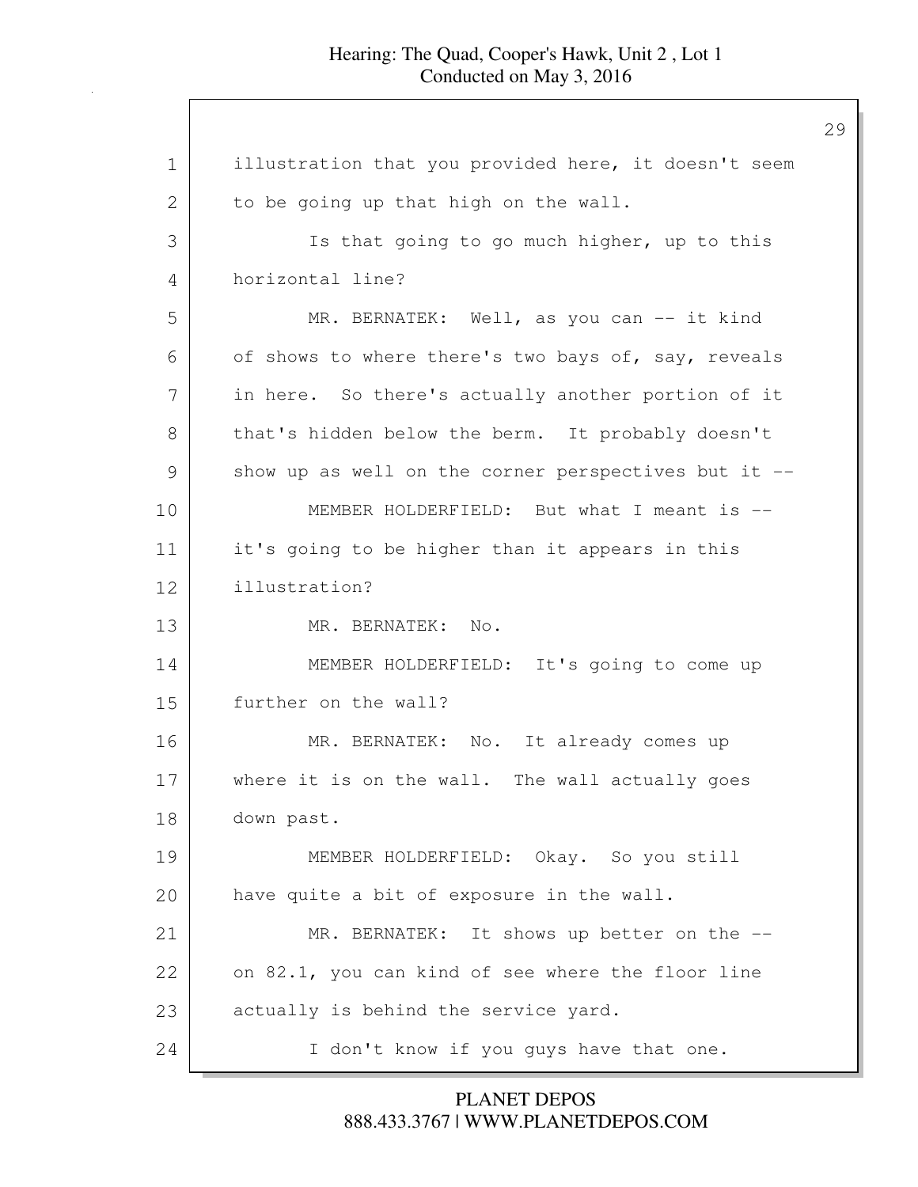illustration that you provided here, it doesn't seem to be going up that high on the wall.

Is that going to go much higher, up to this horizontal line?

MR. BERNATEK: Well, as you can -- it kind of shows to where there's two bays of, say, reveals in here. So there's actually another portion of it that's hidden below the berm. It probably doesn't show up as well on the corner perspectives but it --

MEMBER HOLDERFIELD: But what I meant is -- it's going to be higher than it appears in this illustration?

MR. BERNATEK: No.

MEMBER HOLDERFIELD: It's going to come up further on the wall?

MR. BERNATEK: No. It already comes up where it is on the wall. The wall actually goes down past.

MEMBER HOLDERFIELD: Okay. So you still have quite a bit of exposure in the wall.

MR. BERNATEK: It shows up better on the -- on 82.1, you can kind of see where the floor line actually is behind the service yard.

I don't know if you guys have that one.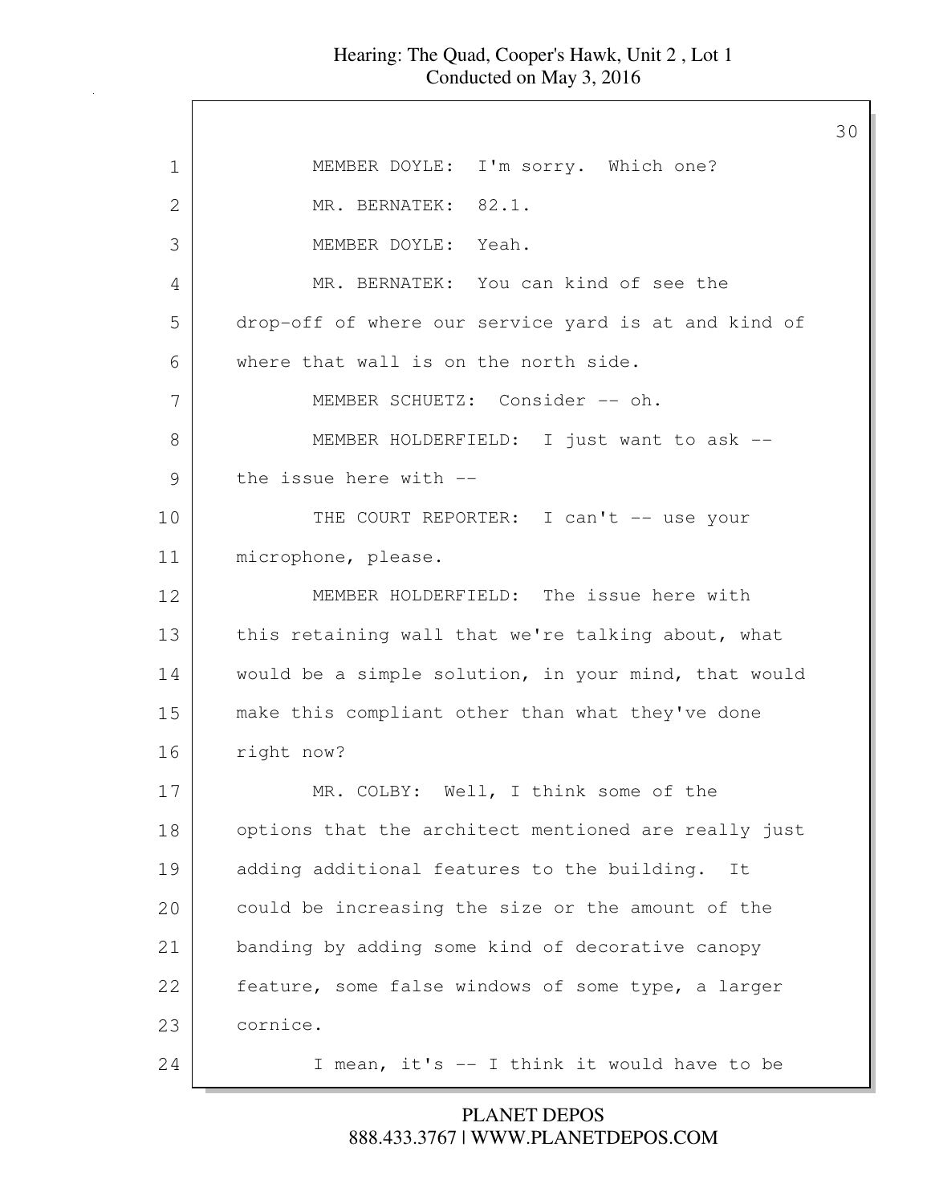MEMBER DOYLE: I'm sorry. Which one?

MR. BERNATEK: 82.1.

MEMBER DOYLE: Yeah.

MR. BERNATEK: You can kind of see the drop-off of where our service yard is at and kind of where that wall is on the north side.

MEMBER SCHUETZ: Consider -- oh.

MEMBER HOLDERFIELD: I just want to ask -- the issue here with --

THE COURT REPORTER: I can't -- use your microphone, please.

MEMBER HOLDERFIELD: The issue here with this retaining wall that we're talking about, what would be a simple solution, in your mind, that would make this compliant other than what they've done right now?

MR. COLBY: Well, I think some of the options that the architect mentioned are really just adding additional features to the building. It could be increasing the size or the amount of the banding by adding some kind of decorative canopy feature, some false windows of some type, a larger cornice.

I mean, it's -- I think it would have to be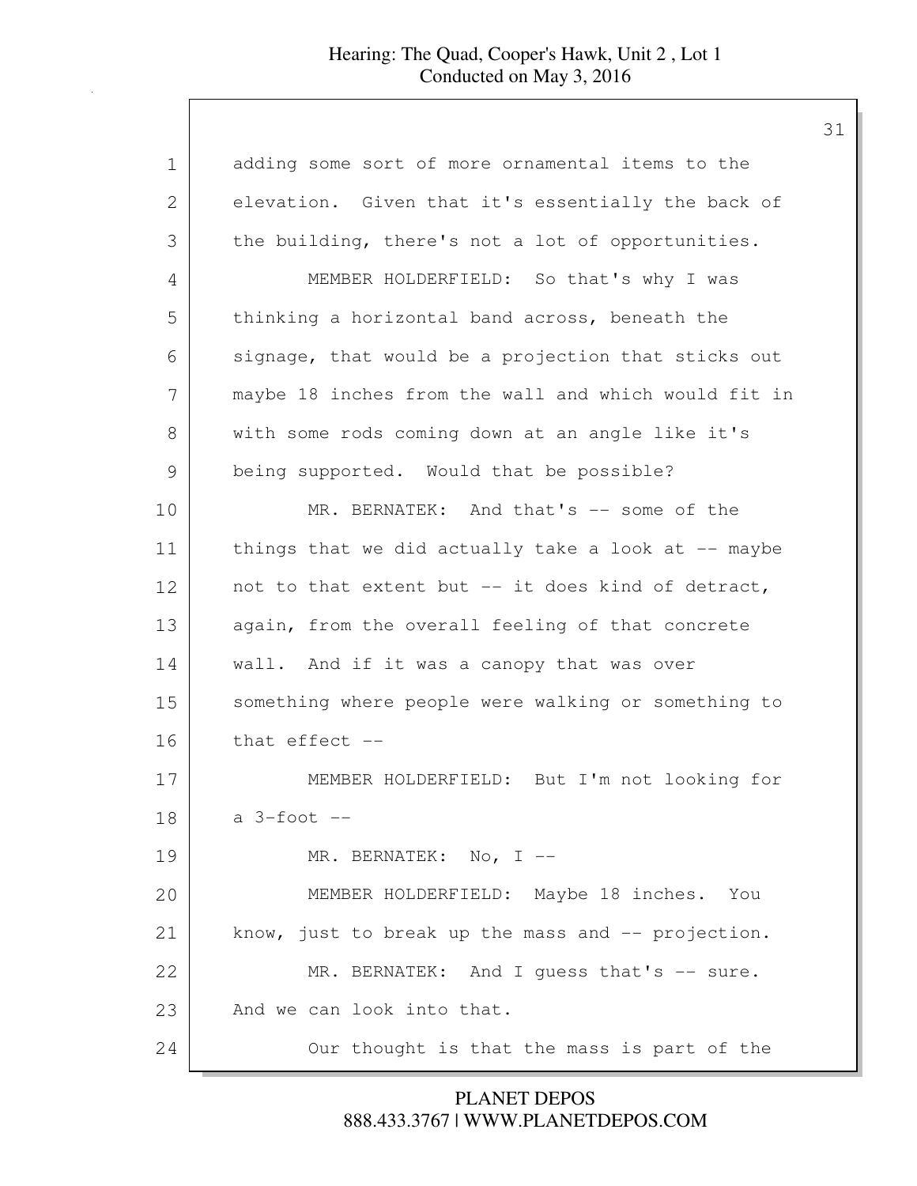adding some sort of more ornamental items to the elevation. Given that it's essentially the back of the building, there's not a lot of opportunities.

MEMBER HOLDERFIELD: So that's why I was thinking a horizontal band across, beneath the signage, that would be a projection that sticks out maybe 18 inches from the wall and which would fit in with some rods coming down at an angle like it's being supported. Would that be possible?

MR. BERNATEK: And that's -- some of the things that we did actually take a look at -- maybe not to that extent but -- it does kind of detract, again, from the overall feeling of that concrete wall. And if it was a canopy that was over something where people were walking or something to that effect --

MEMBER HOLDERFIELD: But I'm not looking for a 3-foot --

MR. BERNATEK: No, I --

MEMBER HOLDERFIELD: Maybe 18 inches. You know, just to break up the mass and -- projection.

MR. BERNATEK: And I guess that's -- sure. And we can look into that.

Our thought is that the mass is part of the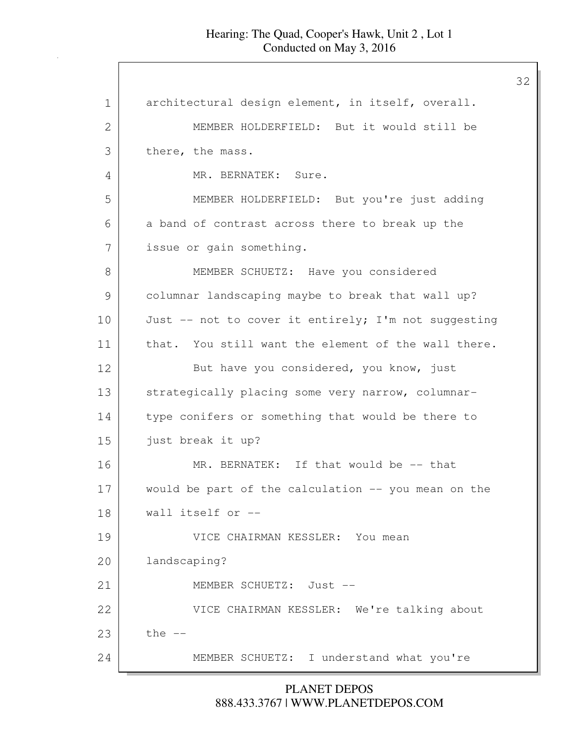architectural design element, in itself, overall.

MEMBER HOLDERFIELD: But it would still be there, the mass.

MR. BERNATEK: Sure.

MEMBER HOLDERFIELD: But you're just adding a band of contrast across there to break up the issue or gain something.

MEMBER SCHUETZ: Have you considered columnar landscaping maybe to break that wall up? Just -- not to cover it entirely; I'm not suggesting that. You still want the element of the wall there.

But have you considered, you know, just strategically placing some very narrow, columnar-type conifers or something that would be there to just break it up?

MR. BERNATEK: If that would be -- that would be part of the calculation -- you mean on the wall itself or --

VICE CHAIRMAN KESSLER: You mean landscaping?

MEMBER SCHUETZ: Just --

VICE CHAIRMAN KESSLER: We're talking about the --

MEMBER SCHUETZ: I understand what you're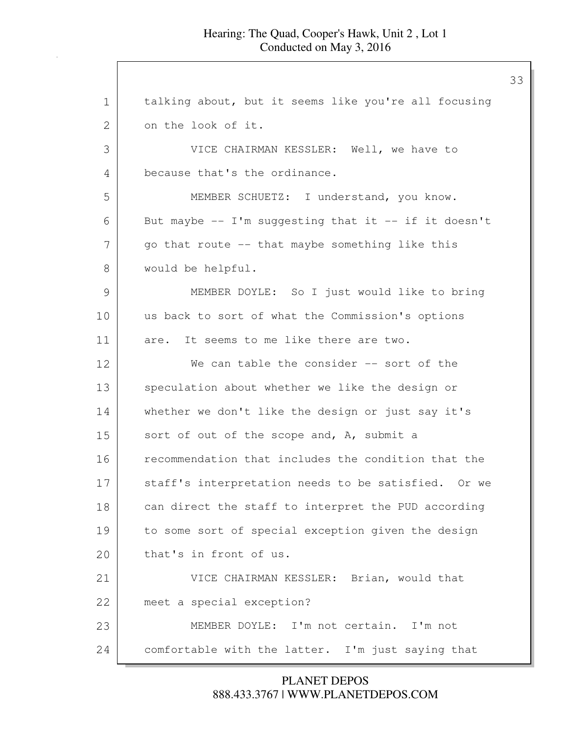talking about, but it seems like you're all focusing on the look of it.

VICE CHAIRMAN KESSLER: Well, we have to because that's the ordinance.

MEMBER SCHUETZ: I understand, you know. But maybe -- I'm suggesting that it -- if it doesn't go that route -- that maybe something like this would be helpful.

MEMBER DOYLE: So I just would like to bring us back to sort of what the Commission's options are. It seems to me like there are two.

We can table the consider -- sort of the speculation about whether we like the design or whether we don't like the design or just say it's sort of out of the scope and, A, submit a recommendation that includes the condition that the staff's interpretation needs to be satisfied. Or we can direct the staff to interpret the PUD according to some sort of special exception given the design that's in front of us.

VICE CHAIRMAN KESSLER: Brian, would that meet a special exception?

MEMBER DOYLE: I'm not certain. I'm not comfortable with the latter. I'm just saying that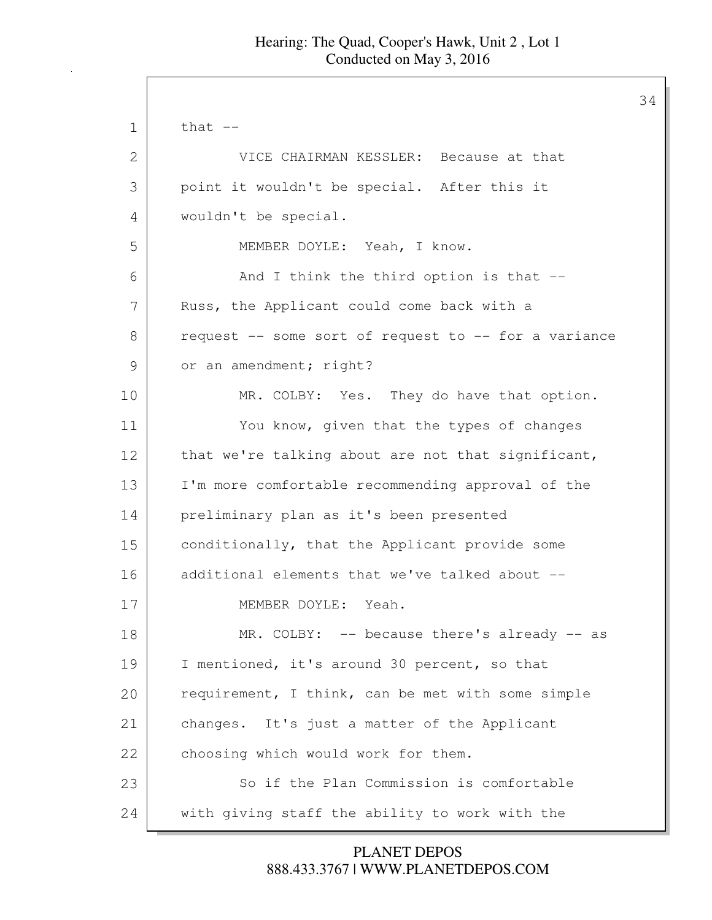that --

VICE CHAIRMAN KESSLER: Because at that point it wouldn't be special. After this it wouldn't be special.

MEMBER DOYLE: Yeah, I know.

And I think the third option is that -- Russ, the Applicant could come back with a request -- some sort of request to -- for a variance or an amendment; right?

MR. COLBY: Yes. They do have that option.

You know, given that the types of changes that we're talking about are not that significant, I'm more comfortable recommending approval of the preliminary plan as it's been presented conditionally, that the Applicant provide some additional elements that we've talked about --

MEMBER DOYLE: Yeah.

MR. COLBY: -- because there's already -- as I mentioned, it's around 30 percent, so that requirement, I think, can be met with some simple changes. It's just a matter of the Applicant choosing which would work for them.

So if the Plan Commission is comfortable with giving staff the ability to work with the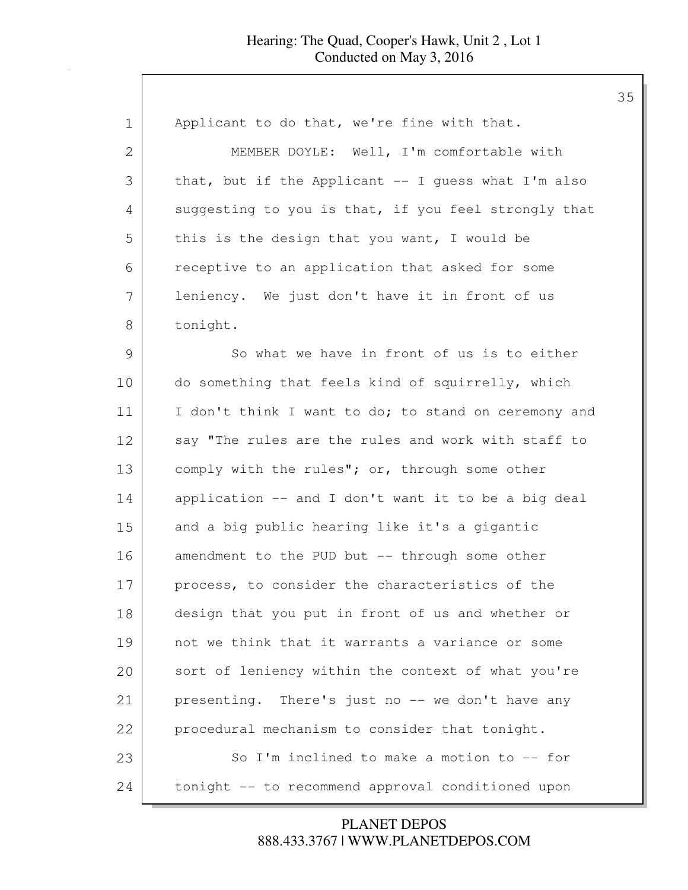Applicant to do that, we're fine with that.

MEMBER DOYLE: Well, I'm comfortable with that, but if the Applicant -- I guess what I'm also suggesting to you is that, if you feel strongly that this is the design that you want, I would be receptive to an application that asked for some leniency. We just don't have it in front of us tonight.

So what we have in front of us is to either do something that feels kind of squirrelly, which I don't think I want to do; to stand on ceremony and say "The rules are the rules and work with staff to comply with the rules"; or, through some other application -- and I don't want it to be a big deal and a big public hearing like it's a gigantic amendment to the PUD but -- through some other process, to consider the characteristics of the design that you put in front of us and whether or not we think that it warrants a variance or some sort of leniency within the context of what you're presenting. There's just no -- we don't have any procedural mechanism to consider that tonight.

So I'm inclined to make a motion to -- for tonight -- to recommend approval conditioned upon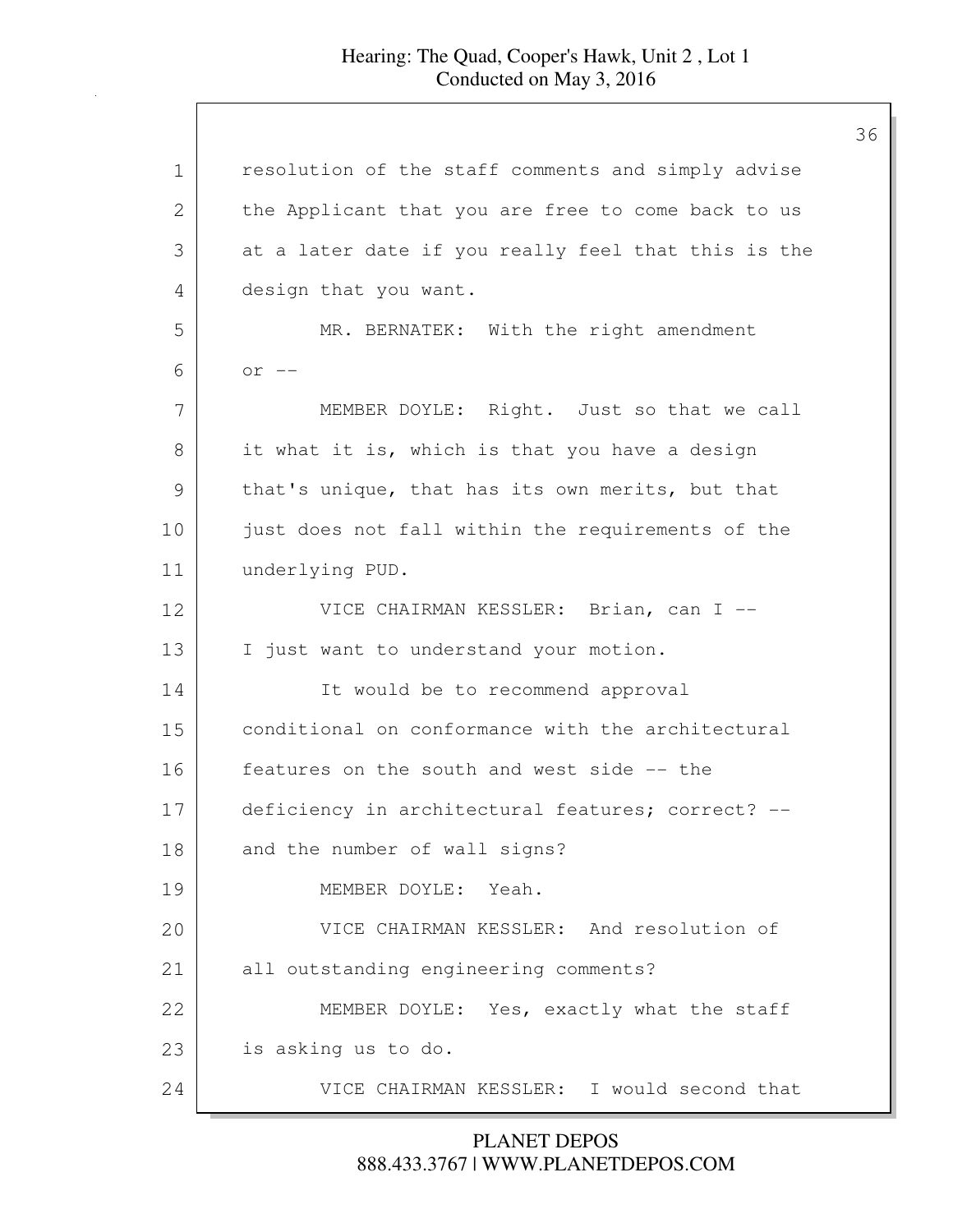resolution of the staff comments and simply advise the Applicant that you are free to come back to us at a later date if you really feel that this is the design that you want.

MR. BERNATEK: With the right amendment or --

MEMBER DOYLE: Right. Just so that we call it what it is, which is that you have a design that's unique, that has its own merits, but that just does not fall within the requirements of the underlying PUD.

VICE CHAIRMAN KESSLER: Brian, can I -- I just want to understand your motion.

It would be to recommend approval conditional on conformance with the architectural features on the south and west side -- the deficiency in architectural features; correct? -- and the number of wall signs?

MEMBER DOYLE: Yeah.

VICE CHAIRMAN KESSLER: And resolution of all outstanding engineering comments?

MEMBER DOYLE: Yes, exactly what the staff is asking us to do.

VICE CHAIRMAN KESSLER: I would second that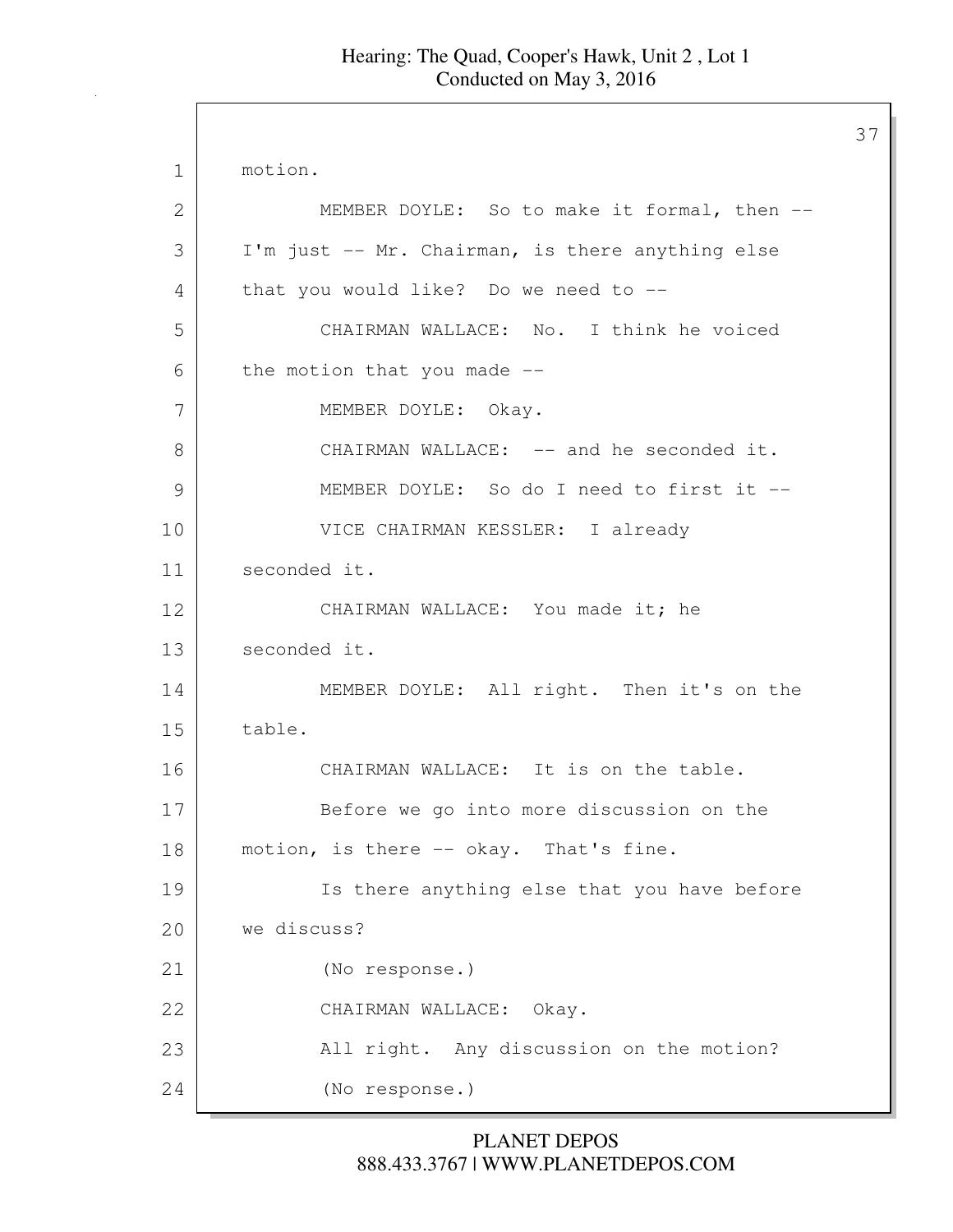motion.

MEMBER DOYLE: So to make it formal, then -- I'm just -- Mr. Chairman, is there anything else that you would like? Do we need to --

CHAIRMAN WALLACE: No. I think he voiced the motion that you made --

MEMBER DOYLE: Okay.

CHAIRMAN WALLACE: -- and he seconded it.

MEMBER DOYLE: So do I need to first it --

VICE CHAIRMAN KESSLER: I already seconded it.

CHAIRMAN WALLACE: You made it; he seconded it.

MEMBER DOYLE: All right. Then it's on the table.

CHAIRMAN WALLACE: It is on the table.

Before we go into more discussion on the motion, is there -- okay. That's fine.

Is there anything else that you have before we discuss?

(No response.)

CHAIRMAN WALLACE: Okay.

All right. Any discussion on the motion?

(No response.)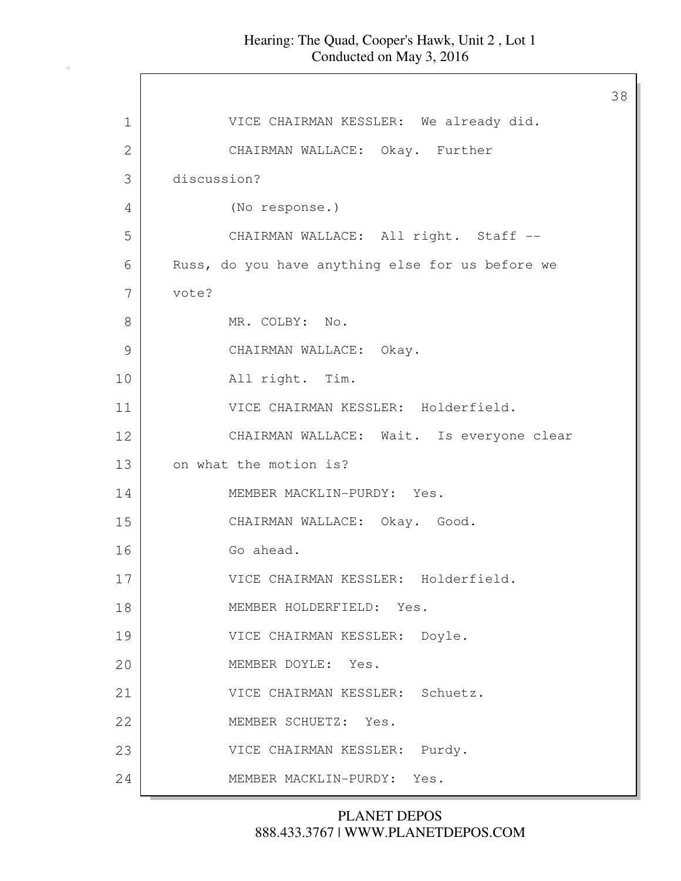VICE CHAIRMAN KESSLER: We already did.

CHAIRMAN WALLACE: Okay. Further discussion?

(No response.)

CHAIRMAN WALLACE: All right. Staff -- Russ, do you have anything else for us before we vote?

MR. COLBY: No.

CHAIRMAN WALLACE: Okay.

All right. Tim.

VICE CHAIRMAN KESSLER: Holderfield.

CHAIRMAN WALLACE: Wait. Is everyone clear on what the motion is?

MEMBER MACKLIN-PURDY: Yes.

CHAIRMAN WALLACE: Okay. Good.

Go ahead.

VICE CHAIRMAN KESSLER: Holderfield.

MEMBER HOLDERFIELD: Yes.

VICE CHAIRMAN KESSLER: Doyle.

MEMBER DOYLE: Yes.

VICE CHAIRMAN KESSLER: Schuetz.

MEMBER SCHUETZ: Yes.

VICE CHAIRMAN KESSLER: Purdy.

MEMBER MACKLIN-PURDY: Yes.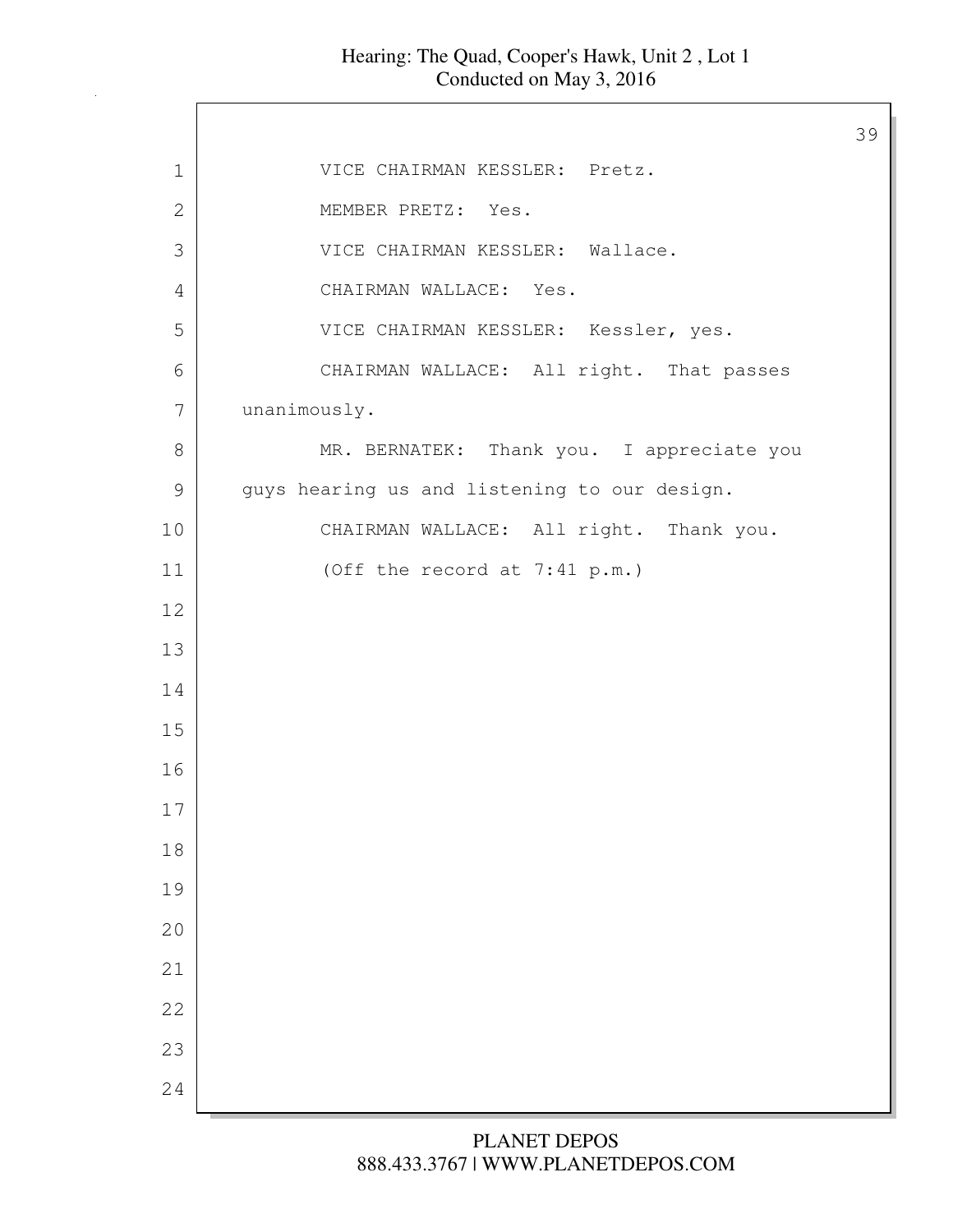VICE CHAIRMAN KESSLER: Pretz.

MEMBER PRETZ: Yes.

VICE CHAIRMAN KESSLER: Wallace.

CHAIRMAN WALLACE: Yes.

VICE CHAIRMAN KESSLER: Kessler, yes.

CHAIRMAN WALLACE: All right. That passes unanimously.

MR. BERNATEK: Thank you. I appreciate you guys hearing us and listening to our design.

CHAIRMAN WALLACE: All right. Thank you.

(Off the record at 7:41 p.m.)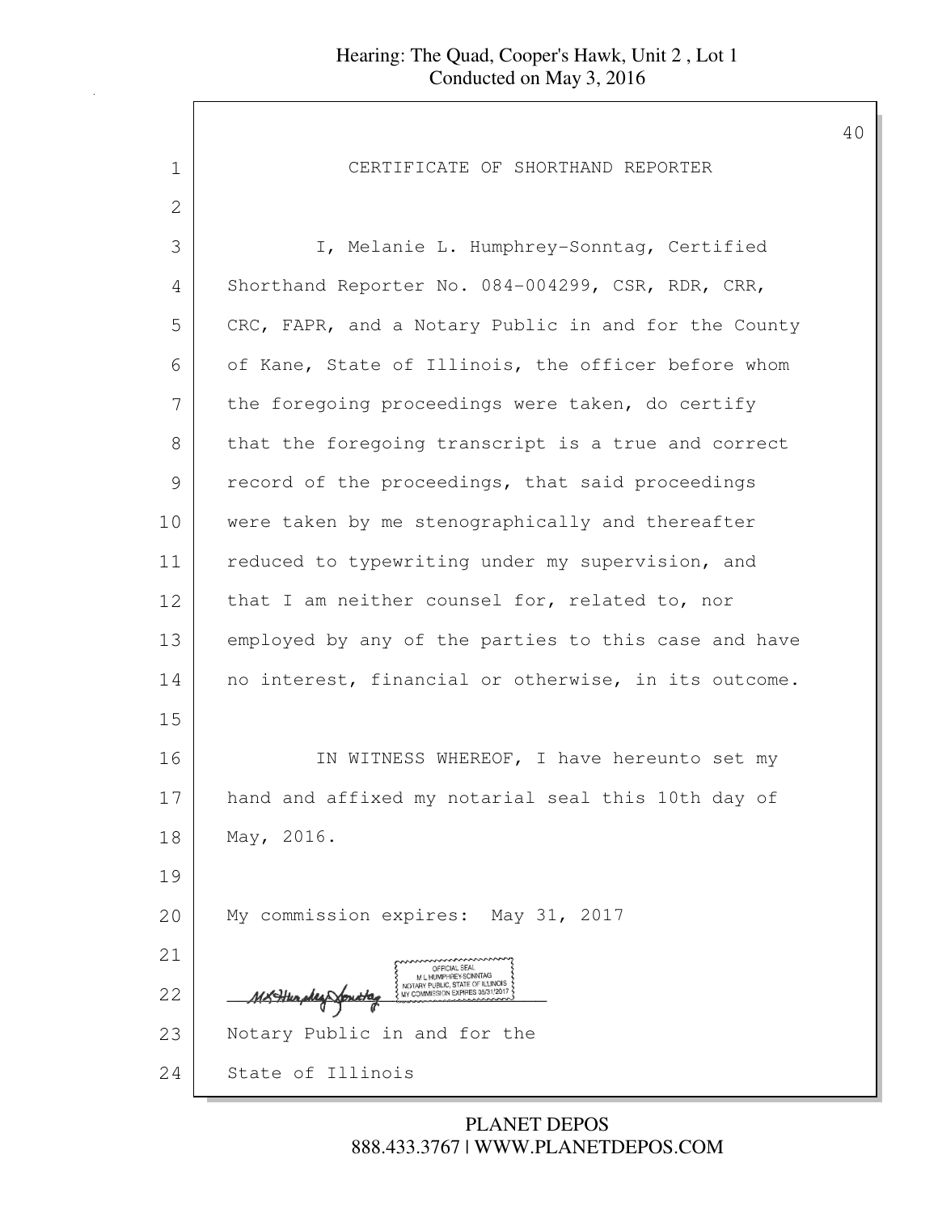# CERTIFICATE OF SHORTHAND REPORTER

I, Melanie L. Humphrey-Sonntag, Certified Shorthand Reporter No. 084-004299, CSR, RDR, CRR, CRC, FAPR, and a Notary Public in and for the County of Kane, State of Illinois, the officer before whom the foregoing proceedings were taken, do certify that the foregoing transcript is a true and correct record of the proceedings, that said proceedings were taken by me stenographically and thereafter reduced to typewriting under my supervision, and that I am neither counsel for, related to, nor employed by any of the parties to this case and have no interest, financial or otherwise, in its outcome.

IN WITNESS WHEREOF, I have hereunto set my hand and affixed my notarial seal this 10th day of May, 2016.

My commission expires: May 31, 2017

OFFICIAL SEAL
M L HUMPHREY-SONNTAG
NOTARY PUBLIC, STATE OF ILLINOIS
MY COMMISSION EXPIRES 05/31/2017

Notary Public in and for the
State of Illinois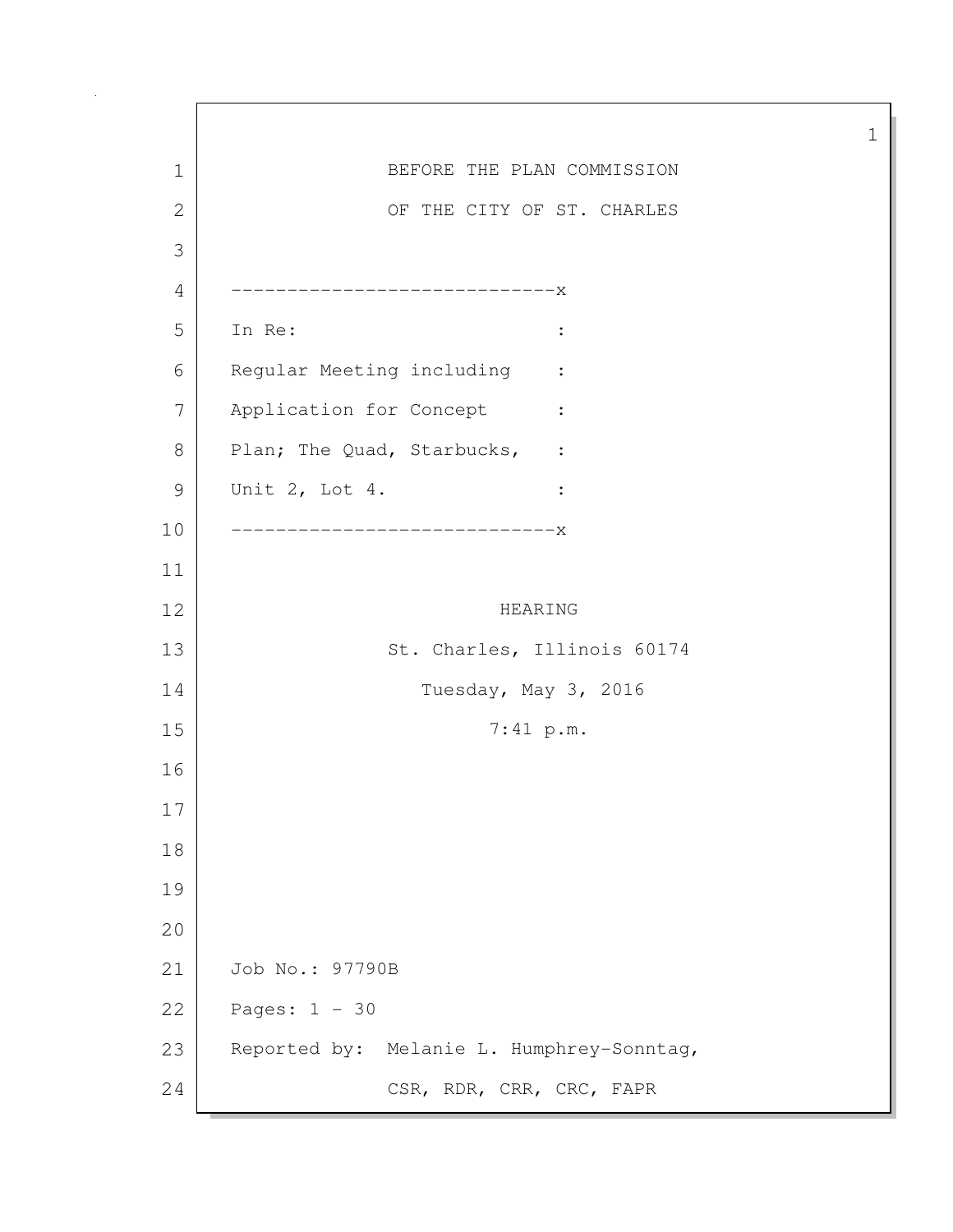BEFORE THE PLAN COMMISSION

OF THE CITY OF ST. CHARLES

```
-----------------------------x
In Re:                       :
Regular Meeting including    :
Application for Concept      :
Plan; The Quad, Starbucks,   :
Unit 2, Lot 4.               :
-----------------------------x
```

HEARING

St. Charles, Illinois 60174

Tuesday, May 3, 2016

7:41 p.m.

Job No.: 97790B

Pages: 1 - 30

Reported by: Melanie L. Humphrey-Sonntag,
CSR, RDR, CRR, CRC, FAPR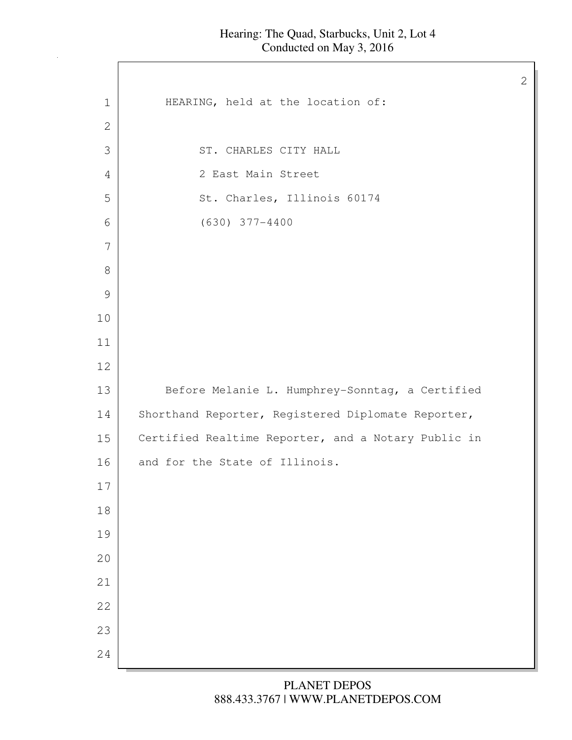HEARING, held at the location of:

ST. CHARLES CITY HALL
2 East Main Street
St. Charles, Illinois 60174
(630) 377-4400

Before Melanie L. Humphrey-Sonntag, a Certified Shorthand Reporter, Registered Diplomate Reporter, Certified Realtime Reporter, and a Notary Public in and for the State of Illinois.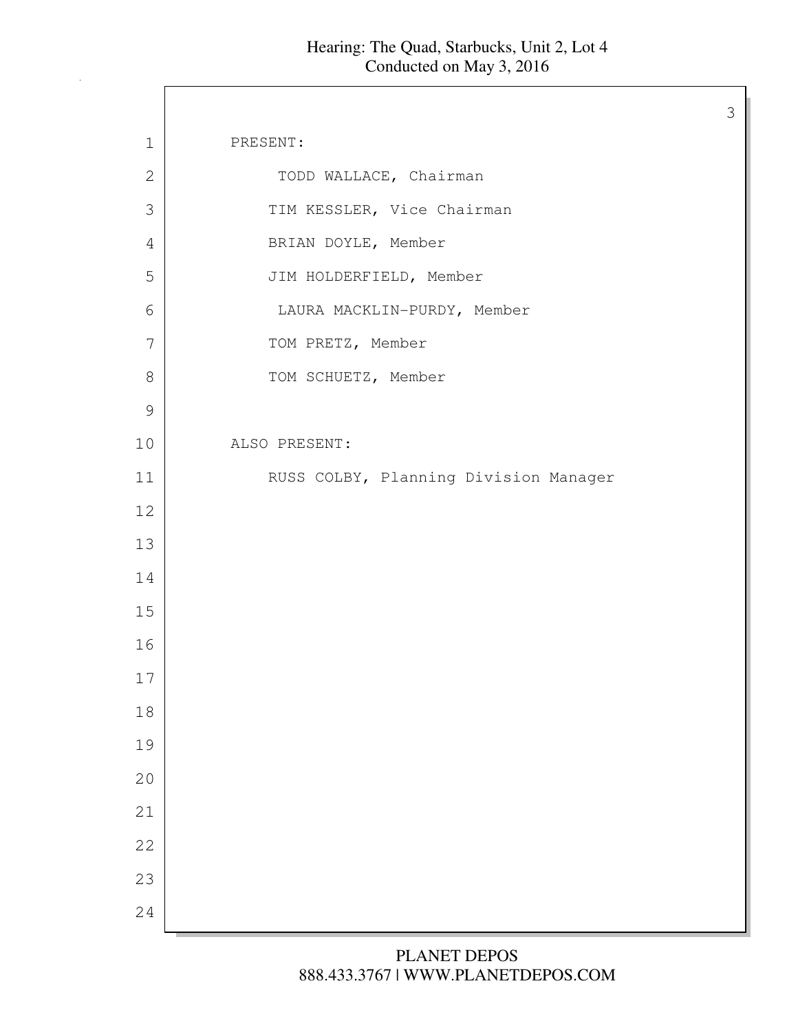PRESENT:

TODD WALLACE, Chairman

TIM KESSLER, Vice Chairman

BRIAN DOYLE, Member

JIM HOLDERFIELD, Member

LAURA MACKLIN-PURDY, Member

TOM PRETZ, Member

TOM SCHUETZ, Member

ALSO PRESENT:

RUSS COLBY, Planning Division Manager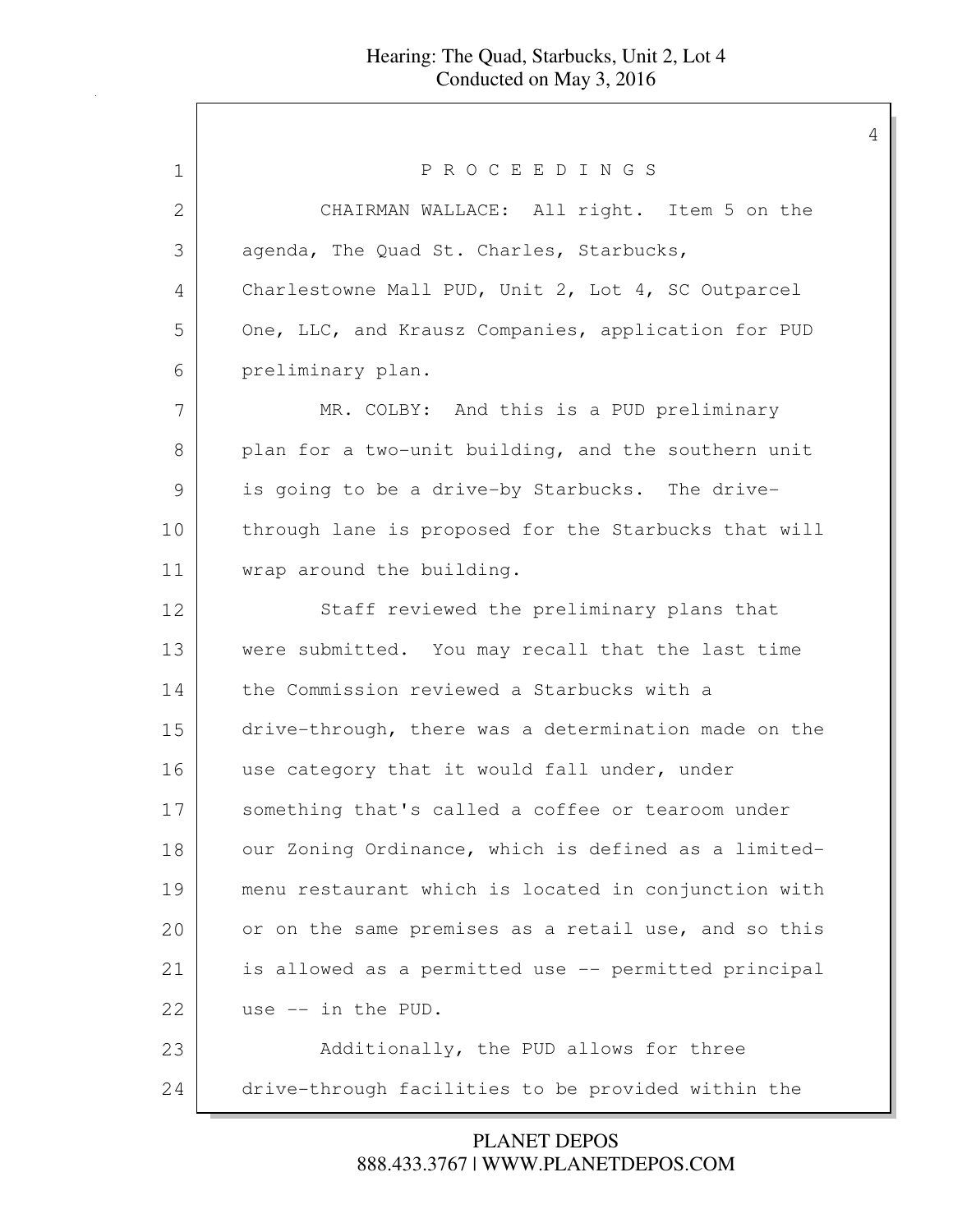P R O C E E D I N G S

CHAIRMAN WALLACE: All right. Item 5 on the agenda, The Quad St. Charles, Starbucks, Charlestowne Mall PUD, Unit 2, Lot 4, SC Outparcel One, LLC, and Krausz Companies, application for PUD preliminary plan.

MR. COLBY: And this is a PUD preliminary plan for a two-unit building, and the southern unit is going to be a drive-by Starbucks. The drive-through lane is proposed for the Starbucks that will wrap around the building.

Staff reviewed the preliminary plans that were submitted. You may recall that the last time the Commission reviewed a Starbucks with a drive-through, there was a determination made on the use category that it would fall under, under something that's called a coffee or tearoom under our Zoning Ordinance, which is defined as a limited-menu restaurant which is located in conjunction with or on the same premises as a retail use, and so this is allowed as a permitted use -- permitted principal use -- in the PUD.

Additionally, the PUD allows for three drive-through facilities to be provided within the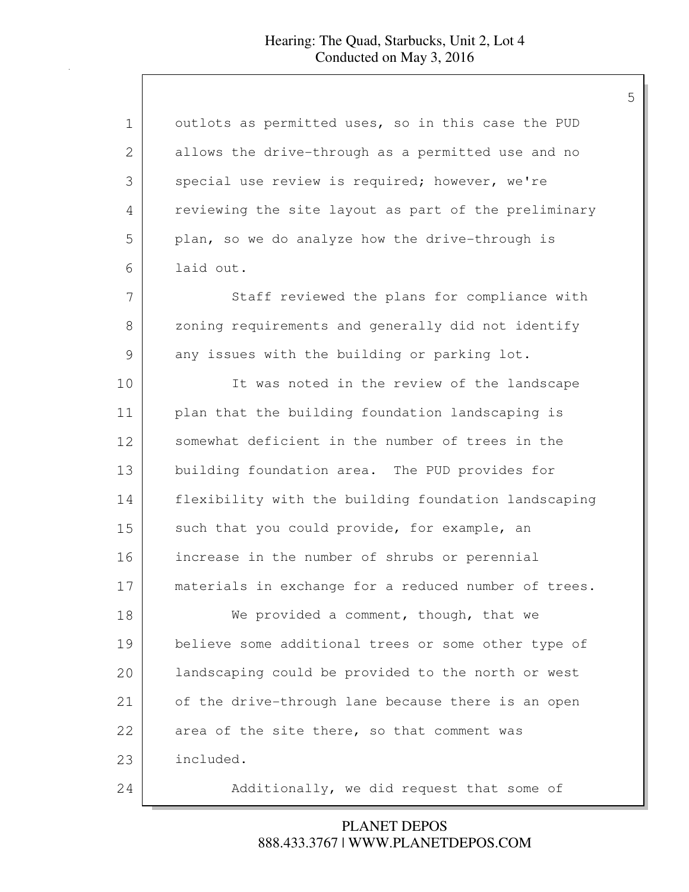outlots as permitted uses, so in this case the PUD allows the drive-through as a permitted use and no special use review is required; however, we're reviewing the site layout as part of the preliminary plan, so we do analyze how the drive-through is laid out.

Staff reviewed the plans for compliance with zoning requirements and generally did not identify any issues with the building or parking lot.

It was noted in the review of the landscape plan that the building foundation landscaping is somewhat deficient in the number of trees in the building foundation area. The PUD provides for flexibility with the building foundation landscaping such that you could provide, for example, an increase in the number of shrubs or perennial materials in exchange for a reduced number of trees.

We provided a comment, though, that we believe some additional trees or some other type of landscaping could be provided to the north or west of the drive-through lane because there is an open area of the site there, so that comment was included.

Additionally, we did request that some of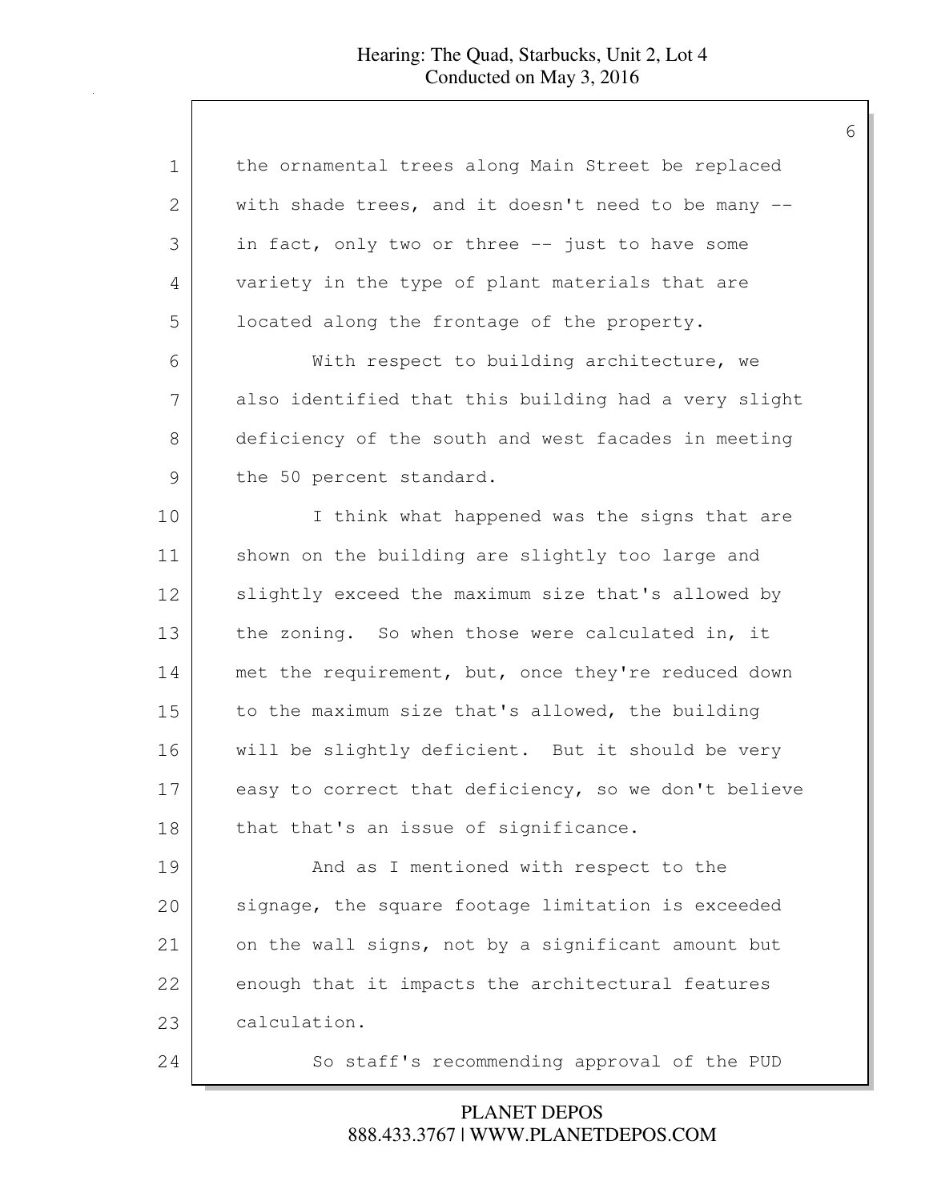the ornamental trees along Main Street be replaced with shade trees, and it doesn't need to be many -- in fact, only two or three -- just to have some variety in the type of plant materials that are located along the frontage of the property.

With respect to building architecture, we also identified that this building had a very slight deficiency of the south and west facades in meeting the 50 percent standard.

I think what happened was the signs that are shown on the building are slightly too large and slightly exceed the maximum size that's allowed by the zoning. So when those were calculated in, it met the requirement, but, once they're reduced down to the maximum size that's allowed, the building will be slightly deficient. But it should be very easy to correct that deficiency, so we don't believe that that's an issue of significance.

And as I mentioned with respect to the signage, the square footage limitation is exceeded on the wall signs, not by a significant amount but enough that it impacts the architectural features calculation.

So staff's recommending approval of the PUD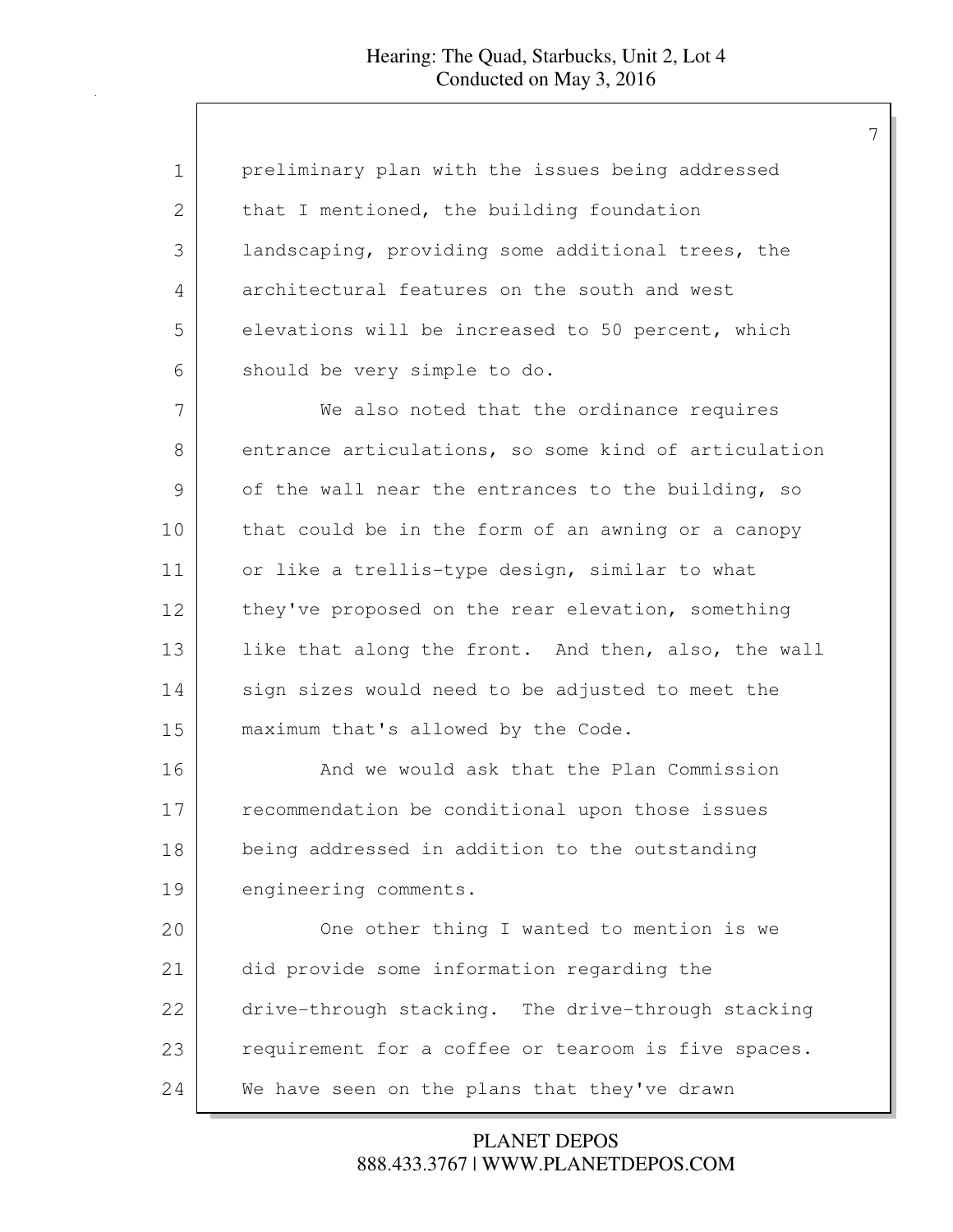preliminary plan with the issues being addressed that I mentioned, the building foundation landscaping, providing some additional trees, the architectural features on the south and west elevations will be increased to 50 percent, which should be very simple to do.

We also noted that the ordinance requires entrance articulations, so some kind of articulation of the wall near the entrances to the building, so that could be in the form of an awning or a canopy or like a trellis-type design, similar to what they've proposed on the rear elevation, something like that along the front. And then, also, the wall sign sizes would need to be adjusted to meet the maximum that's allowed by the Code.

And we would ask that the Plan Commission recommendation be conditional upon those issues being addressed in addition to the outstanding engineering comments.

One other thing I wanted to mention is we did provide some information regarding the drive-through stacking. The drive-through stacking requirement for a coffee or tearoom is five spaces. We have seen on the plans that they've drawn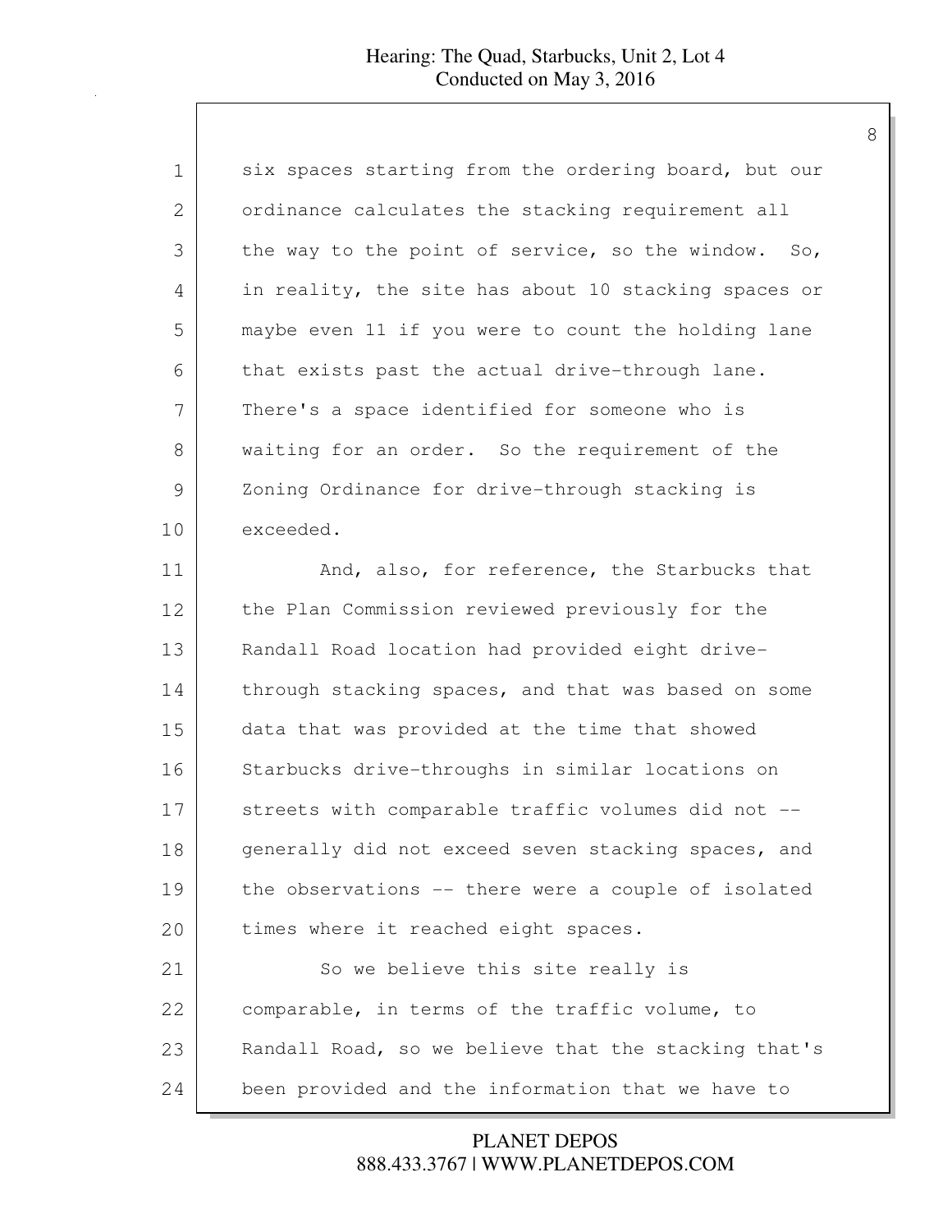six spaces starting from the ordering board, but our ordinance calculates the stacking requirement all the way to the point of service, so the window. So, in reality, the site has about 10 stacking spaces or maybe even 11 if you were to count the holding lane that exists past the actual drive-through lane. There's a space identified for someone who is waiting for an order. So the requirement of the Zoning Ordinance for drive-through stacking is exceeded.

And, also, for reference, the Starbucks that the Plan Commission reviewed previously for the Randall Road location had provided eight drive-through stacking spaces, and that was based on some data that was provided at the time that showed Starbucks drive-throughs in similar locations on streets with comparable traffic volumes did not -- generally did not exceed seven stacking spaces, and the observations -- there were a couple of isolated times where it reached eight spaces.

So we believe this site really is comparable, in terms of the traffic volume, to Randall Road, so we believe that the stacking that's been provided and the information that we have to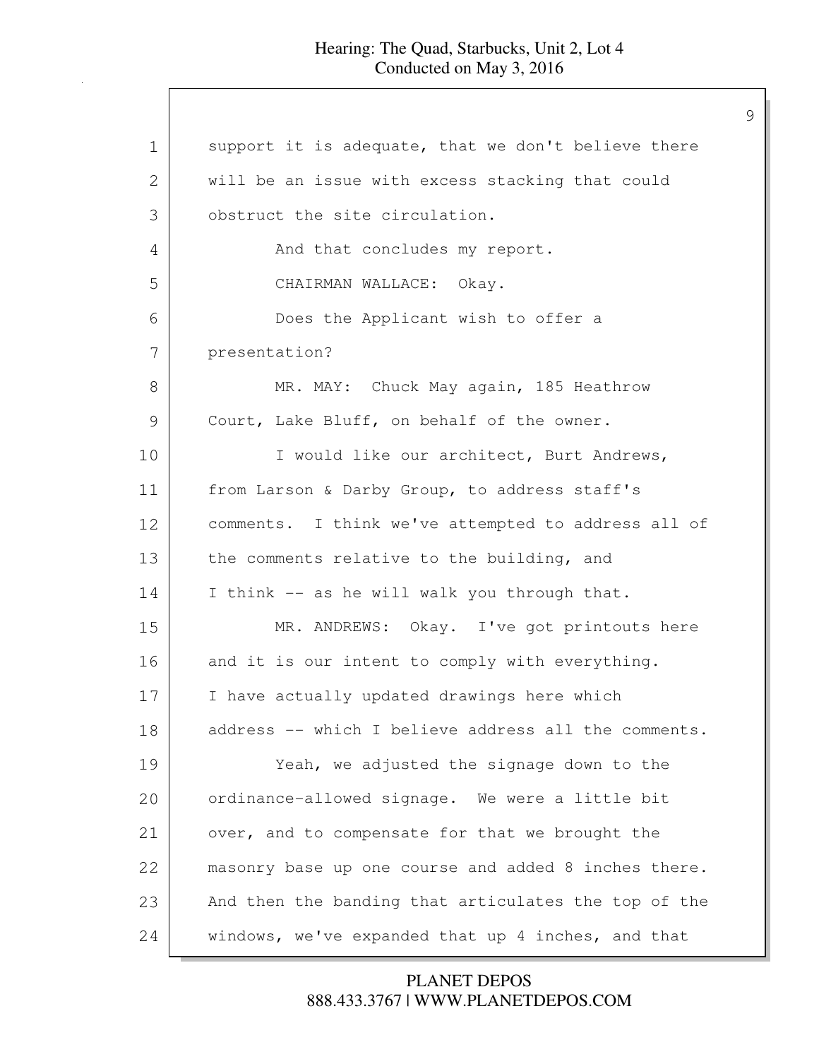support it is adequate, that we don't believe there will be an issue with excess stacking that could obstruct the site circulation.

And that concludes my report.

CHAIRMAN WALLACE: Okay.

Does the Applicant wish to offer a presentation?

MR. MAY: Chuck May again, 185 Heathrow Court, Lake Bluff, on behalf of the owner.

I would like our architect, Burt Andrews, from Larson & Darby Group, to address staff's comments. I think we've attempted to address all of the comments relative to the building, and I think -- as he will walk you through that.

MR. ANDREWS: Okay. I've got printouts here and it is our intent to comply with everything. I have actually updated drawings here which address -- which I believe address all the comments.

Yeah, we adjusted the signage down to the ordinance-allowed signage. We were a little bit over, and to compensate for that we brought the masonry base up one course and added 8 inches there. And then the banding that articulates the top of the windows, we've expanded that up 4 inches, and that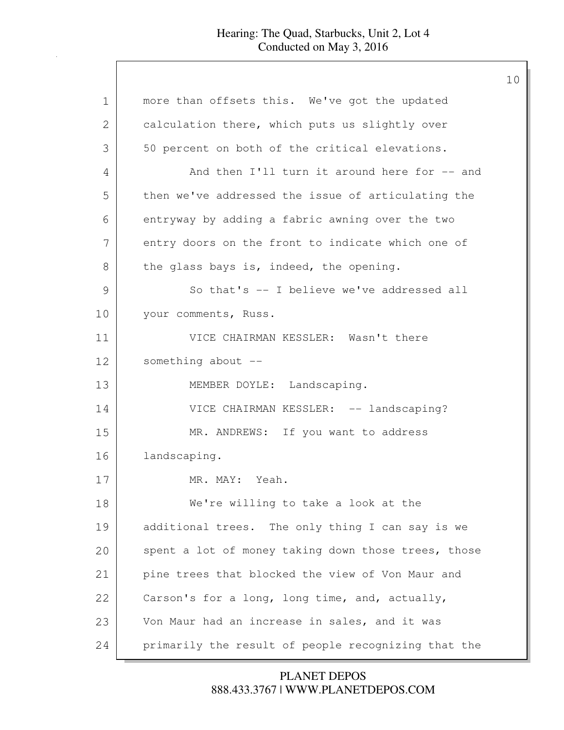more than offsets this. We've got the updated calculation there, which puts us slightly over 50 percent on both of the critical elevations.

And then I'll turn it around here for -- and then we've addressed the issue of articulating the entryway by adding a fabric awning over the two entry doors on the front to indicate which one of the glass bays is, indeed, the opening.

So that's -- I believe we've addressed all your comments, Russ.

VICE CHAIRMAN KESSLER: Wasn't there something about --

MEMBER DOYLE: Landscaping.

VICE CHAIRMAN KESSLER: -- landscaping?

MR. ANDREWS: If you want to address landscaping.

MR. MAY: Yeah.

We're willing to take a look at the additional trees. The only thing I can say is we spent a lot of money taking down those trees, those pine trees that blocked the view of Von Maur and Carson's for a long, long time, and, actually, Von Maur had an increase in sales, and it was primarily the result of people recognizing that the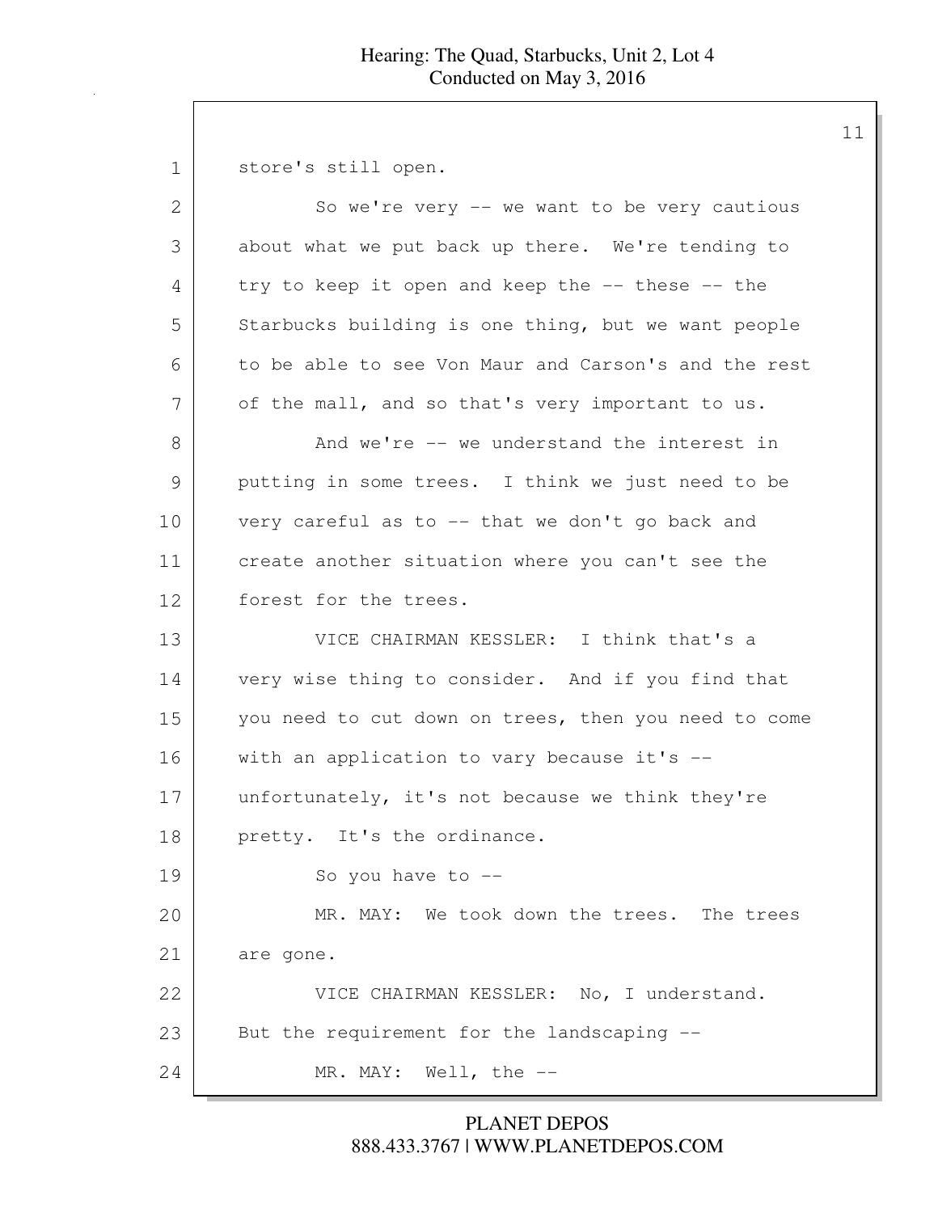store's still open.

So we're very -- we want to be very cautious about what we put back up there. We're tending to try to keep it open and keep the -- these -- the Starbucks building is one thing, but we want people to be able to see Von Maur and Carson's and the rest of the mall, and so that's very important to us.

And we're -- we understand the interest in putting in some trees. I think we just need to be very careful as to -- that we don't go back and create another situation where you can't see the forest for the trees.

VICE CHAIRMAN KESSLER: I think that's a very wise thing to consider. And if you find that you need to cut down on trees, then you need to come with an application to vary because it's -- unfortunately, it's not because we think they're pretty. It's the ordinance.

So you have to --

MR. MAY: We took down the trees. The trees are gone.

VICE CHAIRMAN KESSLER: No, I understand. But the requirement for the landscaping --

MR. MAY: Well, the --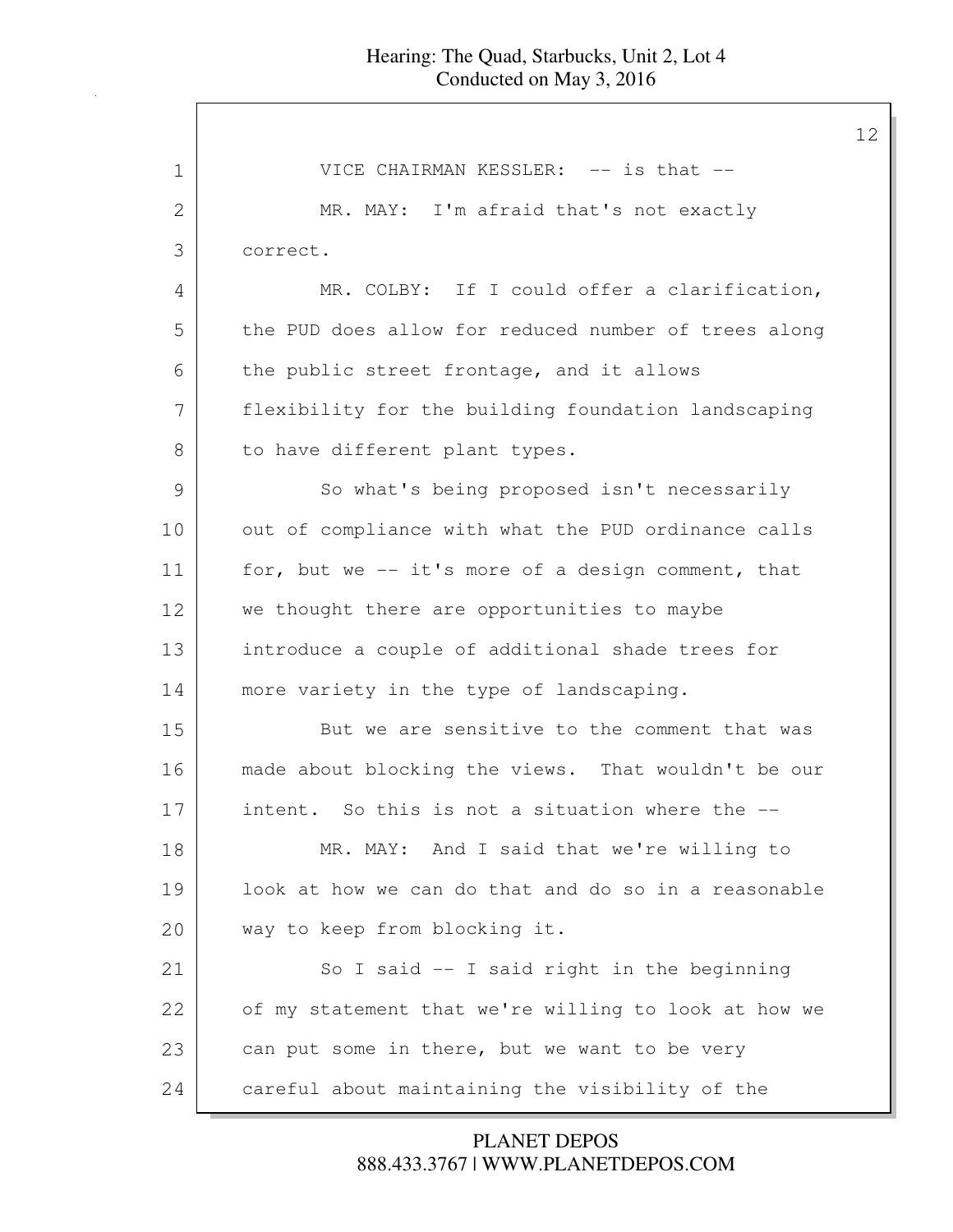VICE CHAIRMAN KESSLER: -- is that --

MR. MAY: I'm afraid that's not exactly correct.

MR. COLBY: If I could offer a clarification, the PUD does allow for reduced number of trees along the public street frontage, and it allows flexibility for the building foundation landscaping to have different plant types.

So what's being proposed isn't necessarily out of compliance with what the PUD ordinance calls for, but we -- it's more of a design comment, that we thought there are opportunities to maybe introduce a couple of additional shade trees for more variety in the type of landscaping.

But we are sensitive to the comment that was made about blocking the views. That wouldn't be our intent. So this is not a situation where the --

MR. MAY: And I said that we're willing to look at how we can do that and do so in a reasonable way to keep from blocking it.

So I said -- I said right in the beginning of my statement that we're willing to look at how we can put some in there, but we want to be very careful about maintaining the visibility of the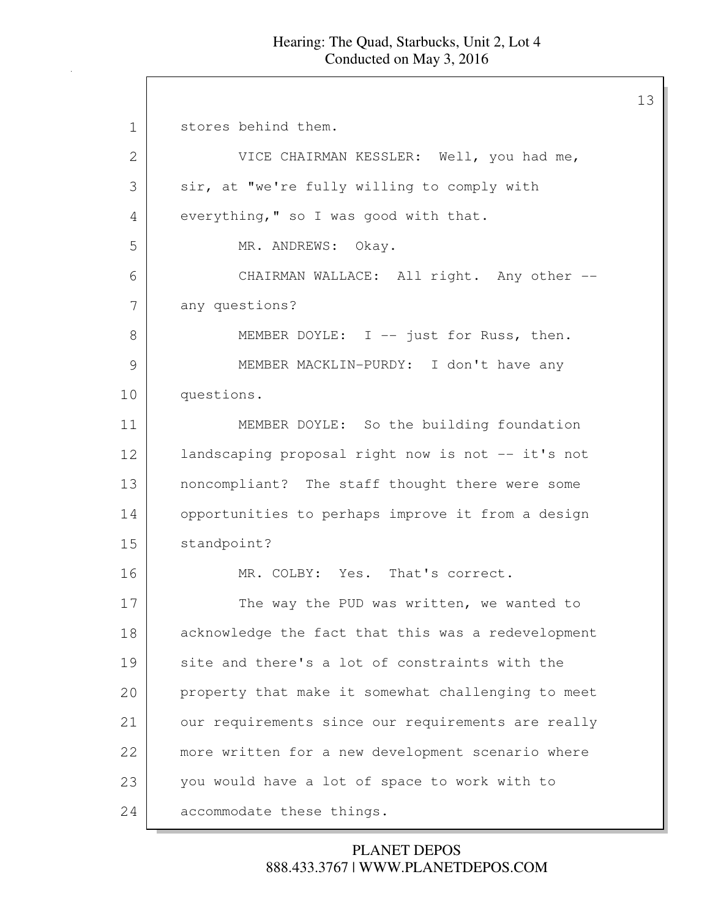stores behind them.

VICE CHAIRMAN KESSLER: Well, you had me, sir, at "we're fully willing to comply with everything," so I was good with that.

MR. ANDREWS: Okay.

CHAIRMAN WALLACE: All right. Any other -- any questions?

MEMBER DOYLE: I -- just for Russ, then.

MEMBER MACKLIN-PURDY: I don't have any questions.

MEMBER DOYLE: So the building foundation landscaping proposal right now is not -- it's not noncompliant? The staff thought there were some opportunities to perhaps improve it from a design standpoint?

MR. COLBY: Yes. That's correct.

The way the PUD was written, we wanted to acknowledge the fact that this was a redevelopment site and there's a lot of constraints with the property that make it somewhat challenging to meet our requirements since our requirements are really more written for a new development scenario where you would have a lot of space to work with to accommodate these things.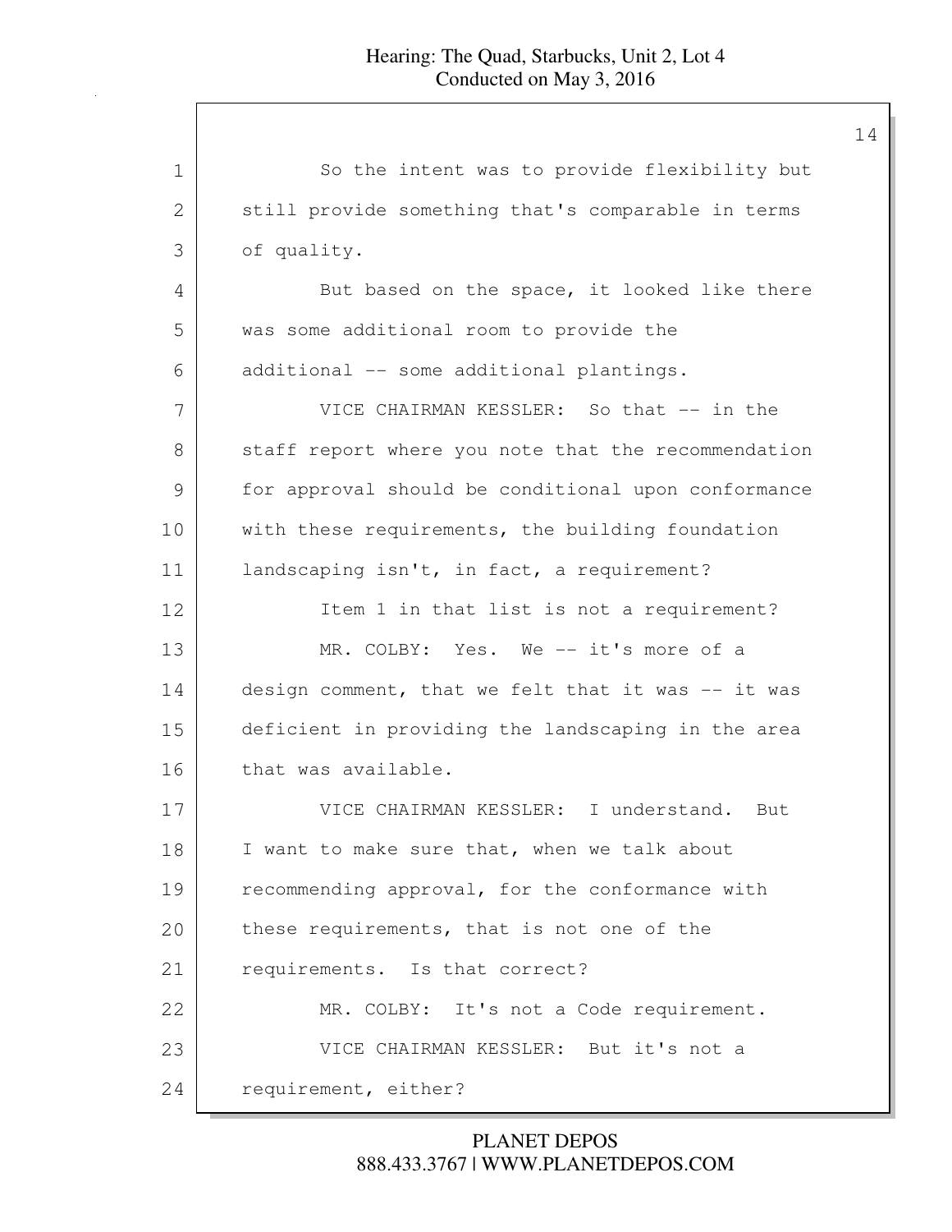So the intent was to provide flexibility but still provide something that's comparable in terms of quality.

But based on the space, it looked like there was some additional room to provide the additional -- some additional plantings.

VICE CHAIRMAN KESSLER: So that -- in the staff report where you note that the recommendation for approval should be conditional upon conformance with these requirements, the building foundation landscaping isn't, in fact, a requirement?

Item 1 in that list is not a requirement?

MR. COLBY: Yes. We -- it's more of a design comment, that we felt that it was -- it was deficient in providing the landscaping in the area that was available.

VICE CHAIRMAN KESSLER: I understand. But I want to make sure that, when we talk about recommending approval, for the conformance with these requirements, that is not one of the requirements. Is that correct?

MR. COLBY: It's not a Code requirement.

VICE CHAIRMAN KESSLER: But it's not a requirement, either?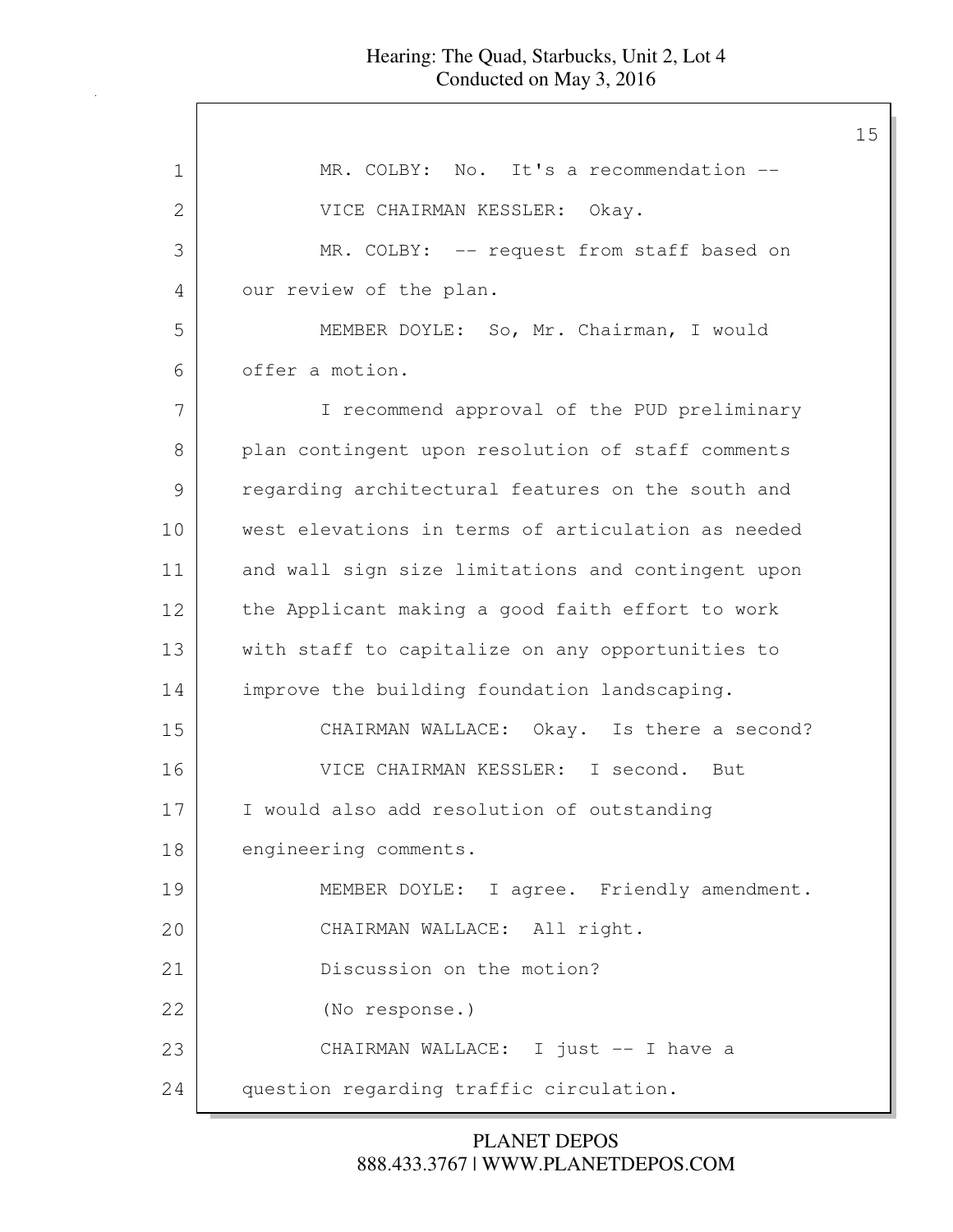MR. COLBY: No. It's a recommendation --

VICE CHAIRMAN KESSLER: Okay.

MR. COLBY: -- request from staff based on our review of the plan.

MEMBER DOYLE: So, Mr. Chairman, I would offer a motion.

I recommend approval of the PUD preliminary plan contingent upon resolution of staff comments regarding architectural features on the south and west elevations in terms of articulation as needed and wall sign size limitations and contingent upon the Applicant making a good faith effort to work with staff to capitalize on any opportunities to improve the building foundation landscaping.

CHAIRMAN WALLACE: Okay. Is there a second?

VICE CHAIRMAN KESSLER: I second. But I would also add resolution of outstanding engineering comments.

MEMBER DOYLE: I agree. Friendly amendment.

CHAIRMAN WALLACE: All right.

Discussion on the motion?

(No response.)

CHAIRMAN WALLACE: I just -- I have a question regarding traffic circulation.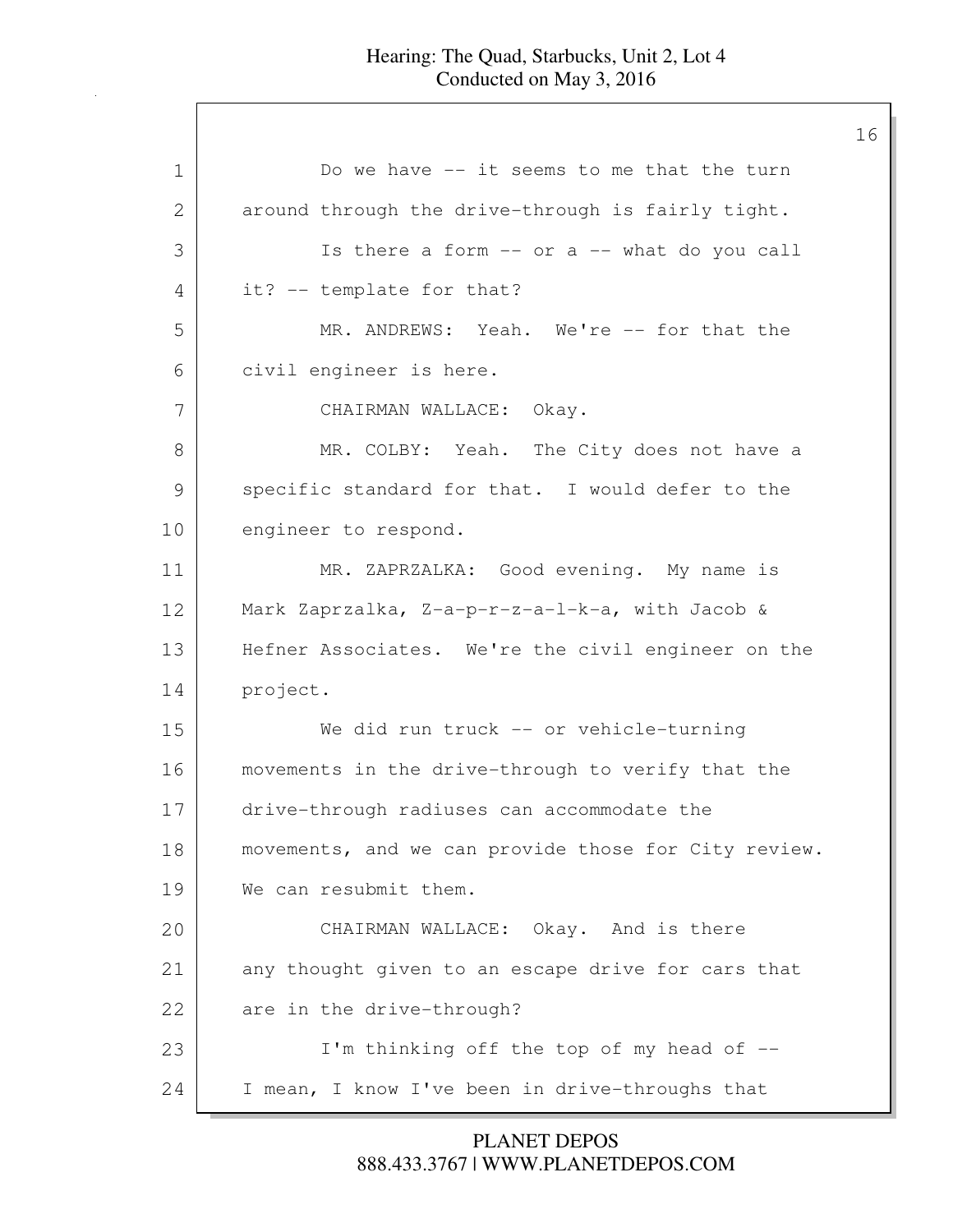Do we have -- it seems to me that the turn around through the drive-through is fairly tight.

Is there a form -- or a -- what do you call it? -- template for that?

MR. ANDREWS: Yeah. We're -- for that the civil engineer is here.

CHAIRMAN WALLACE: Okay.

MR. COLBY: Yeah. The City does not have a specific standard for that. I would defer to the engineer to respond.

MR. ZAPRZALKA: Good evening. My name is Mark Zaprzalka, Z-a-p-r-z-a-l-k-a, with Jacob & Hefner Associates. We're the civil engineer on the project.

We did run truck -- or vehicle-turning movements in the drive-through to verify that the drive-through radiuses can accommodate the movements, and we can provide those for City review. We can resubmit them.

CHAIRMAN WALLACE: Okay. And is there any thought given to an escape drive for cars that are in the drive-through?

I'm thinking off the top of my head of -- I mean, I know I've been in drive-throughs that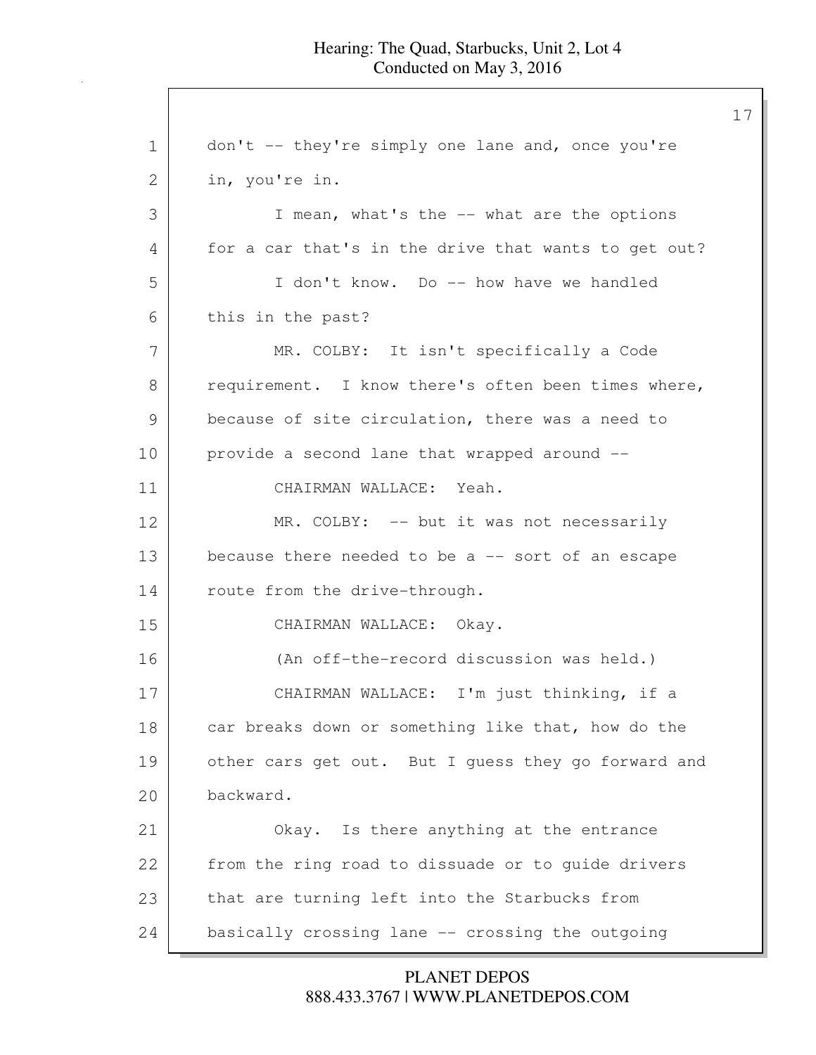don't -- they're simply one lane and, once you're in, you're in.

I mean, what's the -- what are the options for a car that's in the drive that wants to get out?

I don't know. Do -- how have we handled this in the past?

MR. COLBY: It isn't specifically a Code requirement. I know there's often been times where, because of site circulation, there was a need to provide a second lane that wrapped around --

CHAIRMAN WALLACE: Yeah.

MR. COLBY: -- but it was not necessarily because there needed to be a -- sort of an escape route from the drive-through.

CHAIRMAN WALLACE: Okay.

(An off-the-record discussion was held.)

CHAIRMAN WALLACE: I'm just thinking, if a car breaks down or something like that, how do the other cars get out. But I guess they go forward and backward.

Okay. Is there anything at the entrance from the ring road to dissuade or to guide drivers that are turning left into the Starbucks from basically crossing lane -- crossing the outgoing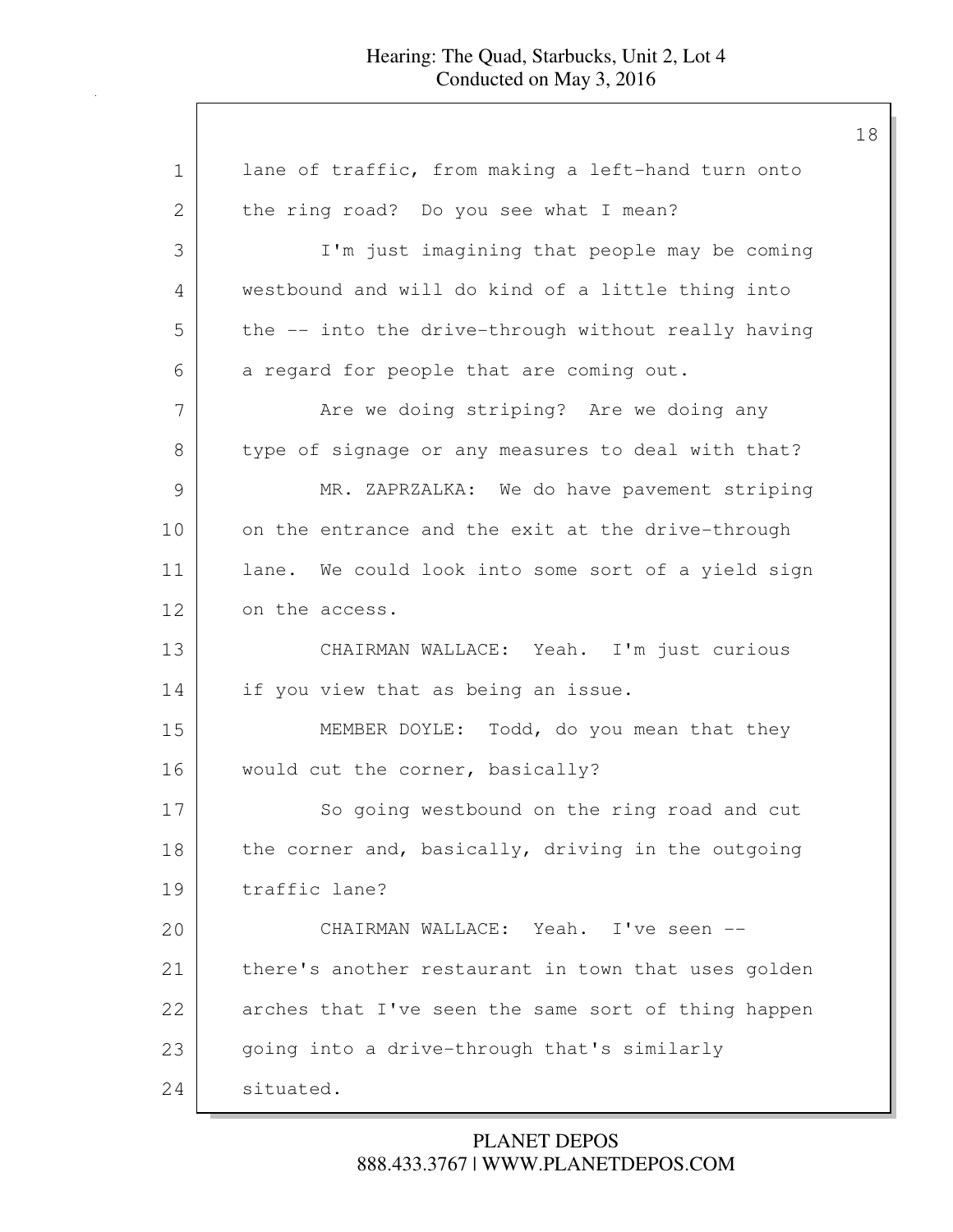lane of traffic, from making a left-hand turn onto the ring road? Do you see what I mean?

I'm just imagining that people may be coming westbound and will do kind of a little thing into the -- into the drive-through without really having a regard for people that are coming out.

Are we doing striping? Are we doing any type of signage or any measures to deal with that?

MR. ZAPRZALKA: We do have pavement striping on the entrance and the exit at the drive-through lane. We could look into some sort of a yield sign on the access.

CHAIRMAN WALLACE: Yeah. I'm just curious if you view that as being an issue.

MEMBER DOYLE: Todd, do you mean that they would cut the corner, basically?

So going westbound on the ring road and cut the corner and, basically, driving in the outgoing traffic lane?

CHAIRMAN WALLACE: Yeah. I've seen -- there's another restaurant in town that uses golden arches that I've seen the same sort of thing happen going into a drive-through that's similarly situated.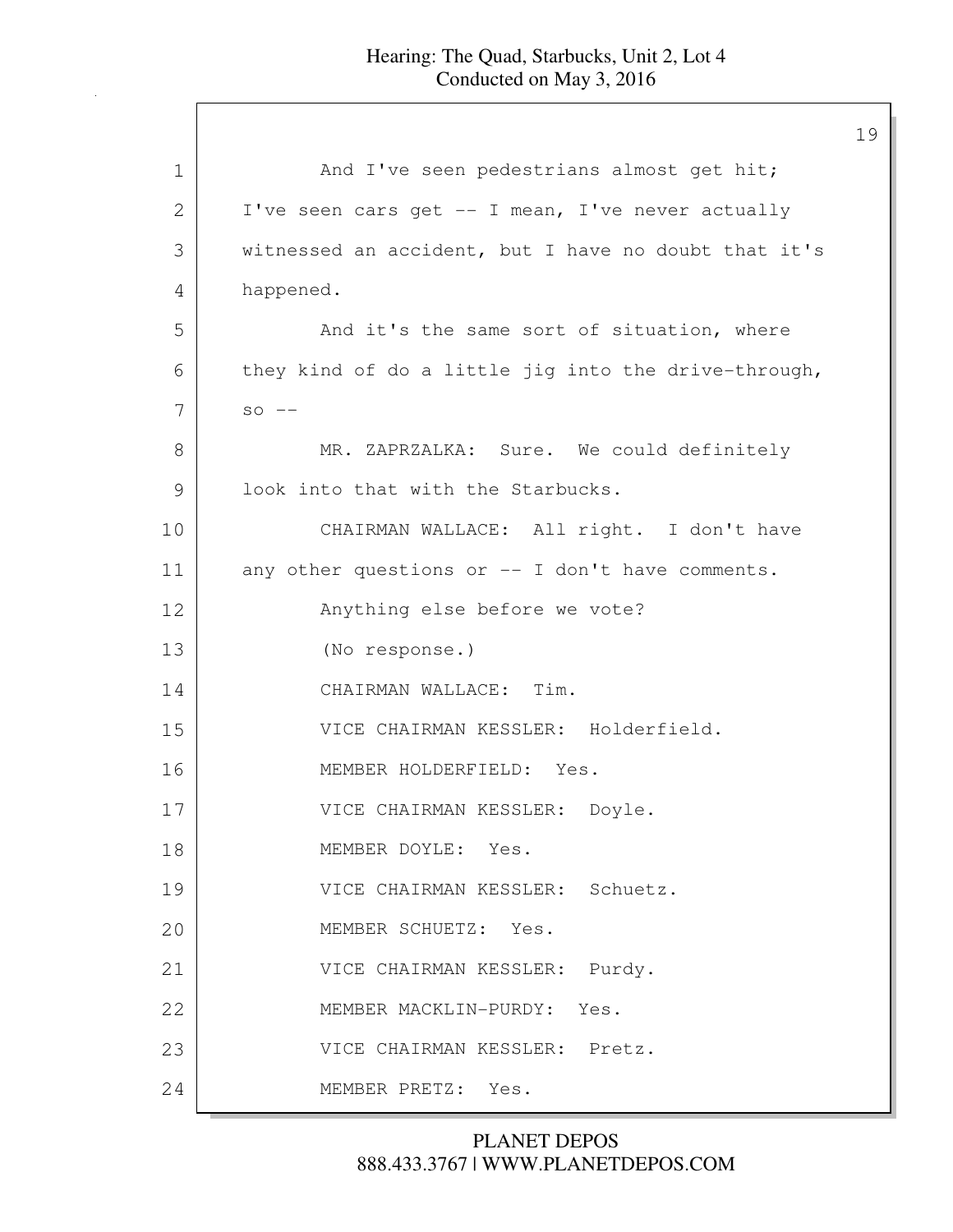1 And I've seen pedestrians almost get hit;
2 I've seen cars get -- I mean, I've never actually
3 witnessed an accident, but I have no doubt that it's
4 happened.
5 And it's the same sort of situation, where
6 they kind of do a little jig into the drive-through,
7 so --
8 MR. ZAPRZALKA: Sure. We could definitely
9 look into that with the Starbucks.
10 CHAIRMAN WALLACE: All right. I don't have
11 any other questions or -- I don't have comments.
12 Anything else before we vote?
13 (No response.)
14 CHAIRMAN WALLACE: Tim.
15 VICE CHAIRMAN KESSLER: Holderfield.
16 MEMBER HOLDERFIELD: Yes.
17 VICE CHAIRMAN KESSLER: Doyle.
18 MEMBER DOYLE: Yes.
19 VICE CHAIRMAN KESSLER: Schuetz.
20 MEMBER SCHUETZ: Yes.
21 VICE CHAIRMAN KESSLER: Purdy.
22 MEMBER MACKLIN-PURDY: Yes.
23 VICE CHAIRMAN KESSLER: Pretz.
24 MEMBER PRETZ: Yes.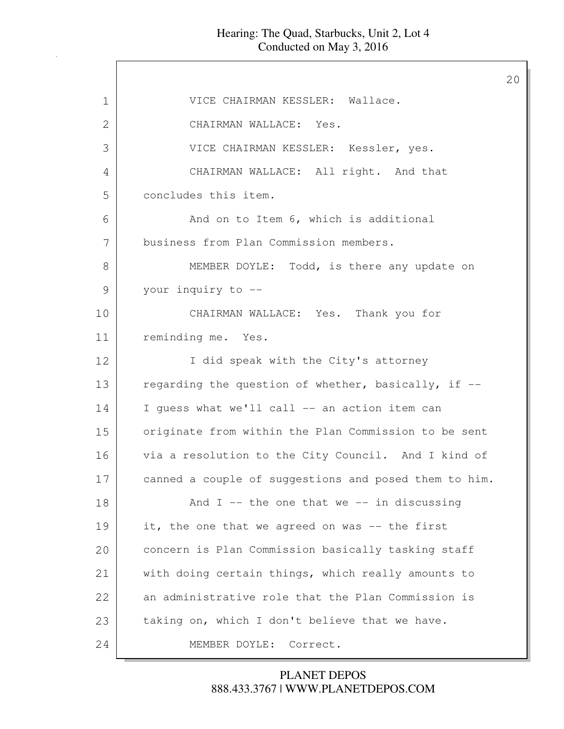VICE CHAIRMAN KESSLER: Wallace.

CHAIRMAN WALLACE: Yes.

VICE CHAIRMAN KESSLER: Kessler, yes.

CHAIRMAN WALLACE: All right. And that concludes this item.

And on to Item 6, which is additional business from Plan Commission members.

MEMBER DOYLE: Todd, is there any update on your inquiry to --

CHAIRMAN WALLACE: Yes. Thank you for reminding me. Yes.

I did speak with the City's attorney regarding the question of whether, basically, if -- I guess what we'll call -- an action item can originate from within the Plan Commission to be sent via a resolution to the City Council. And I kind of canned a couple of suggestions and posed them to him.

And I -- the one that we -- in discussing it, the one that we agreed on was -- the first concern is Plan Commission basically tasking staff with doing certain things, which really amounts to an administrative role that the Plan Commission is taking on, which I don't believe that we have.

MEMBER DOYLE: Correct.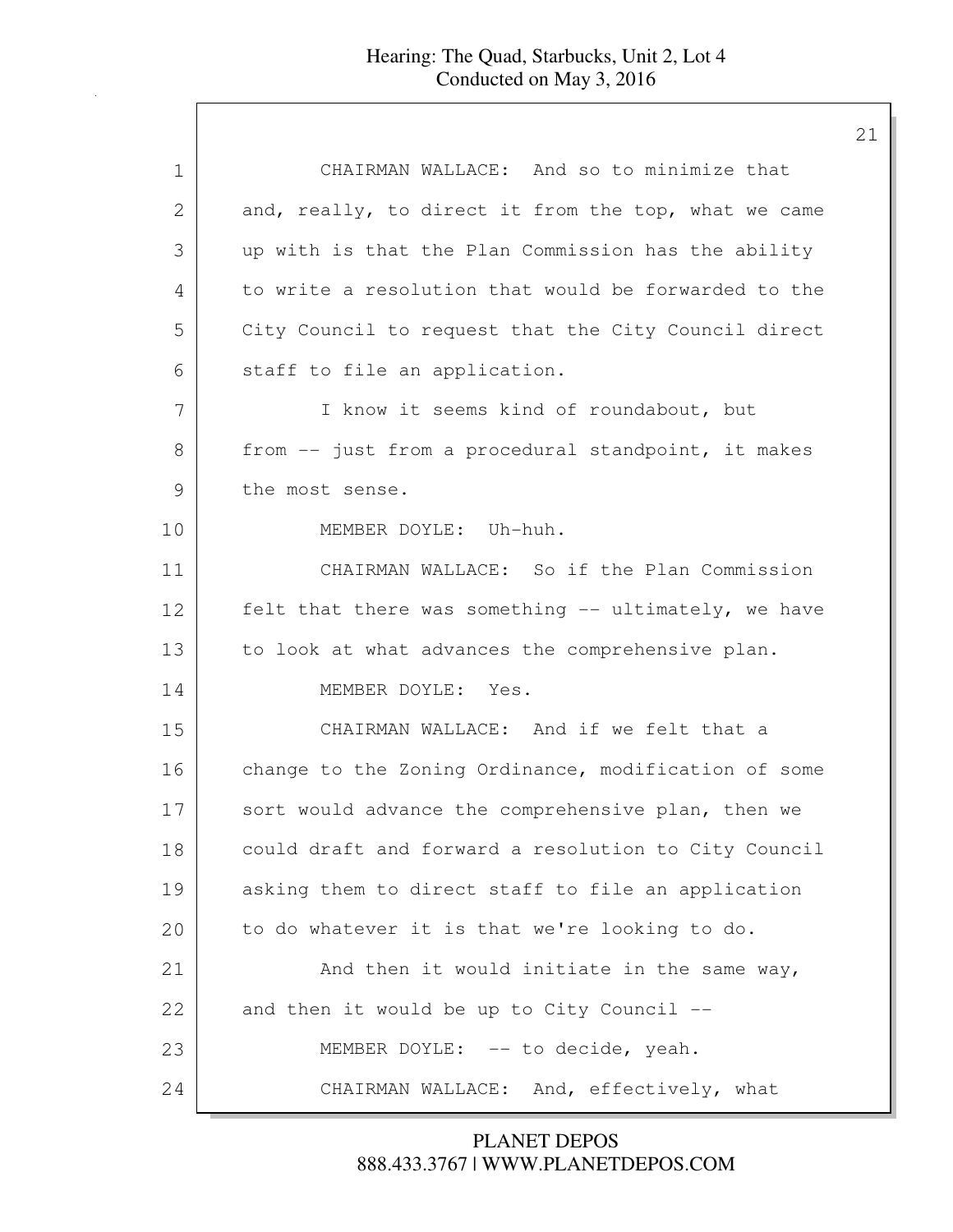1 CHAIRMAN WALLACE: And so to minimize that
2 and, really, to direct it from the top, what we came
3 up with is that the Plan Commission has the ability
4 to write a resolution that would be forwarded to the
5 City Council to request that the City Council direct
6 staff to file an application.

7 I know it seems kind of roundabout, but
8 from -- just from a procedural standpoint, it makes
9 the most sense.

10 MEMBER DOYLE: Uh-huh.

11 CHAIRMAN WALLACE: So if the Plan Commission
12 felt that there was something -- ultimately, we have
13 to look at what advances the comprehensive plan.

14 MEMBER DOYLE: Yes.

15 CHAIRMAN WALLACE: And if we felt that a
16 change to the Zoning Ordinance, modification of some
17 sort would advance the comprehensive plan, then we
18 could draft and forward a resolution to City Council
19 asking them to direct staff to file an application
20 to do whatever it is that we're looking to do.

21 And then it would initiate in the same way,
22 and then it would be up to City Council --

23 MEMBER DOYLE: -- to decide, yeah.

24 CHAIRMAN WALLACE: And, effectively, what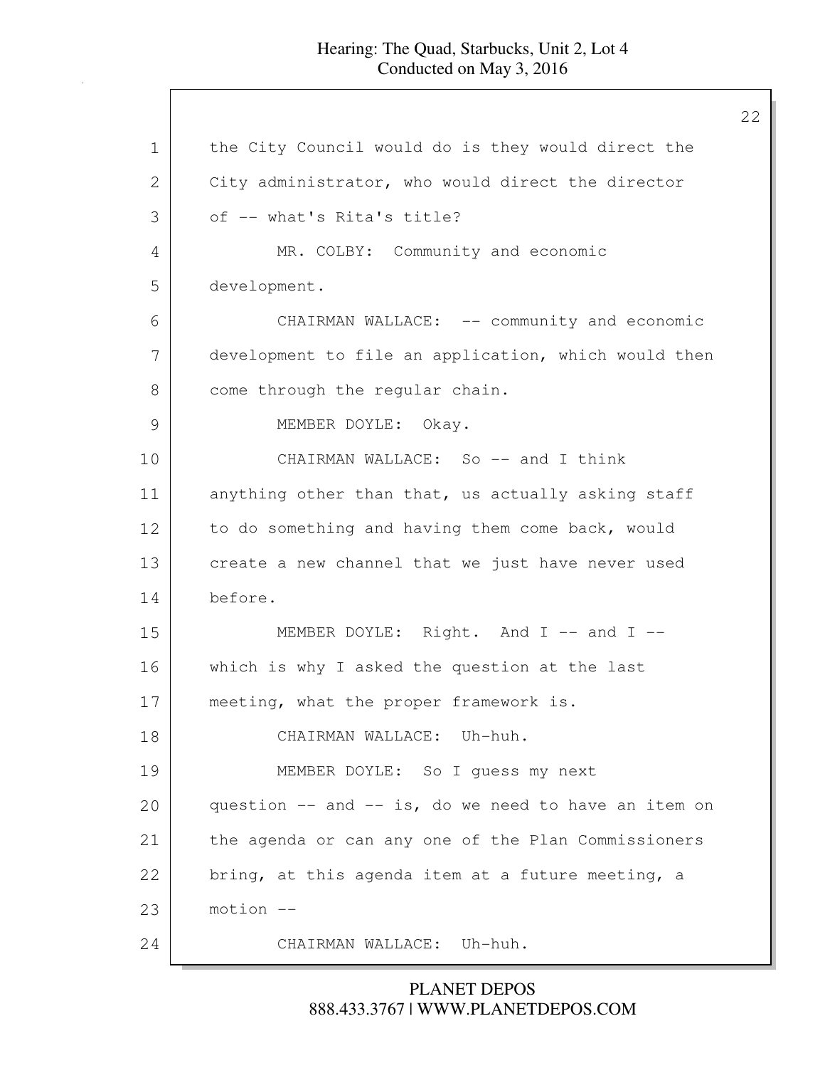the City Council would do is they would direct the City administrator, who would direct the director of -- what's Rita's title?

MR. COLBY: Community and economic development.

CHAIRMAN WALLACE: -- community and economic development to file an application, which would then come through the regular chain.

MEMBER DOYLE: Okay.

CHAIRMAN WALLACE: So -- and I think anything other than that, us actually asking staff to do something and having them come back, would create a new channel that we just have never used before.

MEMBER DOYLE: Right. And I -- and I -- which is why I asked the question at the last meeting, what the proper framework is.

CHAIRMAN WALLACE: Uh-huh.

MEMBER DOYLE: So I guess my next question -- and -- is, do we need to have an item on the agenda or can any one of the Plan Commissioners bring, at this agenda item at a future meeting, a motion --

CHAIRMAN WALLACE: Uh-huh.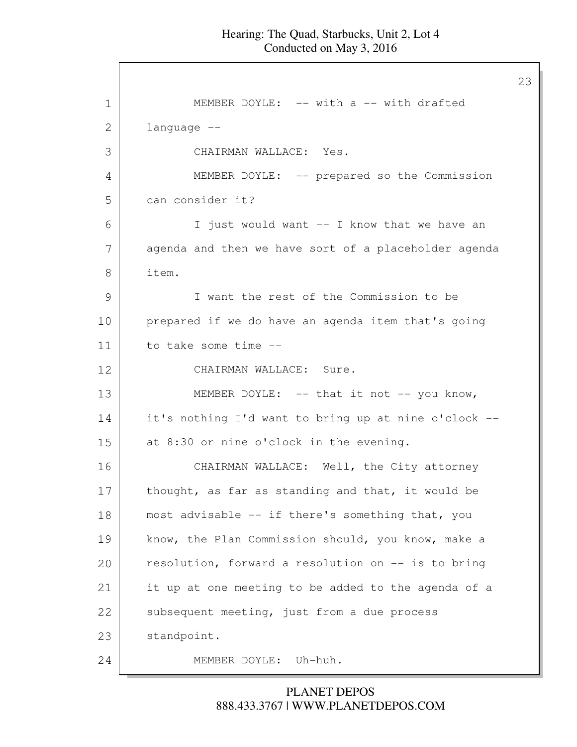MEMBER DOYLE: -- with a -- with drafted language --

CHAIRMAN WALLACE: Yes.

MEMBER DOYLE: -- prepared so the Commission can consider it?

I just would want -- I know that we have an agenda and then we have sort of a placeholder agenda item.

I want the rest of the Commission to be prepared if we do have an agenda item that's going to take some time --

CHAIRMAN WALLACE: Sure.

MEMBER DOYLE: -- that it not -- you know, it's nothing I'd want to bring up at nine o'clock -- at 8:30 or nine o'clock in the evening.

CHAIRMAN WALLACE: Well, the City attorney thought, as far as standing and that, it would be most advisable -- if there's something that, you know, the Plan Commission should, you know, make a resolution, forward a resolution on -- is to bring it up at one meeting to be added to the agenda of a subsequent meeting, just from a due process standpoint.

MEMBER DOYLE: Uh-huh.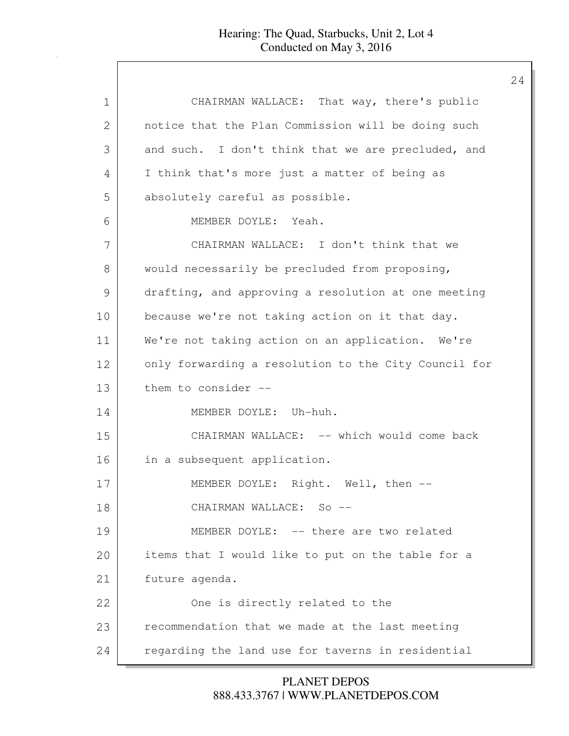CHAIRMAN WALLACE: That way, there's public notice that the Plan Commission will be doing such and such. I don't think that we are precluded, and I think that's more just a matter of being as absolutely careful as possible.

MEMBER DOYLE: Yeah.

CHAIRMAN WALLACE: I don't think that we would necessarily be precluded from proposing, drafting, and approving a resolution at one meeting because we're not taking action on it that day. We're not taking action on an application. We're only forwarding a resolution to the City Council for them to consider --

MEMBER DOYLE: Uh-huh.

CHAIRMAN WALLACE: -- which would come back in a subsequent application.

MEMBER DOYLE: Right. Well, then --

CHAIRMAN WALLACE: So --

MEMBER DOYLE: -- there are two related items that I would like to put on the table for a future agenda.

One is directly related to the recommendation that we made at the last meeting regarding the land use for taverns in residential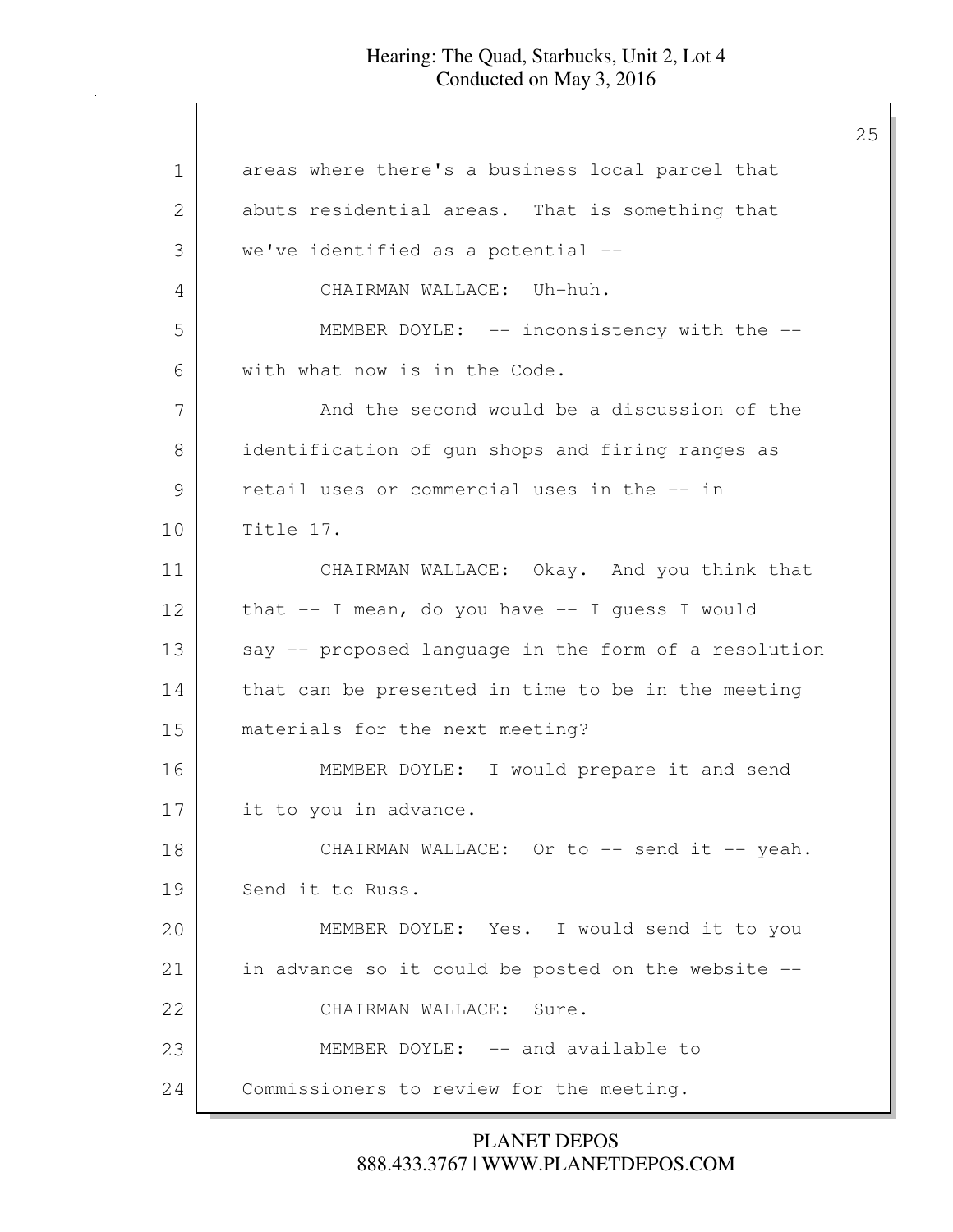areas where there's a business local parcel that abuts residential areas. That is something that we've identified as a potential --

CHAIRMAN WALLACE: Uh-huh.

MEMBER DOYLE: -- inconsistency with the -- with what now is in the Code.

And the second would be a discussion of the identification of gun shops and firing ranges as retail uses or commercial uses in the -- in Title 17.

CHAIRMAN WALLACE: Okay. And you think that that -- I mean, do you have -- I guess I would say -- proposed language in the form of a resolution that can be presented in time to be in the meeting materials for the next meeting?

MEMBER DOYLE: I would prepare it and send it to you in advance.

CHAIRMAN WALLACE: Or to -- send it -- yeah. Send it to Russ.

MEMBER DOYLE: Yes. I would send it to you in advance so it could be posted on the website --

CHAIRMAN WALLACE: Sure.

MEMBER DOYLE: -- and available to Commissioners to review for the meeting.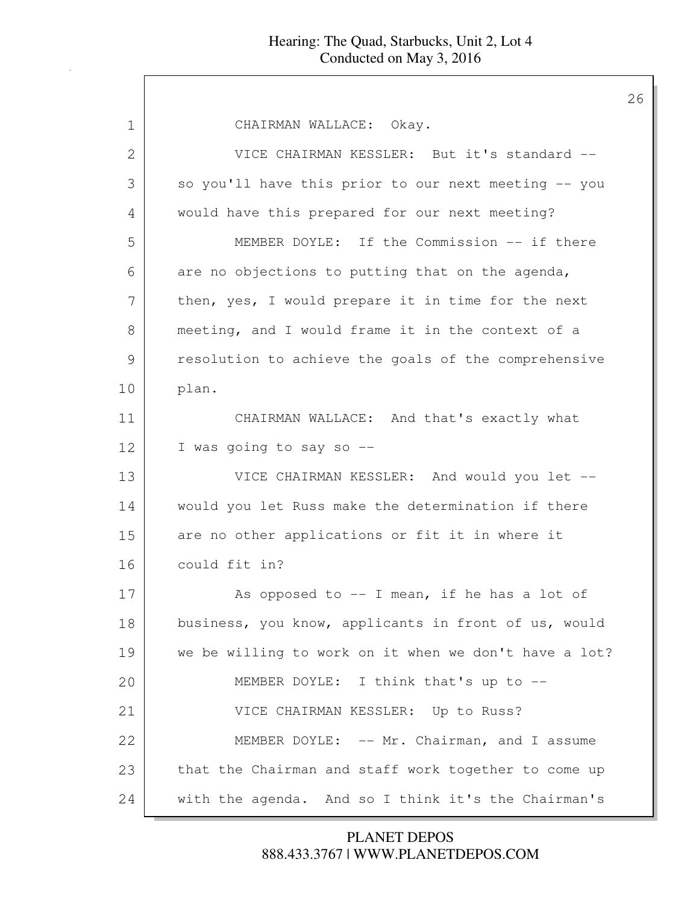CHAIRMAN WALLACE: Okay.

VICE CHAIRMAN KESSLER: But it's standard -- so you'll have this prior to our next meeting -- you would have this prepared for our next meeting?

MEMBER DOYLE: If the Commission -- if there are no objections to putting that on the agenda, then, yes, I would prepare it in time for the next meeting, and I would frame it in the context of a resolution to achieve the goals of the comprehensive plan.

CHAIRMAN WALLACE: And that's exactly what I was going to say so --

VICE CHAIRMAN KESSLER: And would you let -- would you let Russ make the determination if there are no other applications or fit it in where it could fit in?

As opposed to -- I mean, if he has a lot of business, you know, applicants in front of us, would we be willing to work on it when we don't have a lot?

MEMBER DOYLE: I think that's up to --

VICE CHAIRMAN KESSLER: Up to Russ?

MEMBER DOYLE: -- Mr. Chairman, and I assume that the Chairman and staff work together to come up with the agenda. And so I think it's the Chairman's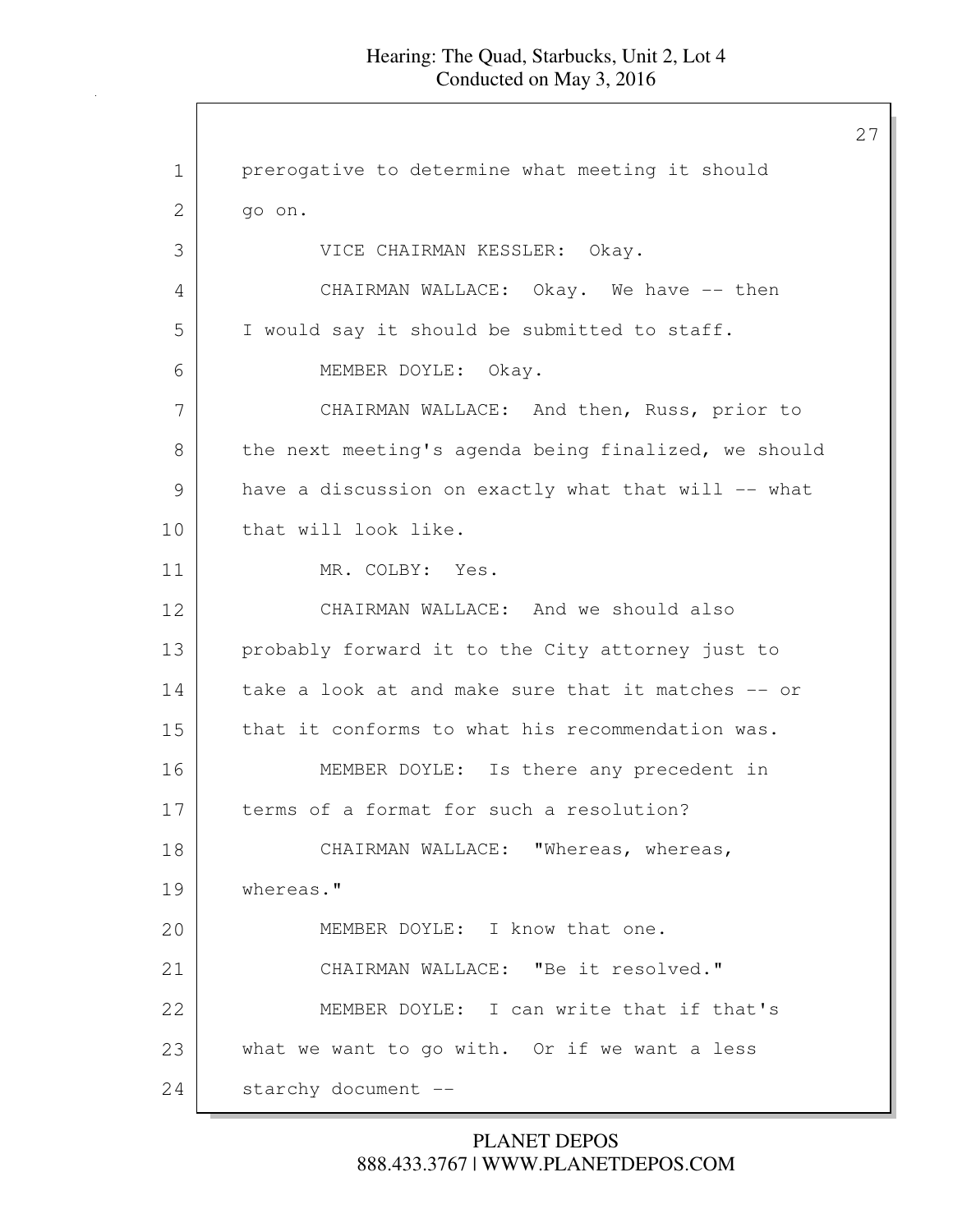prerogative to determine what meeting it should go on.

VICE CHAIRMAN KESSLER: Okay.

CHAIRMAN WALLACE: Okay. We have -- then I would say it should be submitted to staff.

MEMBER DOYLE: Okay.

CHAIRMAN WALLACE: And then, Russ, prior to the next meeting's agenda being finalized, we should have a discussion on exactly what that will -- what that will look like.

MR. COLBY: Yes.

CHAIRMAN WALLACE: And we should also probably forward it to the City attorney just to take a look at and make sure that it matches -- or that it conforms to what his recommendation was.

MEMBER DOYLE: Is there any precedent in terms of a format for such a resolution?

CHAIRMAN WALLACE: "Whereas, whereas, whereas."

MEMBER DOYLE: I know that one.

CHAIRMAN WALLACE: "Be it resolved."

MEMBER DOYLE: I can write that if that's what we want to go with. Or if we want a less starchy document --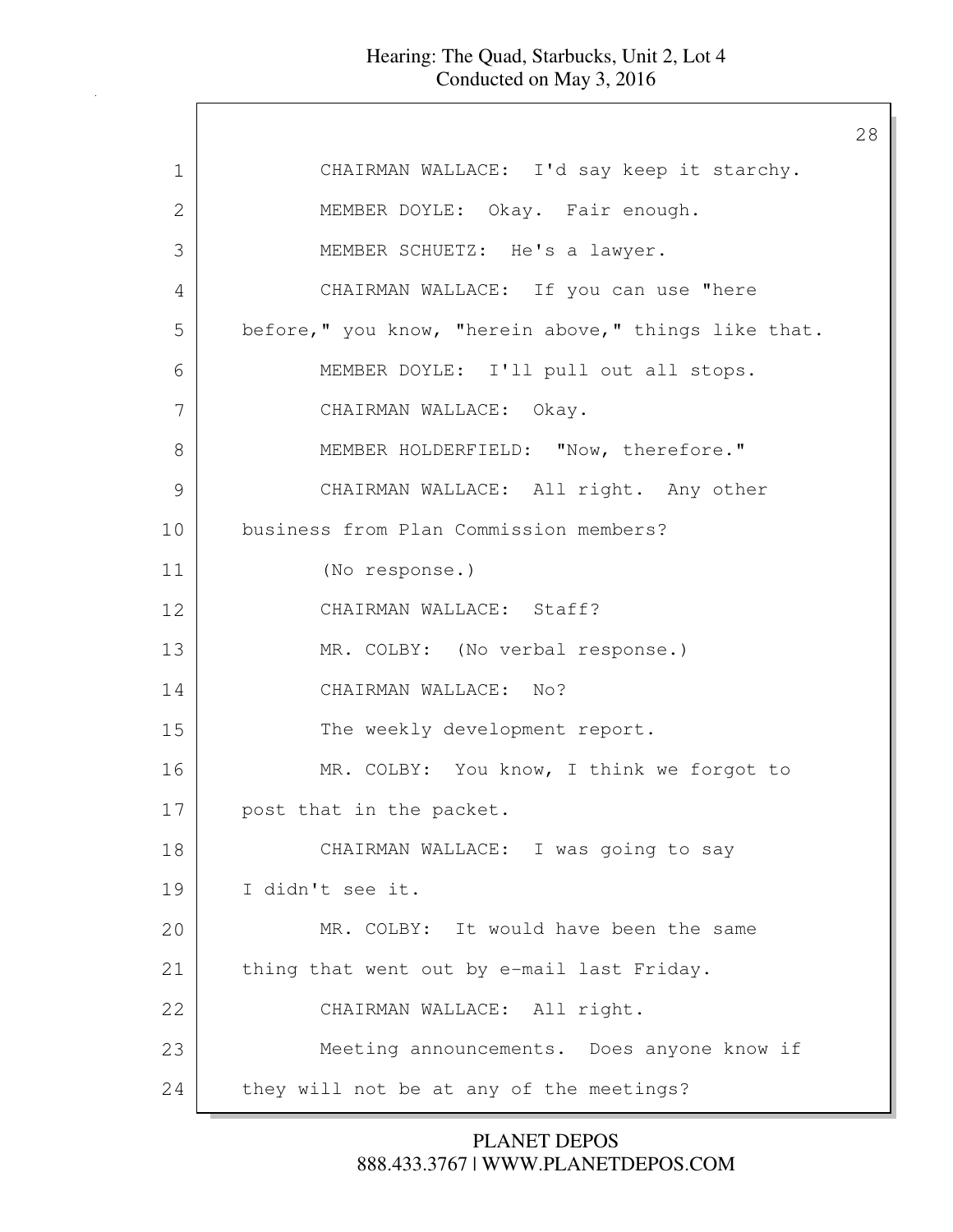CHAIRMAN WALLACE: I'd say keep it starchy.

MEMBER DOYLE: Okay. Fair enough.

MEMBER SCHUETZ: He's a lawyer.

CHAIRMAN WALLACE: If you can use "here before," you know, "herein above," things like that.

MEMBER DOYLE: I'll pull out all stops.

CHAIRMAN WALLACE: Okay.

MEMBER HOLDERFIELD: "Now, therefore."

CHAIRMAN WALLACE: All right. Any other business from Plan Commission members?

(No response.)

CHAIRMAN WALLACE: Staff?

MR. COLBY: (No verbal response.)

CHAIRMAN WALLACE: No?

The weekly development report.

MR. COLBY: You know, I think we forgot to post that in the packet.

CHAIRMAN WALLACE: I was going to say I didn't see it.

MR. COLBY: It would have been the same thing that went out by e-mail last Friday.

CHAIRMAN WALLACE: All right.

Meeting announcements. Does anyone know if they will not be at any of the meetings?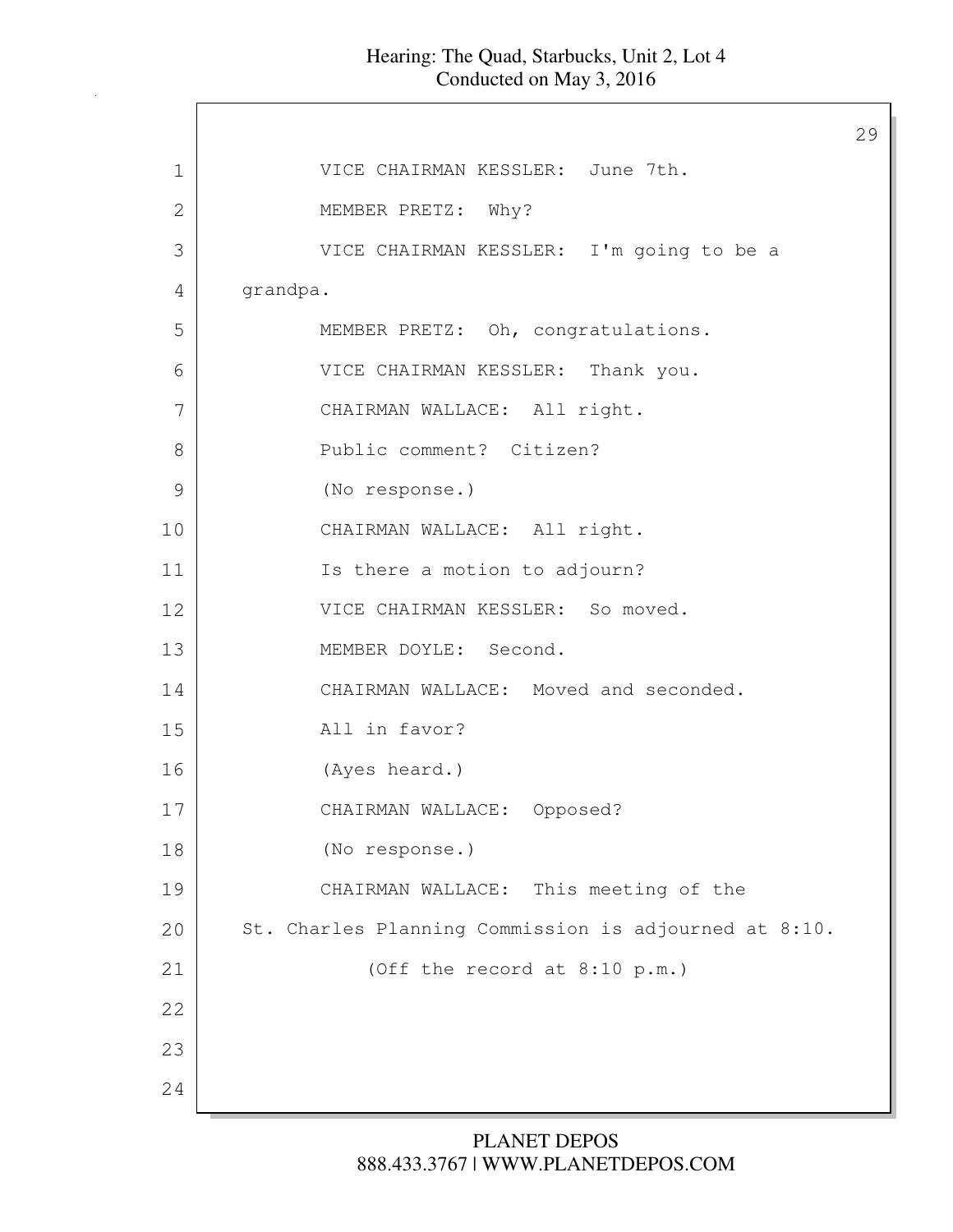VICE CHAIRMAN KESSLER: June 7th.

MEMBER PRETZ: Why?

VICE CHAIRMAN KESSLER: I'm going to be a grandpa.

MEMBER PRETZ: Oh, congratulations.

VICE CHAIRMAN KESSLER: Thank you.

CHAIRMAN WALLACE: All right.

Public comment? Citizen?

(No response.)

CHAIRMAN WALLACE: All right.

Is there a motion to adjourn?

VICE CHAIRMAN KESSLER: So moved.

MEMBER DOYLE: Second.

CHAIRMAN WALLACE: Moved and seconded.

All in favor?

(Ayes heard.)

CHAIRMAN WALLACE: Opposed?

(No response.)

CHAIRMAN WALLACE: This meeting of the St. Charles Planning Commission is adjourned at 8:10.

(Off the record at 8:10 p.m.)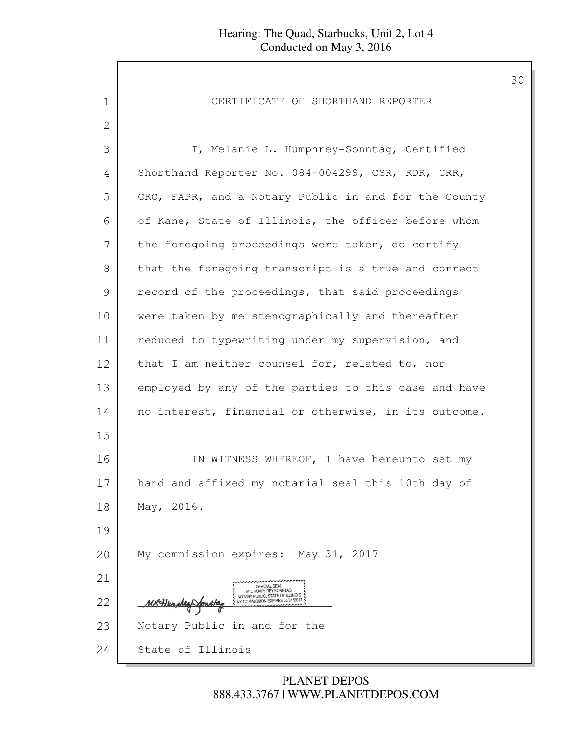# CERTIFICATE OF SHORTHAND REPORTER

I, Melanie L. Humphrey-Sonntag, Certified Shorthand Reporter No. 084-004299, CSR, RDR, CRR, CRC, FAPR, and a Notary Public in and for the County of Kane, State of Illinois, the officer before whom the foregoing proceedings were taken, do certify that the foregoing transcript is a true and correct record of the proceedings, that said proceedings were taken by me stenographically and thereafter reduced to typewriting under my supervision, and that I am neither counsel for, related to, nor employed by any of the parties to this case and have no interest, financial or otherwise, in its outcome.

IN WITNESS WHEREOF, I have hereunto set my hand and affixed my notarial seal this 10th day of May, 2016.

My commission expires: May 31, 2017

OFFICIAL SEAL
M L HUMPHREY-SONNTAG
NOTARY PUBLIC, STATE OF ILLINOIS
MY COMMISSION EXPIRES 05/31/2017

Notary Public in and for the
State of Illinois